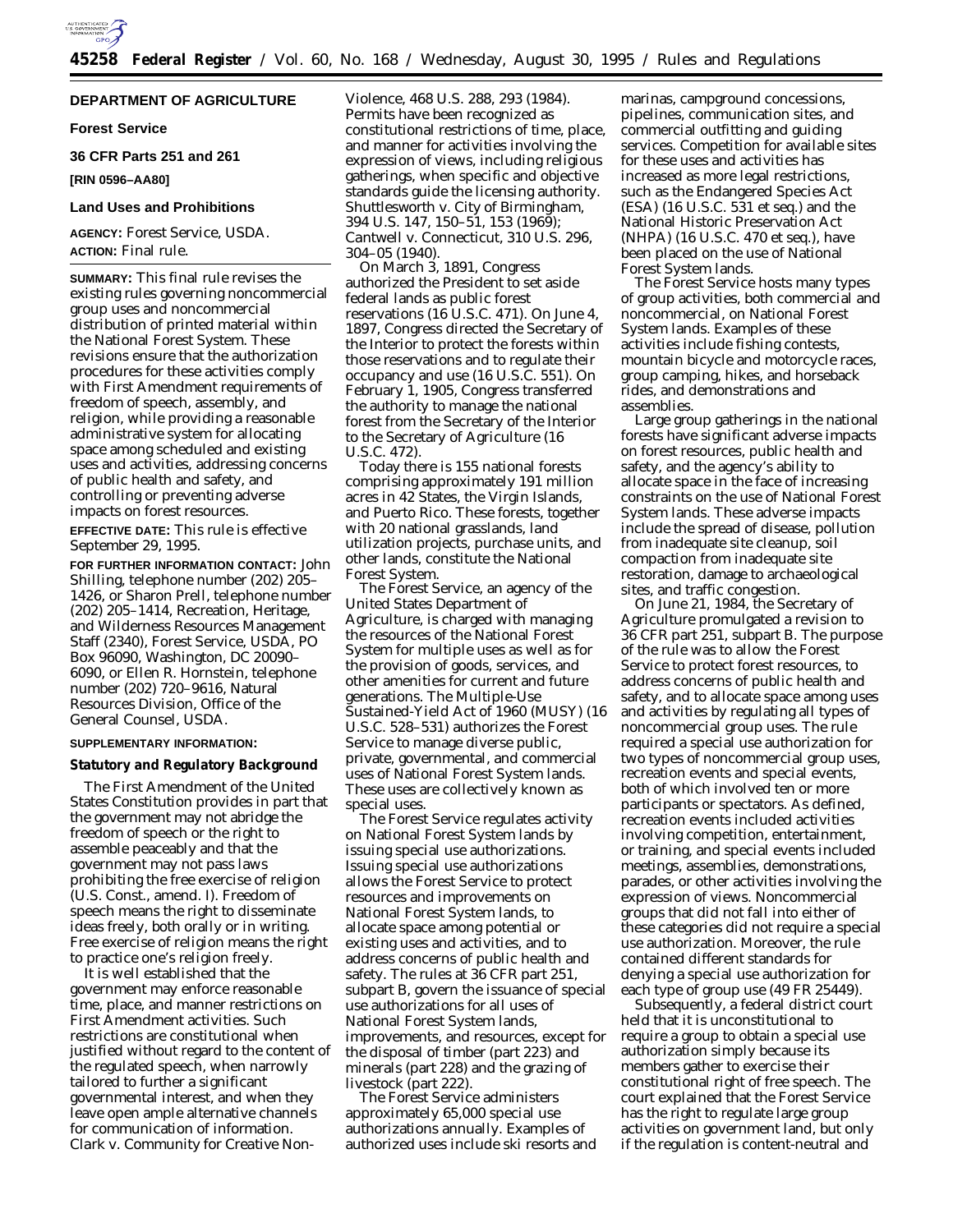**DEPARTMENT OF AGRICULTURE**

**Forest Service**

**36 CFR Parts 251 and 261**

**[RIN 0596–AA80]**

## Land Uses and Prohibitions

**AGENCY:** Forest Service, USDA.

**ACTION:** Final rule.

**SUMMARY:** This final rule revises the existing rules governing noncommercial group uses and noncommercial distribution of printed material within the National Forest System. These revisions ensure that the authorization procedures for these activities comply with First Amendment requirements of freedom of speech, assembly, and religion, while providing a reasonable administrative system for allocating space among scheduled and existing uses and activities, addressing concerns of public health and safety, and controlling or preventing adverse impacts on forest resources.

**EFFECTIVE DATE:** This rule is effective September 29, 1995.

**FOR FURTHER INFORMATION CONTACT:** John Shilling, telephone number (202) 205–1426, or Sharon Prell, telephone number (202) 205–1414, Recreation, Heritage, and Wilderness Resources Management Staff (2340), Forest Service, USDA, PO Box 96090, Washington, DC 20090–6090, or Ellen R. Hornstein, telephone number (202) 720–9616, Natural Resources Division, Office of the General Counsel, USDA.

**SUPPLEMENTARY INFORMATION:**

### Statutory and Regulatory Background

The First Amendment of the United States Constitution provides in part that the government may not abridge the freedom of speech or the right to assemble peaceably and that the government may not pass laws prohibiting the free exercise of religion (U.S. Const., amend. I). Freedom of speech means the right to disseminate ideas freely, both orally or in writing. Free exercise of religion means the right to practice one's religion freely.

It is well established that the government may enforce reasonable time, place, and manner restrictions on First Amendment activities. Such restrictions are constitutional when justified without regard to the content of the regulated speech, when narrowly tailored to further a significant governmental interest, and when they leave open ample alternative channels for communication of information. *Clark* v. *Community for Creative Non-Violence,* 468 U.S. 288, 293 (1984). Permits have been recognized as constitutional restrictions of time, place, and manner for activities involving the expression of views, including religious gatherings, when specific and objective standards guide the licensing authority. *Shuttlesworth* v. *City of Birmingham,* 394 U.S. 147, 150–51, 153 (1969); *Cantwell* v. *Connecticut,* 310 U.S. 296, 304–05 (1940).

On March 3, 1891, Congress authorized the President to set aside federal lands as public forest reservations (16 U.S.C. 471). On June 4, 1897, Congress directed the Secretary of the Interior to protect the forests within those reservations and to regulate their occupancy and use (16 U.S.C. 551). On February 1, 1905, Congress transferred the authority to manage the national forest from the Secretary of the Interior to the Secretary of Agriculture (16 U.S.C. 472).

Today there is 155 national forests comprising approximately 191 million acres in 42 States, the Virgin Islands, and Puerto Rico. These forests, together with 20 national grasslands, land utilization projects, purchase units, and other lands, constitute the National Forest System.

The Forest Service, an agency of the United States Department of Agriculture, is charged with managing the resources of the National Forest System for multiple uses as well as for the provision of goods, services, and other amenities for current and future generations. The Multiple-Use Sustained-Yield Act of 1960 (MUSY) (16 U.S.C. 528–531) authorizes the Forest Service to manage diverse public, private, governmental, and commercial uses of National Forest System lands. These uses are collectively known as special uses.

The Forest Service regulates activity on National Forest System lands by issuing special use authorizations. Issuing special use authorizations allows the Forest Service to protect resources and improvements on National Forest System lands, to allocate space among potential or existing uses and activities, and to address concerns of public health and safety. The rules at 36 CFR part 251, subpart B, govern the issuance of special use authorizations for all uses of National Forest System lands, improvements, and resources, except for the disposal of timber (part 223) and minerals (part 228) and the grazing of livestock (part 222).

The Forest Service administers approximately 65,000 special use authorizations annually. Examples of authorized uses include ski resorts and marinas, campground concessions, pipelines, communication sites, and commercial outfitting and guiding services. Competition for available sites for these uses and activities has increased as more legal restrictions, such as the Endangered Species Act (ESA) (16 U.S.C. 531 *et seq.*) and the National Historic Preservation Act (NHPA) (16 U.S.C. 470 *et seq.*), have been placed on the use of National Forest System lands.

The Forest Service hosts many types of group activities, both commercial and noncommercial, on National Forest System lands. Examples of these activities include fishing contests, mountain bicycle and motorcycle races, group camping, hikes, and horseback rides, and demonstrations and assemblies.

Large group gatherings in the national forests have significant adverse impacts on forest resources, public health and safety, and the agency's ability to allocate space in the face of increasing constraints on the use of National Forest System lands. These adverse impacts include the spread of disease, pollution from inadequate site cleanup, soil compaction from inadequate site restoration, damage to archaeological sites, and traffic congestion.

On June 21, 1984, the Secretary of Agriculture promulgated a revision to 36 CFR part 251, subpart B. The purpose of the rule was to allow the Forest Service to protect forest resources, to address concerns of public health and safety, and to allocate space among uses and activities by regulating all types of noncommercial group uses. The rule required a special use authorization for two types of noncommercial group uses, recreation events and special events, both of which involved ten or more participants or spectators. As defined, recreation events included activities involving competition, entertainment, or training, and special events included meetings, assemblies, demonstrations, parades, or other activities involving the expression of views. Noncommercial groups that did not fall into either of these categories did not require a special use authorization. Moreover, the rule contained different standards for denying a special use authorization for each type of group use (49 FR 25449).

Subsequently, a federal district court held that it is unconstitutional to require a group to obtain a special use authorization simply because its members gather to exercise their constitutional right of free speech. The court explained that the Forest Service has the right to regulate large group activities on government land, but only if the regulation is content-neutral and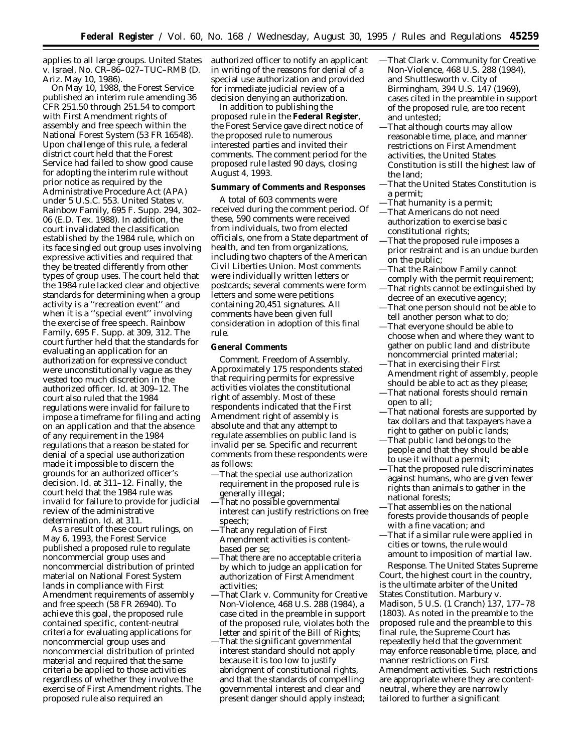applies to all large groups. United States v. Israel, No. CR–86–027–TUC–RMB (D. Ariz. May 10, 1986).

On May 10, 1988, the Forest Service published an interim rule amending 36 CFR 251.50 through 251.54 to comport with First Amendment rights of assembly and free speech within the National Forest System (53 FR 16548). Upon challenge of this rule, a federal district court held that the Forest Service had failed to show good cause for adopting the interim rule without prior notice as required by the Administrative Procedure Act (APA) under 5 U.S.C. 553. United States v. Rainbow Family, 695 F. Supp. 294, 302–06 (E.D. Tex. 1988). In addition, the court invalidated the classification established by the 1984 rule, which on its face singled out group uses involving expressive activities and required that they be treated differently from other types of group uses. The court held that the 1984 rule lacked clear and objective standards for determining when a group activity is a ''recreation event'' and when it is a ''special event'' involving the exercise of free speech. Rainbow Family, 695 F. Supp. at 309, 312. The court further held that the standards for evaluating an application for an authorization for expressive conduct were unconstitutionally vague as they vested too much discretion in the authorized officer. Id. at 309–12. The court also ruled that the 1984 regulations were invalid for failure to impose a timeframe for filing and acting on an application and that the absence of any requirement in the 1984 regulations that a reason be stated for denial of a special use authorization made it impossible to discern the grounds for an authorized officer's decision. Id. at 311–12. Finally, the court held that the 1984 rule was invalid for failure to provide for judicial review of the administrative determination. Id. at 311.

As a result of these court rulings, on May 6, 1993, the Forest Service published a proposed rule to regulate noncommercial group uses and noncommercial distribution of printed material on National Forest System lands in compliance with First Amendment requirements of assembly and free speech (58 FR 26940). To achieve this goal, the proposed rule contained specific, content-neutral criteria for evaluating applications for noncommercial group uses and noncommercial distribution of printed material and required that the same criteria be applied to those activities regardless of whether they involve the exercise of First Amendment rights. The proposed rule also required an authorized officer to notify an applicant in writing of the reasons for denial of a special use authorization and provided for immediate judicial review of a decision denying an authorization.

In addition to publishing the proposed rule in the **Federal Register**, the Forest Service gave direct notice of the proposed rule to numerous interested parties and invited their comments. The comment period for the proposed rule lasted 90 days, closing August 4, 1993.

**Summary of Comments and Responses**

A total of 603 comments were received during the comment period. Of these, 590 comments were received from individuals, two from elected officials, one from a State department of health, and ten from organizations, including two chapters of the American Civil Liberties Union. Most comments were individually written letters or postcards; several comments were form letters and some were petitions containing 20,451 signatures. All comments have been given full consideration in adoption of this final rule.

**General Comments**

*Comment.* Freedom of Assembly. Approximately 175 respondents stated that requiring permits for expressive activities violates the constitutional right of assembly. Most of these respondents indicated that the First Amendment right of assembly is absolute and that any attempt to regulate assemblies on public land is invalid per se. Specific and recurrent comments from these respondents were as follows:

—That the special use authorization requirement in the proposed rule is generally illegal;
—That no possible governmental interest can justify restrictions on free speech;
—That any regulation of First Amendment activities is content-based per se;
—That there are no acceptable criteria by which to judge an application for authorization of First Amendment activities;
—That Clark v. Community for Creative Non-Violence, 468 U.S. 288 (1984), a case cited in the preamble in support of the proposed rule, violates both the letter and spirit of the Bill of Rights;
—That the significant governmental interest standard should not apply because it is too low to justify abridgment of constitutional rights, and that the standards of compelling governmental interest and clear and present danger should apply instead;
—That Clark v. Community for Creative Non-Violence, 468 U.S. 288 (1984), and Shuttlesworth v. City of Birmingham, 394 U.S. 147 (1969), cases cited in the preamble in support of the proposed rule, are too recent and untested;
—That although courts may allow reasonable time, place, and manner restrictions on First Amendment activities, the United States Constitution is still the highest law of the land;
—That the United States Constitution is a permit;
—That humanity is a permit;
—That Americans do not need authorization to exercise basic constitutional rights;
—That the proposed rule imposes a prior restraint and is an undue burden on the public;
—That the Rainbow Family cannot comply with the permit requirement;
—That rights cannot be extinguished by decree of an executive agency;
—That one person should not be able to tell another person what to do;
—That everyone should be able to choose when and where they want to gather on public land and distribute noncommercial printed material;
—That in exercising their First Amendment right of assembly, people should be able to act as they please;
—That national forests should remain open to all;
—That national forests are supported by tax dollars and that taxpayers have a right to gather on public lands;
—That public land belongs to the people and that they should be able to use it without a permit;
—That the proposed rule discriminates against humans, who are given fewer rights than animals to gather in the national forests;
—That assemblies on the national forests provide thousands of people with a fine vacation; and
—That if a similar rule were applied in cities or towns, the rule would amount to imposition of martial law.

*Response.* The United States Supreme Court, the highest court in the country, is the ultimate arbiter of the United States Constitution. Marbury v. Madison, 5 U.S. (1 Cranch) 137, 177–78 (1803). As noted in the preamble to the proposed rule and the preamble to this final rule, the Supreme Court has repeatedly held that the government may enforce reasonable time, place, and manner restrictions on First Amendment activities. Such restrictions are appropriate where they are content-neutral, where they are narrowly tailored to further a significant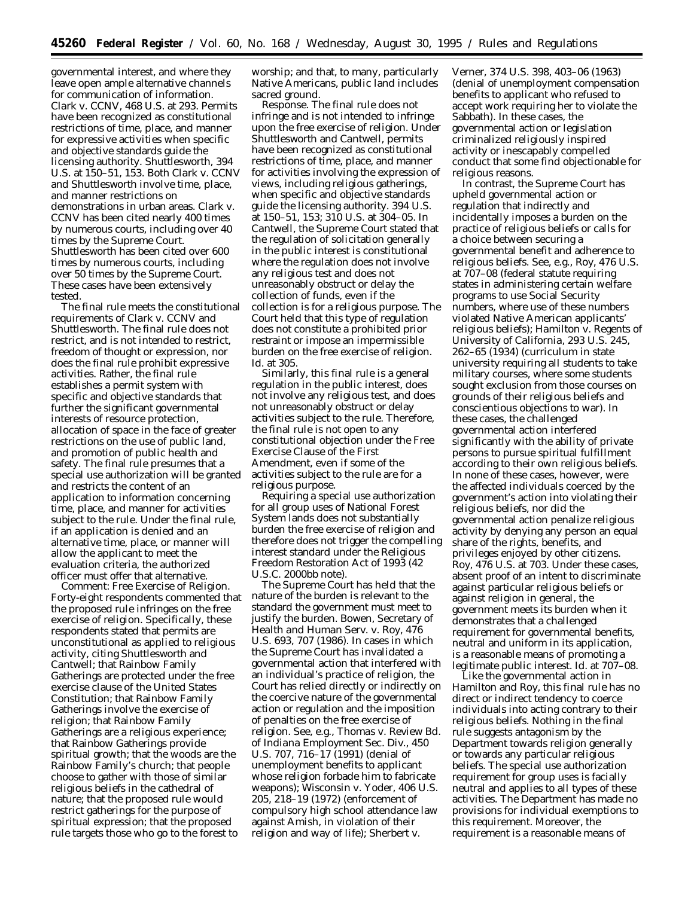governmental interest, and where they leave open ample alternative channels for communication of information. *Clark* v. *CCNV*, 468 U.S. at 293. Permits have been recognized as constitutional restrictions of time, place, and manner for expressive activities when specific and objective standards guide the licensing authority. *Shuttlesworth*, 394 U.S. at 150–51, 153. Both *Clark* v. *CCNV* and *Shuttlesworth* involve time, place, and manner restrictions on demonstrations in urban areas. *Clark* v. *CCNV* has been cited nearly 400 times by numerous courts, including over 40 times by the Supreme Court. *Shuttlesworth* has been cited over 600 times by numerous courts, including over 50 times by the Supreme Court. These cases have been extensively tested.

The final rule meets the constitutional requirements of *Clark* v. *CCNV* and *Shuttlesworth*. The final rule does not restrict, and is not intended to restrict, freedom of thought or expression, nor does the final rule prohibit expressive activities. Rather, the final rule establishes a permit system with specific and objective standards that further the significant governmental interests of resource protection, allocation of space in the face of greater restrictions on the use of public land, and promotion of public health and safety. The final rule presumes that a special use authorization will be granted and restricts the content of an application to information concerning time, place, and manner for activities subject to the rule. Under the final rule, if an application is denied and an alternative time, place, or manner will allow the applicant to meet the evaluation criteria, the authorized officer must offer that alternative.

*Comment: Free Exercise of Religion.* Forty-eight respondents commented that the proposed rule infringes on the free exercise of religion. Specifically, these respondents stated that permits are unconstitutional as applied to religious activity, citing *Shuttlesworth* and *Cantwell*; that Rainbow Family Gatherings are protected under the free exercise clause of the United States Constitution; that Rainbow Family Gatherings involve the exercise of religion; that Rainbow Family Gatherings are a religious experience; that Rainbow Gatherings provide spiritual growth; that the woods are the Rainbow Family's church; that people choose to gather with those of similar religious beliefs in the cathedral of nature; that the proposed rule would restrict gatherings for the purpose of spiritual expression; that the proposed rule targets those who go to the forest to worship; and that, to many, particularly Native Americans, public land includes sacred ground.

*Response.* The final rule does not infringe and is not intended to infringe upon the free exercise of religion. Under *Shuttlesworth* and *Cantwell*, permits have been recognized as constitutional restrictions of time, place, and manner for activities involving the expression of views, including religious gatherings, when specific and objective standards guide the licensing authority. 394 U.S. at 150–51, 153; 310 U.S. at 304–05. In *Cantwell*, the Supreme Court stated that the regulation of solicitation generally in the public interest is constitutional where the regulation does not involve any religious test and does not unreasonably obstruct or delay the collection of funds, even if the collection is for a religious purpose. The Court held that this type of regulation does not constitute a prohibited prior restraint or impose an impermissible burden on the free exercise of religion. *Id.* at 305.

Similarly, this final rule is a general regulation in the public interest, does not involve any religious test, and does not unreasonably obstruct or delay activities subject to the rule. Therefore, the final rule is not open to any constitutional objection under the Free Exercise Clause of the First Amendment, even if some of the activities subject to the rule are for a religious purpose.

Requiring a special use authorization for all group uses of National Forest System lands does not substantially burden the free exercise of religion and therefore does not trigger the compelling interest standard under the Religious Freedom Restoration Act of 1993 (42 U.S.C. 2000bb note).

The Supreme Court has held that the nature of the burden is relevant to the standard the government must meet to justify the burden. *Bowen, Secretary of Health and Human Serv.* v. *Roy*, 476 U.S. 693, 707 (1986). In cases in which the Supreme Court has invalidated a governmental action that interfered with an individual's practice of religion, the Court has relied directly or indirectly on the coercive nature of the governmental action or regulation and the imposition of penalties on the free exercise of religion. *See, e.g., Thomas* v. *Review Bd. of Indiana Employment Sec. Div.*, 450 U.S. 707, 716–17 (1991) (denial of unemployment benefits to applicant whose religion forbade him to fabricate weapons); *Wisconsin* v. *Yoder*, 406 U.S. 205, 218–19 (1972) (enforcement of compulsory high school attendance law against Amish, in violation of their religion and way of life); *Sherbert* v. *Verner*, 374 U.S. 398, 403–06 (1963) (denial of unemployment compensation benefits to applicant who refused to accept work requiring her to violate the Sabbath). In these cases, the governmental action or legislation criminalized religiously inspired activity or inescapably compelled conduct that some find objectionable for religious reasons.

In contrast, the Supreme Court has upheld governmental action or regulation that indirectly and incidentally imposes a burden on the practice of religious beliefs or calls for a choice between securing a governmental benefit and adherence to religious beliefs. *See, e.g., Roy*, 476 U.S. at 707–08 (federal statute requiring states in administering certain welfare programs to use Social Security numbers, where use of these numbers violated Native American applicants' religious beliefs); *Hamilton* v. *Regents of University of California*, 293 U.S. 245, 262–65 (1934) (curriculum in state university requiring all students to take military courses, where some students sought exclusion from those courses on grounds of their religious beliefs and conscientious objections to war). In these cases, the challenged governmental action interfered significantly with the ability of private persons to pursue spiritual fulfillment according to their own religious beliefs. In none of these cases, however, were the affected individuals coerced by the government's action into violating their religious beliefs, nor did the governmental action penalize religious activity by denying any person an equal share of the rights, benefits, and privileges enjoyed by other citizens. *Roy*, 476 U.S. at 703. Under these cases, absent proof of an intent to discriminate against particular religious beliefs or against religion in general, the government meets its burden when it demonstrates that a challenged requirement for governmental benefits, neutral and uniform in its application, is a reasonable means of promoting a legitimate public interest. *Id.* at 707–08.

Like the governmental action in *Hamilton* and *Roy*, this final rule has no direct or indirect tendency to coerce individuals into acting contrary to their religious beliefs. Nothing in the final rule suggests antagonism by the Department towards religion generally or towards any particular religious beliefs. The special use authorization requirement for group uses is facially neutral and applies to all types of these activities. The Department has made no provisions for individual exemptions to this requirement. Moreover, the requirement is a reasonable means of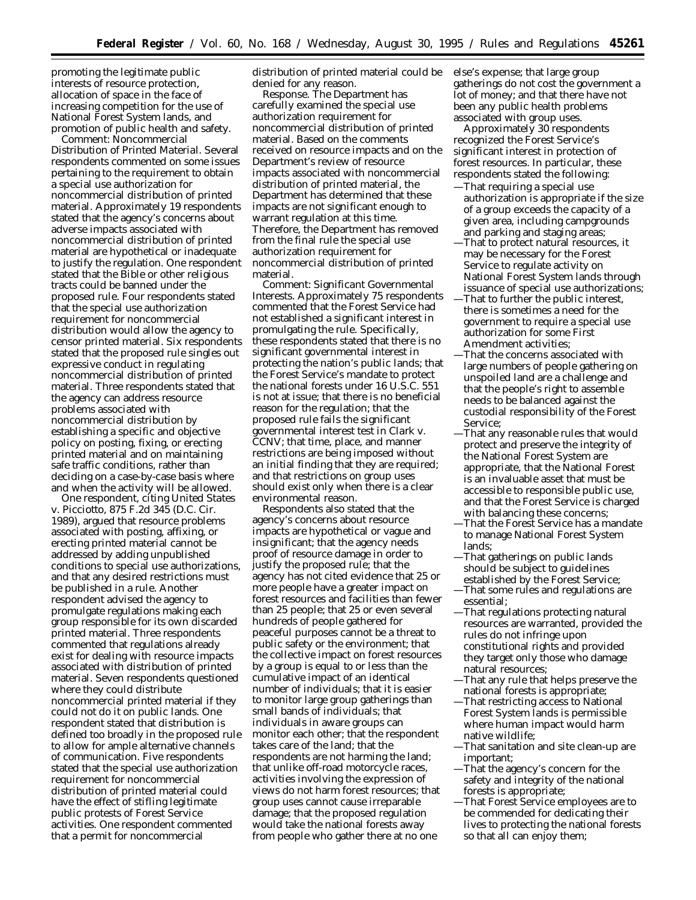promoting the legitimate public interests of resource protection, allocation of space in the face of increasing competition for the use of National Forest System lands, and promotion of public health and safety.

*Comment: Noncommercial Distribution of Printed Material.* Several respondents commented on some issues pertaining to the requirement to obtain a special use authorization for noncommercial distribution of printed material. Approximately 19 respondents stated that the agency's concerns about adverse impacts associated with noncommercial distribution of printed material are hypothetical or inadequate to justify the regulation. One respondent stated that the Bible or other religious tracts could be banned under the proposed rule. Four respondents stated that the special use authorization requirement for noncommercial distribution would allow the agency to censor printed material. Six respondents stated that the proposed rule singles out expressive conduct in regulating noncommercial distribution of printed material. Three respondents stated that the agency can address resource problems associated with noncommercial distribution by establishing a specific and objective policy on posting, fixing, or erecting printed material and on maintaining safe traffic conditions, rather than deciding on a case-by-case basis where and when the activity will be allowed.

One respondent, citing *United States* v. *Picciotto,* 875 F.2d 345 (D.C. Cir. 1989), argued that resource problems associated with posting, affixing, or erecting printed material cannot be addressed by adding unpublished conditions to special use authorizations, and that any desired restrictions must be published in a rule. Another respondent advised the agency to promulgate regulations making each group responsible for its own discarded printed material. Three respondents commented that regulations already exist for dealing with resource impacts associated with distribution of printed material. Seven respondents questioned where they could distribute noncommercial printed material if they could not do it on public lands. One respondent stated that distribution is defined too broadly in the proposed rule to allow for ample alternative channels of communication. Five respondents stated that the special use authorization requirement for noncommercial distribution of printed material could have the effect of stifling legitimate public protests of Forest Service activities. One respondent commented that a permit for noncommercial distribution of printed material could be denied for any reason.

*Response.* The Department has carefully examined the special use authorization requirement for noncommercial distribution of printed material. Based on the comments received on resource impacts and on the Department's review of resource impacts associated with noncommercial distribution of printed material, the Department has determined that these impacts are not significant enough to warrant regulation at this time. Therefore, the Department has removed from the final rule the special use authorization requirement for noncommercial distribution of printed material.

*Comment: Significant Governmental Interests.* Approximately 75 respondents commented that the Forest Service had not established a significant interest in promulgating the rule. Specifically, these respondents stated that there is no significant governmental interest in protecting the nation's public lands; that the Forest Service's mandate to protect the national forests under 16 U.S.C. 551 is not at issue; that there is no beneficial reason for the regulation; that the proposed rule fails the significant governmental interest test in *Clark* v. *CCNV*; that time, place, and manner restrictions are being imposed without an initial finding that they are required; and that restrictions on group uses should exist only when there is a clear environmental reason.

Respondents also stated that the agency's concerns about resource impacts are hypothetical or vague and insignificant; that the agency needs proof of resource damage in order to justify the proposed rule; that the agency has not cited evidence that 25 or more people have a greater impact on forest resources and facilities than fewer than 25 people; that 25 or even several hundreds of people gathered for peaceful purposes cannot be a threat to public safety or the environment; that the collective impact on forest resources by a group is equal to or less than the cumulative impact of an identical number of individuals; that it is easier to monitor large group gatherings than small bands of individuals; that individuals in aware groups can monitor each other; that the respondent takes care of the land; that the respondents are not harming the land; that unlike off-road motorcycle races, activities involving the expression of views do not harm forest resources; that group uses cannot cause irreparable damage; that the proposed regulation would take the national forests away from people who gather there at no one else's expense; that large group gatherings do not cost the government a lot of money; and that there have not been any public health problems associated with group uses.

Approximately 30 respondents recognized the Forest Service's significant interest in protection of forest resources. In particular, these respondents stated the following:

—That requiring a special use authorization is appropriate if the size of a group exceeds the capacity of a given area, including campgrounds and parking and staging areas;

—That to protect natural resources, it may be necessary for the Forest Service to regulate activity on National Forest System lands through issuance of special use authorizations;

—That to further the public interest, there is sometimes a need for the government to require a special use authorization for some First Amendment activities;

—That the concerns associated with large numbers of people gathering on unspoiled land are a challenge and that the people's right to assemble needs to be balanced against the custodial responsibility of the Forest Service;

—That any reasonable rules that would protect and preserve the integrity of the National Forest System are appropriate, that the National Forest is an invaluable asset that must be accessible to responsible public use, and that the Forest Service is charged with balancing these concerns;

—That the Forest Service has a mandate to manage National Forest System lands;

—That gatherings on public lands should be subject to guidelines established by the Forest Service;

—That some rules and regulations are essential;

—That regulations protecting natural resources are warranted, provided the rules do not infringe upon constitutional rights and provided they target only those who damage natural resources;

—That any rule that helps preserve the national forests is appropriate;

—That restricting access to National Forest System lands is permissible where human impact would harm native wildlife;

—That sanitation and site clean-up are important;

—That the agency's concern for the safety and integrity of the national forests is appropriate;

—That Forest Service employees are to be commended for dedicating their lives to protecting the national forests so that all can enjoy them;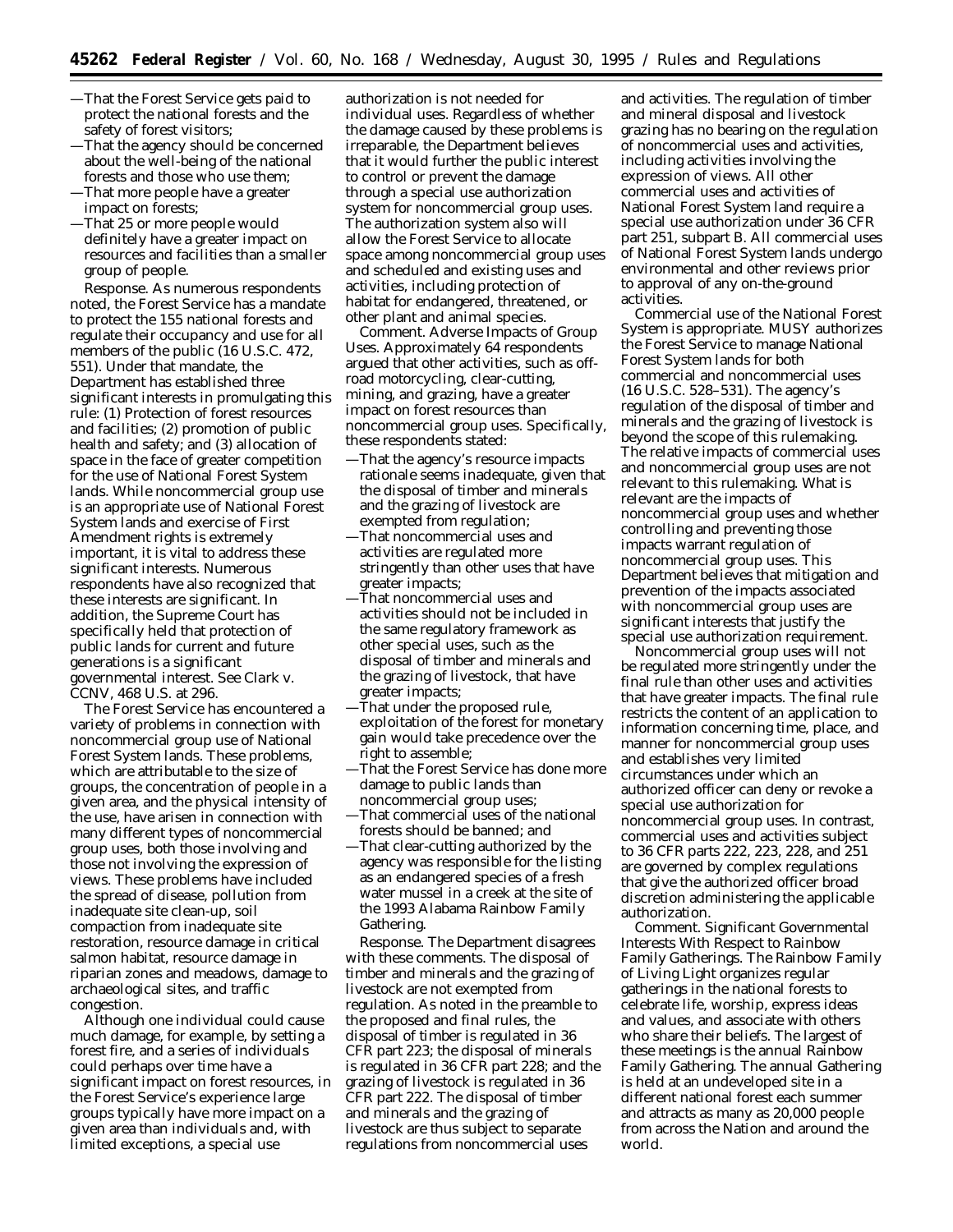—That the Forest Service gets paid to protect the national forests and the safety of forest visitors;

—That the agency should be concerned about the well-being of the national forests and those who use them;

—That more people have a greater impact on forests;

—That 25 or more people would definitely have a greater impact on resources and facilities than a smaller group of people.

*Response.* As numerous respondents noted, the Forest Service has a mandate to protect the 155 national forests and regulate their occupancy and use for all members of the public (16 U.S.C. 472, 551). Under that mandate, the Department has established three significant interests in promulgating this rule: (1) Protection of forest resources and facilities; (2) promotion of public health and safety; and (3) allocation of space in the face of greater competition for the use of National Forest System lands. While noncommercial group use is an appropriate use of National Forest System lands and exercise of First Amendment rights is extremely important, it is vital to address these significant interests. Numerous respondents have also recognized that these interests are significant. In addition, the Supreme Court has specifically held that protection of public lands for current and future generations is a significant governmental interest. *See Clark* v. *CCNV,* 468 U.S. at 296.

The Forest Service has encountered a variety of problems in connection with noncommercial group use of National Forest System lands. These problems, which are attributable to the size of groups, the concentration of people in a given area, and the physical intensity of the use, have arisen in connection with many different types of noncommercial group uses, both those involving and those not involving the expression of views. These problems have included the spread of disease, pollution from inadequate site clean-up, soil compaction from inadequate site restoration, resource damage in critical salmon habitat, resource damage in riparian zones and meadows, damage to archaeological sites, and traffic congestion.

Although one individual could cause much damage, for example, by setting a forest fire, and a series of individuals could perhaps over time have a significant impact on forest resources, in the Forest Service's experience large groups typically have more impact on a given area than individuals and, with limited exceptions, a special use authorization is not needed for individual uses. Regardless of whether the damage caused by these problems is irreparable, the Department believes that it would further the public interest to control or prevent the damage through a special use authorization system for noncommercial group uses. The authorization system also will allow the Forest Service to allocate space among noncommercial group uses and scheduled and existing uses and activities, including protection of habitat for endangered, threatened, or other plant and animal species.

*Comment. Adverse Impacts of Group Uses.* Approximately 64 respondents argued that other activities, such as off-road motorcycling, clear-cutting, mining, and grazing, have a greater impact on forest resources than noncommercial group uses. Specifically, these respondents stated:

—That the agency's resource impacts rationale seems inadequate, given that the disposal of timber and minerals and the grazing of livestock are exempted from regulation;

—That noncommercial uses and activities are regulated more stringently than other uses that have greater impacts;

—That noncommercial uses and activities should not be included in the same regulatory framework as other special uses, such as the disposal of timber and minerals and the grazing of livestock, that have greater impacts;

—That under the proposed rule, exploitation of the forest for monetary gain would take precedence over the right to assemble;

—That the Forest Service has done more damage to public lands than noncommercial group uses;

—That commercial uses of the national forests should be banned; and

—That clear-cutting authorized by the agency was responsible for the listing as an endangered species of a fresh water mussel in a creek at the site of the 1993 Alabama Rainbow Family Gathering.

*Response.* The Department disagrees with these comments. The disposal of timber and minerals and the grazing of livestock are not exempted from regulation. As noted in the preamble to the proposed and final rules, the disposal of timber is regulated in 36 CFR part 223; the disposal of minerals is regulated in 36 CFR part 228; and the grazing of livestock is regulated in 36 CFR part 222. The disposal of timber and minerals and the grazing of livestock are thus subject to separate regulations from noncommercial uses and activities. The regulation of timber and mineral disposal and livestock grazing has no bearing on the regulation of noncommercial uses and activities, including activities involving the expression of views. All other commercial uses and activities of National Forest System land require a special use authorization under 36 CFR part 251, subpart B. All commercial uses of National Forest System lands undergo environmental and other reviews prior to approval of any on-the-ground activities.

Commercial use of the National Forest System is appropriate. MUSY authorizes the Forest Service to manage National Forest System lands for both commercial and noncommercial uses (16 U.S.C. 528–531). The agency's regulation of the disposal of timber and minerals and the grazing of livestock is beyond the scope of this rulemaking. The relative impacts of commercial uses and noncommercial group uses are not relevant to this rulemaking. What is relevant are the impacts of noncommercial group uses and whether controlling and preventing those impacts warrant regulation of noncommercial group uses. This Department believes that mitigation and prevention of the impacts associated with noncommercial group uses are significant interests that justify the special use authorization requirement.

Noncommercial group uses will not be regulated more stringently under the final rule than other uses and activities that have greater impacts. The final rule restricts the content of an application to information concerning time, place, and manner for noncommercial group uses and establishes very limited circumstances under which an authorized officer can deny or revoke a special use authorization for noncommercial group uses. In contrast, commercial uses and activities subject to 36 CFR parts 222, 223, 228, and 251 are governed by complex regulations that give the authorized officer broad discretion administering the applicable authorization.

*Comment. Significant Governmental Interests With Respect to Rainbow Family Gatherings.* The Rainbow Family of Living Light organizes regular gatherings in the national forests to celebrate life, worship, express ideas and values, and associate with others who share their beliefs. The largest of these meetings is the annual Rainbow Family Gathering. The annual Gathering is held at an undeveloped site in a different national forest each summer and attracts as many as 20,000 people from across the Nation and around the world.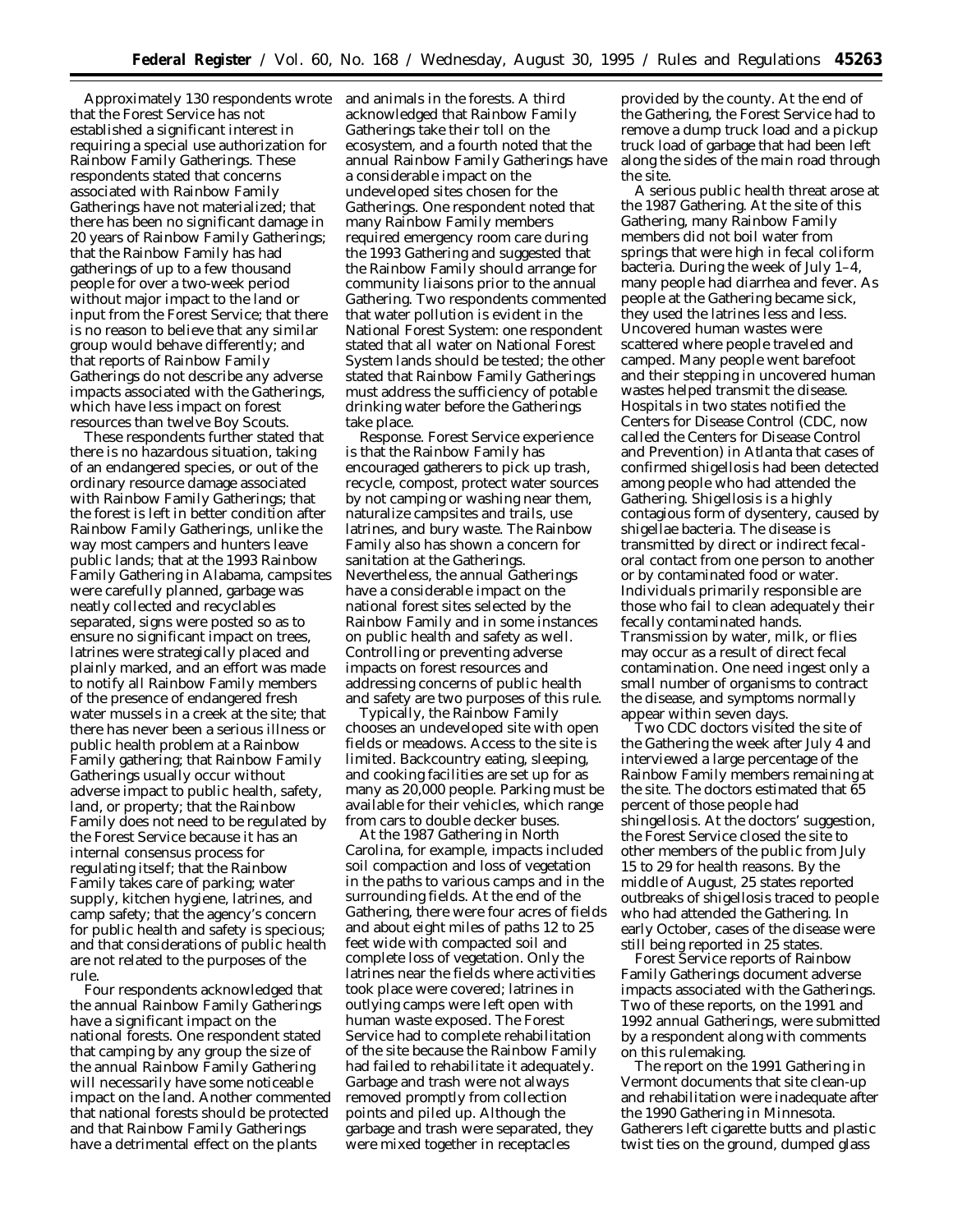Approximately 130 respondents wrote that the Forest Service has not established a significant interest in requiring a special use authorization for Rainbow Family Gatherings. These respondents stated that concerns associated with Rainbow Family Gatherings have not materialized; that there has been no significant damage in 20 years of Rainbow Family Gatherings; that the Rainbow Family has had gatherings of up to a few thousand people for over a two-week period without major impact to the land or input from the Forest Service; that there is no reason to believe that any similar group would behave differently; and that reports of Rainbow Family Gatherings do not describe any adverse impacts associated with the Gatherings, which have less impact on forest resources than twelve Boy Scouts.

These respondents further stated that there is no hazardous situation, taking of an endangered species, or out of the ordinary resource damage associated with Rainbow Family Gatherings; that the forest is left in better condition after Rainbow Family Gatherings, unlike the way most campers and hunters leave public lands; that at the 1993 Rainbow Family Gathering in Alabama, campsites were carefully planned, garbage was neatly collected and recyclables separated, signs were posted so as to ensure no significant impact on trees, latrines were strategically placed and plainly marked, and an effort was made to notify all Rainbow Family members of the presence of endangered fresh water mussels in a creek at the site; that there has never been a serious illness or public health problem at a Rainbow Family gathering; that Rainbow Family Gatherings usually occur without adverse impact to public health, safety, land, or property; that the Rainbow Family does not need to be regulated by the Forest Service because it has an internal consensus process for regulating itself; that the Rainbow Family takes care of parking; water supply, kitchen hygiene, latrines, and camp safety; that the agency's concern for public health and safety is specious; and that considerations of public health are not related to the purposes of the rule.

Four respondents acknowledged that the annual Rainbow Family Gatherings have a significant impact on the national forests. One respondent stated that camping by any group the size of the annual Rainbow Family Gathering will necessarily have some noticeable impact on the land. Another commented that national forests should be protected and that Rainbow Family Gatherings have a detrimental effect on the plants and animals in the forests. A third acknowledged that Rainbow Family Gatherings take their toll on the ecosystem, and a fourth noted that the annual Rainbow Family Gatherings have a considerable impact on the undeveloped sites chosen for the Gatherings. One respondent noted that many Rainbow Family members required emergency room care during the 1993 Gathering and suggested that the Rainbow Family should arrange for community liaisons prior to the annual Gathering. Two respondents commented that water pollution is evident in the National Forest System: one respondent stated that all water on National Forest System lands should be tested; the other stated that Rainbow Family Gatherings must address the sufficiency of potable drinking water before the Gatherings take place.

*Response.* Forest Service experience is that the Rainbow Family has encouraged gatherers to pick up trash, recycle, compost, protect water sources by not camping or washing near them, naturalize campsites and trails, use latrines, and bury waste. The Rainbow Family also has shown a concern for sanitation at the Gatherings. Nevertheless, the annual Gatherings have a considerable impact on the national forest sites selected by the Rainbow Family and in some instances on public health and safety as well. Controlling or preventing adverse impacts on forest resources and addressing concerns of public health and safety are two purposes of this rule.

Typically, the Rainbow Family chooses an undeveloped site with open fields or meadows. Access to the site is limited. Backcountry eating, sleeping, and cooking facilities are set up for as many as 20,000 people. Parking must be available for their vehicles, which range from cars to double decker buses.

At the 1987 Gathering in North Carolina, for example, impacts included soil compaction and loss of vegetation in the paths to various camps and in the surrounding fields. At the end of the Gathering, there were four acres of fields and about eight miles of paths 12 to 25 feet wide with compacted soil and complete loss of vegetation. Only the latrines near the fields where activities took place were covered; latrines in outlying camps were left open with human waste exposed. The Forest Service had to complete rehabilitation of the site because the Rainbow Family had failed to rehabilitate it adequately. Garbage and trash were not always removed promptly from collection points and piled up. Although the garbage and trash were separated, they were mixed together in receptacles provided by the county. At the end of the Gathering, the Forest Service had to remove a dump truck load and a pickup truck load of garbage that had been left along the sides of the main road through the site.

A serious public health threat arose at the 1987 Gathering. At the site of this Gathering, many Rainbow Family members did not boil water from springs that were high in fecal coliform bacteria. During the week of July 1–4, many people had diarrhea and fever. As people at the Gathering became sick, they used the latrines less and less. Uncovered human wastes were scattered where people traveled and camped. Many people went barefoot and their stepping in uncovered human wastes helped transmit the disease. Hospitals in two states notified the Centers for Disease Control (CDC, now called the Centers for Disease Control and Prevention) in Atlanta that cases of confirmed shigellosis had been detected among people who had attended the Gathering. Shigellosis is a highly contagious form of dysentery, caused by shigellae bacteria. The disease is transmitted by direct or indirect fecal-oral contact from one person to another or by contaminated food or water. Individuals primarily responsible are those who fail to clean adequately their fecally contaminated hands. Transmission by water, milk, or flies may occur as a result of direct fecal contamination. One need ingest only a small number of organisms to contract the disease, and symptoms normally appear within seven days.

Two CDC doctors visited the site of the Gathering the week after July 4 and interviewed a large percentage of the Rainbow Family members remaining at the site. The doctors estimated that 65 percent of those people had shingellosis. At the doctors' suggestion, the Forest Service closed the site to other members of the public from July 15 to 29 for health reasons. By the middle of August, 25 states reported outbreaks of shigellosis traced to people who had attended the Gathering. In early October, cases of the disease were still being reported in 25 states.

Forest Service reports of Rainbow Family Gatherings document adverse impacts associated with the Gatherings. Two of these reports, on the 1991 and 1992 annual Gatherings, were submitted by a respondent along with comments on this rulemaking.

The report on the 1991 Gathering in Vermont documents that site clean-up and rehabilitation were inadequate after the 1990 Gathering in Minnesota. Gatherers left cigarette butts and plastic twist ties on the ground, dumped glass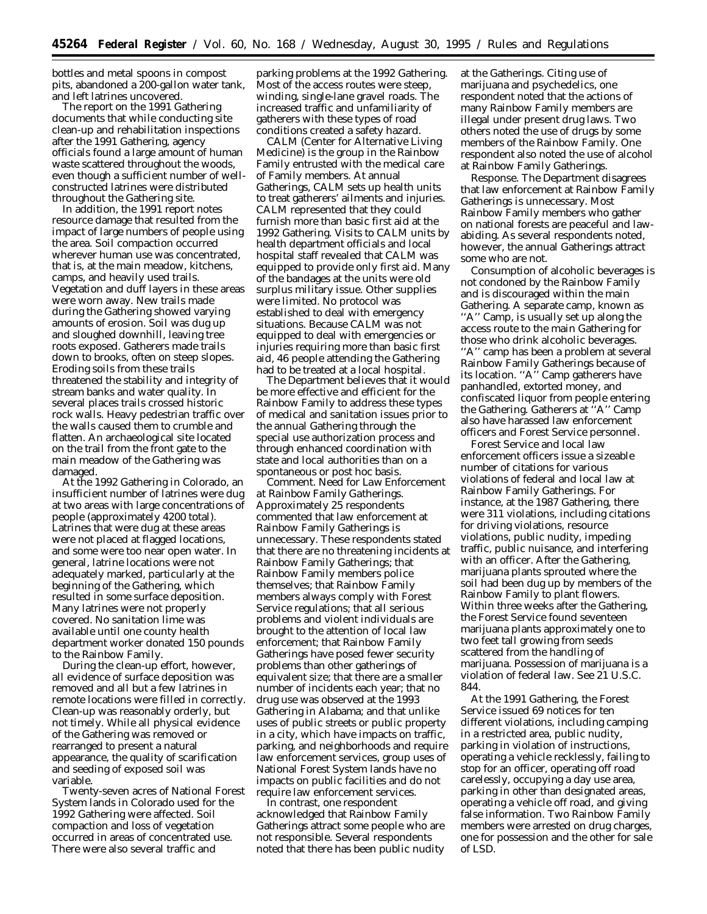bottles and metal spoons in compost pits, abandoned a 200-gallon water tank, and left latrines uncovered.

The report on the 1991 Gathering documents that while conducting site clean-up and rehabilitation inspections after the 1991 Gathering, agency officials found a large amount of human waste scattered throughout the woods, even though a sufficient number of well-constructed latrines were distributed throughout the Gathering site.

In addition, the 1991 report notes resource damage that resulted from the impact of large numbers of people using the area. Soil compaction occurred wherever human use was concentrated, that is, at the main meadow, kitchens, camps, and heavily used trails. Vegetation and duff layers in these areas were worn away. New trails made during the Gathering showed varying amounts of erosion. Soil was dug up and sloughed downhill, leaving tree roots exposed. Gatherers made trails down to brooks, often on steep slopes. Eroding soils from these trails threatened the stability and integrity of stream banks and water quality. In several places trails crossed historic rock walls. Heavy pedestrian traffic over the walls caused them to crumble and flatten. An archaeological site located on the trail from the front gate to the main meadow of the Gathering was damaged.

At the 1992 Gathering in Colorado, an insufficient number of latrines were dug at two areas with large concentrations of people (approximately 4200 total). Latrines that were dug at these areas were not placed at flagged locations, and some were too near open water. In general, latrine locations were not adequately marked, particularly at the beginning of the Gathering, which resulted in some surface deposition. Many latrines were not properly covered. No sanitation lime was available until one county health department worker donated 150 pounds to the Rainbow Family.

During the clean-up effort, however, all evidence of surface deposition was removed and all but a few latrines in remote locations were filled in correctly. Clean-up was reasonably orderly, but not timely. While all physical evidence of the Gathering was removed or rearranged to present a natural appearance, the quality of scarification and seeding of exposed soil was variable.

Twenty-seven acres of National Forest System lands in Colorado used for the 1992 Gathering were affected. Soil compaction and loss of vegetation occurred in areas of concentrated use. There were also several traffic and parking problems at the 1992 Gathering. Most of the access routes were steep, winding, single-lane gravel roads. The increased traffic and unfamiliarity of gatherers with these types of road conditions created a safety hazard.

CALM (Center for Alternative Living Medicine) is the group in the Rainbow Family entrusted with the medical care of Family members. At annual Gatherings, CALM sets up health units to treat gatherers' ailments and injuries. CALM represented that they could furnish more than basic first aid at the 1992 Gathering. Visits to CALM units by health department officials and local hospital staff revealed that CALM was equipped to provide only first aid. Many of the bandages at the units were old surplus military issue. Other supplies were limited. No protocol was established to deal with emergency situations. Because CALM was not equipped to deal with emergencies or injuries requiring more than basic first aid, 46 people attending the Gathering had to be treated at a local hospital.

The Department believes that it would be more effective and efficient for the Rainbow Family to address these types of medical and sanitation issues prior to the annual Gathering through the special use authorization process and through enhanced coordination with state and local authorities than on a spontaneous or post hoc basis.

*Comment. Need for Law Enforcement at Rainbow Family Gatherings.* Approximately 25 respondents commented that law enforcement at Rainbow Family Gatherings is unnecessary. These respondents stated that there are no threatening incidents at Rainbow Family Gatherings; that Rainbow Family members police themselves; that Rainbow Family members always comply with Forest Service regulations; that all serious problems and violent individuals are brought to the attention of local law enforcement; that Rainbow Family Gatherings have posed fewer security problems than other gatherings of equivalent size; that there are a smaller number of incidents each year; that no drug use was observed at the 1993 Gathering in Alabama; and that unlike uses of public streets or public property in a city, which have impacts on traffic, parking, and neighborhoods and require law enforcement services, group uses of National Forest System lands have no impacts on public facilities and do not require law enforcement services.

In contrast, one respondent acknowledged that Rainbow Family Gatherings attract some people who are not responsible. Several respondents noted that there has been public nudity at the Gatherings. Citing use of marijuana and psychedelics, one respondent noted that the actions of many Rainbow Family members are illegal under present drug laws. Two others noted the use of drugs by some members of the Rainbow Family. One respondent also noted the use of alcohol at Rainbow Family Gatherings.

*Response.* The Department disagrees that law enforcement at Rainbow Family Gatherings is unnecessary. Most Rainbow Family members who gather on national forests are peaceful and law-abiding. As several respondents noted, however, the annual Gatherings attract some who are not.

Consumption of alcoholic beverages is not condoned by the Rainbow Family and is discouraged within the main Gathering. A separate camp, known as "A" Camp, is usually set up along the access route to the main Gathering for those who drink alcoholic beverages. "A" camp has been a problem at several Rainbow Family Gatherings because of its location. "A" Camp gatherers have panhandled, extorted money, and confiscated liquor from people entering the Gathering. Gatherers at "A" Camp also have harassed law enforcement officers and Forest Service personnel.

Forest Service and local law enforcement officers issue a sizeable number of citations for various violations of federal and local law at Rainbow Family Gatherings. For instance, at the 1987 Gathering, there were 311 violations, including citations for driving violations, resource violations, public nudity, impeding traffic, public nuisance, and interfering with an officer. After the Gathering, marijuana plants sprouted where the soil had been dug up by members of the Rainbow Family to plant flowers. Within three weeks after the Gathering, the Forest Service found seventeen marijuana plants approximately one to two feet tall growing from seeds scattered from the handling of marijuana. Possession of marijuana is a violation of federal law. See 21 U.S.C. 844.

At the 1991 Gathering, the Forest Service issued 69 notices for ten different violations, including camping in a restricted area, public nudity, parking in violation of instructions, operating a vehicle recklessly, failing to stop for an officer, operating off road carelessly, occupying a day use area, parking in other than designated areas, operating a vehicle off road, and giving false information. Two Rainbow Family members were arrested on drug charges, one for possession and the other for sale of LSD.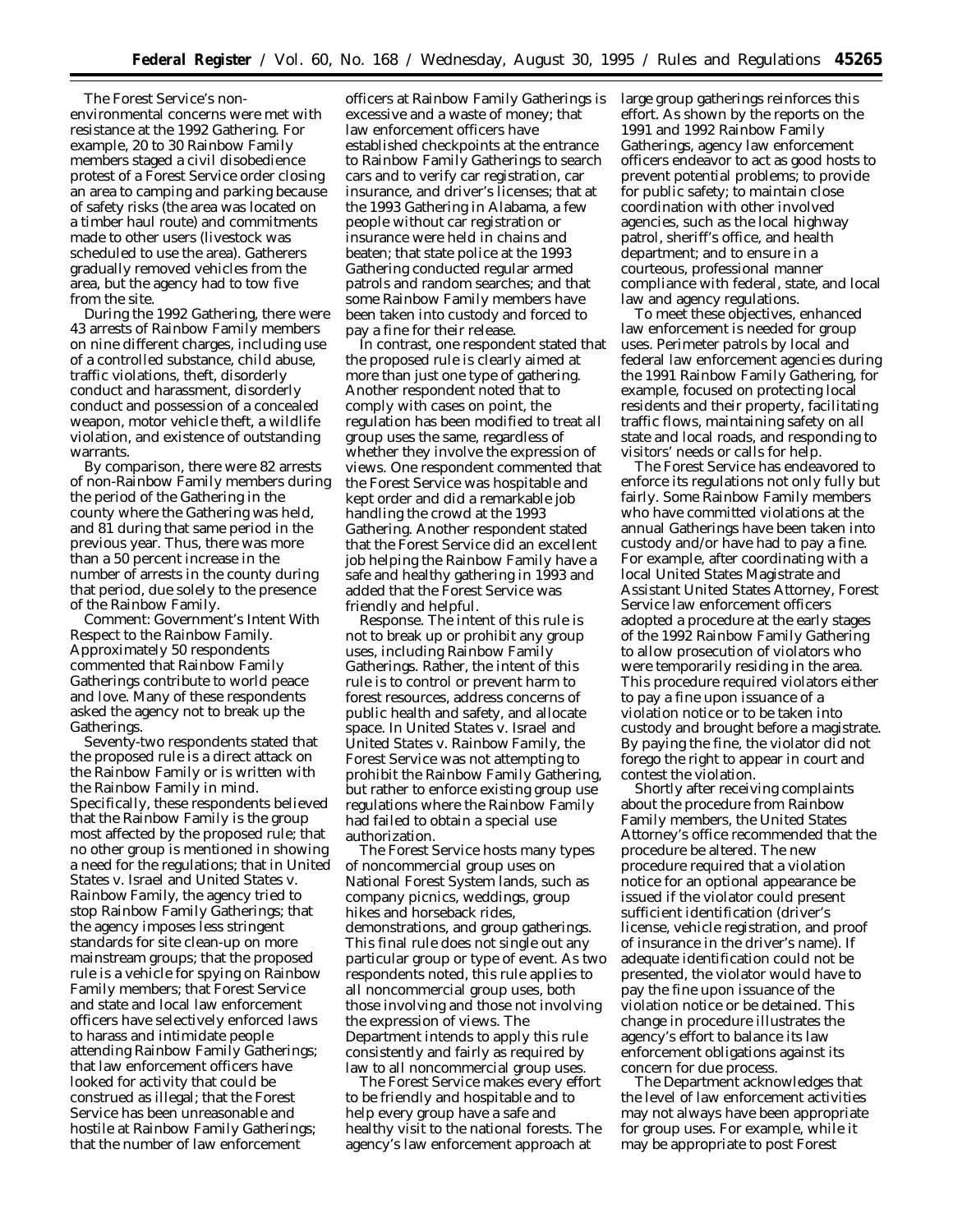The Forest Service's non-environmental concerns were met with resistance at the 1992 Gathering. For example, 20 to 30 Rainbow Family members staged a civil disobedience protest of a Forest Service order closing an area to camping and parking because of safety risks (the area was located on a timber haul route) and commitments made to other users (livestock was scheduled to use the area). Gatherers gradually removed vehicles from the area, but the agency had to tow five from the site.

During the 1992 Gathering, there were 43 arrests of Rainbow Family members on nine different charges, including use of a controlled substance, child abuse, traffic violations, theft, disorderly conduct and harassment, disorderly conduct and possession of a concealed weapon, motor vehicle theft, a wildlife violation, and existence of outstanding warrants.

By comparison, there were 82 arrests of non-Rainbow Family members during the period of the Gathering in the county where the Gathering was held, and 81 during that same period in the previous year. Thus, there was more than a 50 percent increase in the number of arrests in the county during that period, due solely to the presence of the Rainbow Family.

*Comment:* Government's Intent With Respect to the Rainbow Family. Approximately 50 respondents commented that Rainbow Family Gatherings contribute to world peace and love. Many of these respondents asked the agency not to break up the Gatherings.

Seventy-two respondents stated that the proposed rule is a direct attack on the Rainbow Family or is written with the Rainbow Family in mind. Specifically, these respondents believed that the Rainbow Family is the group most affected by the proposed rule; that no other group is mentioned in showing a need for the regulations; that in *United States* v. *Israel* and *United States* v. *Rainbow Family*, the agency tried to stop Rainbow Family Gatherings; that the agency imposes less stringent standards for site clean-up on more mainstream groups; that the proposed rule is a vehicle for spying on Rainbow Family members; that Forest Service and state and local law enforcement officers have selectively enforced laws to harass and intimidate people attending Rainbow Family Gatherings; that law enforcement officers have looked for activity that could be construed as illegal; that the Forest Service has been unreasonable and hostile at Rainbow Family Gatherings; that the number of law enforcement officers at Rainbow Family Gatherings is excessive and a waste of money; that law enforcement officers have established checkpoints at the entrance to Rainbow Family Gatherings to search cars and to verify car registration, car insurance, and driver's licenses; that at the 1993 Gathering in Alabama, a few people without car registration or insurance were held in chains and beaten; that state police at the 1993 Gathering conducted regular armed patrols and random searches; and that some Rainbow Family members have been taken into custody and forced to pay a fine for their release.

In contrast, one respondent stated that the proposed rule is clearly aimed at more than just one type of gathering. Another respondent noted that to comply with cases on point, the regulation has been modified to treat all group uses the same, regardless of whether they involve the expression of views. One respondent commented that the Forest Service was hospitable and kept order and did a remarkable job handling the crowd at the 1993 Gathering. Another respondent stated that the Forest Service did an excellent job helping the Rainbow Family have a safe and healthy gathering in 1993 and added that the Forest Service was friendly and helpful.

*Response.* The intent of this rule is not to break up or prohibit any group uses, including Rainbow Family Gatherings. Rather, the intent of this rule is to control or prevent harm to forest resources, address concerns of public health and safety, and allocate space. In *United States* v. *Israel* and *United States* v. *Rainbow Family*, the Forest Service was not attempting to prohibit the Rainbow Family Gathering, but rather to enforce existing group use regulations where the Rainbow Family had failed to obtain a special use authorization.

The Forest Service hosts many types of noncommercial group uses on National Forest System lands, such as company picnics, weddings, group hikes and horseback rides, demonstrations, and group gatherings. This final rule does not single out any particular group or type of event. As two respondents noted, this rule applies to all noncommercial group uses, both those involving and those not involving the expression of views. The Department intends to apply this rule consistently and fairly as required by law to all noncommercial group uses.

The Forest Service makes every effort to be friendly and hospitable and to help every group have a safe and healthy visit to the national forests. The agency's law enforcement approach at large group gatherings reinforces this effort. As shown by the reports on the 1991 and 1992 Rainbow Family Gatherings, agency law enforcement officers endeavor to act as good hosts to prevent potential problems; to provide for public safety; to maintain close coordination with other involved agencies, such as the local highway patrol, sheriff's office, and health department; and to ensure in a courteous, professional manner compliance with federal, state, and local law and agency regulations.

To meet these objectives, enhanced law enforcement is needed for group uses. Perimeter patrols by local and federal law enforcement agencies during the 1991 Rainbow Family Gathering, for example, focused on protecting local residents and their property, facilitating traffic flows, maintaining safety on all state and local roads, and responding to visitors' needs or calls for help.

The Forest Service has endeavored to enforce its regulations not only fully but fairly. Some Rainbow Family members who have committed violations at the annual Gatherings have been taken into custody and/or have had to pay a fine. For example, after coordinating with a local United States Magistrate and Assistant United States Attorney, Forest Service law enforcement officers adopted a procedure at the early stages of the 1992 Rainbow Family Gathering to allow prosecution of violators who were temporarily residing in the area. This procedure required violators either to pay a fine upon issuance of a violation notice or to be taken into custody and brought before a magistrate. By paying the fine, the violator did not forego the right to appear in court and contest the violation.

Shortly after receiving complaints about the procedure from Rainbow Family members, the United States Attorney's office recommended that the procedure be altered. The new procedure required that a violation notice for an optional appearance be issued if the violator could present sufficient identification (driver's license, vehicle registration, and proof of insurance in the driver's name). If adequate identification could not be presented, the violator would have to pay the fine upon issuance of the violation notice or be detained. This change in procedure illustrates the agency's effort to balance its law enforcement obligations against its concern for due process.

The Department acknowledges that the level of law enforcement activities may not always have been appropriate for group uses. For example, while it may be appropriate to post Forest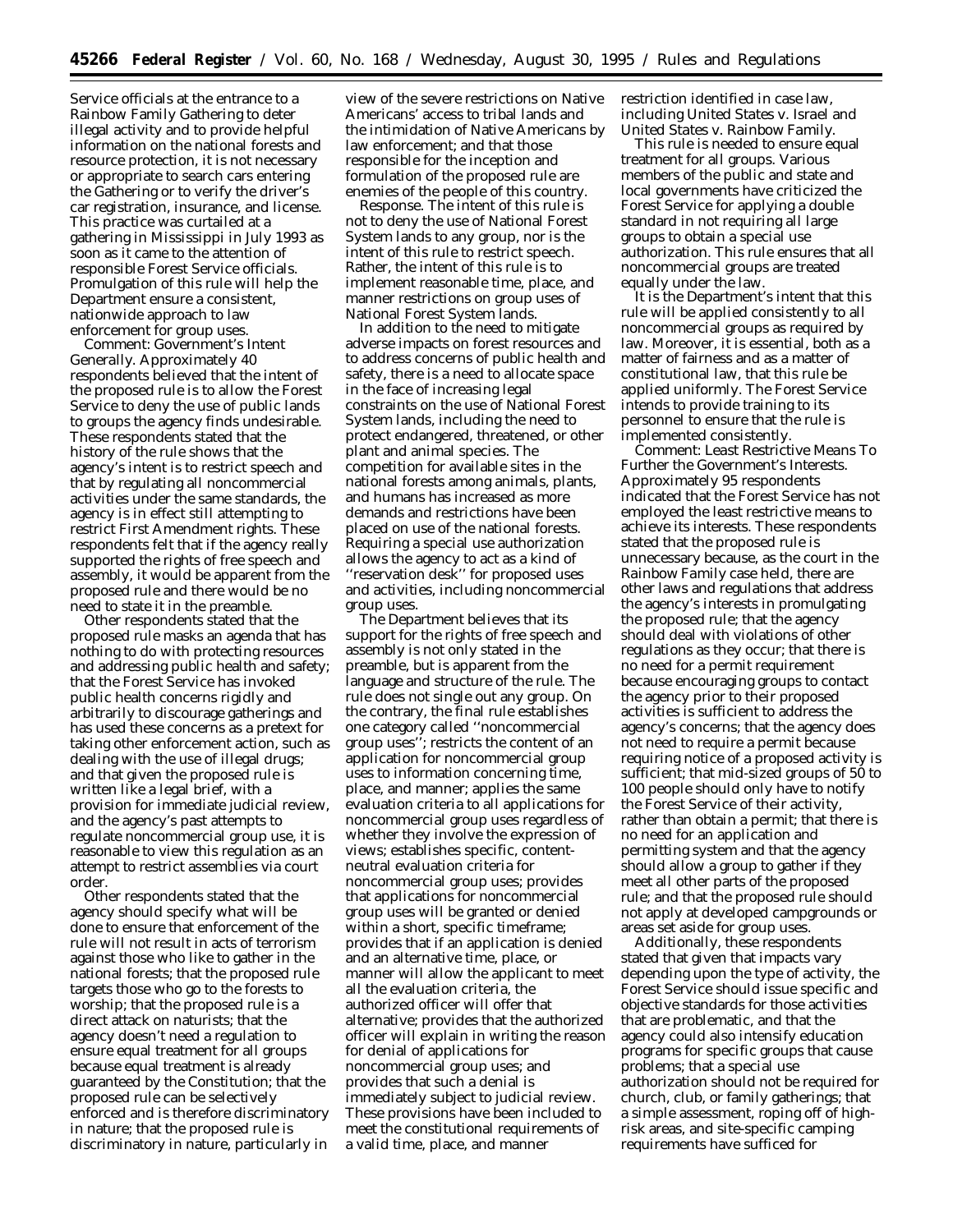Service officials at the entrance to a Rainbow Family Gathering to deter illegal activity and to provide helpful information on the national forests and resource protection, it is not necessary or appropriate to search cars entering the Gathering or to verify the driver's car registration, insurance, and license. This practice was curtailed at a gathering in Mississippi in July 1993 as soon as it came to the attention of responsible Forest Service officials. Promulgation of this rule will help the Department ensure a consistent, nationwide approach to law enforcement for group uses.

*Comment:* Government's Intent Generally. Approximately 40 respondents believed that the intent of the proposed rule is to allow the Forest Service to deny the use of public lands to groups the agency finds undesirable. These respondents stated that the history of the rule shows that the agency's intent is to restrict speech and that by regulating all noncommercial activities under the same standards, the agency is in effect still attempting to restrict First Amendment rights. These respondents felt that if the agency really supported the rights of free speech and assembly, it would be apparent from the proposed rule and there would be no need to state it in the preamble.

Other respondents stated that the proposed rule masks an agenda that has nothing to do with protecting resources and addressing public health and safety; that the Forest Service has invoked public health concerns rigidly and arbitrarily to discourage gatherings and has used these concerns as a pretext for taking other enforcement action, such as dealing with the use of illegal drugs; and that given the proposed rule is written like a legal brief, with a provision for immediate judicial review, and the agency's past attempts to regulate noncommercial group use, it is reasonable to view this regulation as an attempt to restrict assemblies via court order.

Other respondents stated that the agency should specify what will be done to ensure that enforcement of the rule will not result in acts of terrorism against those who like to gather in the national forests; that the proposed rule targets those who go to the forests to worship; that the proposed rule is a direct attack on naturists; that the agency doesn't need a regulation to ensure equal treatment for all groups because equal treatment is already guaranteed by the Constitution; that the proposed rule can be selectively enforced and is therefore discriminatory in nature; that the proposed rule is discriminatory in nature, particularly in view of the severe restrictions on Native Americans' access to tribal lands and the intimidation of Native Americans by law enforcement; and that those responsible for the inception and formulation of the proposed rule are enemies of the people of this country.

*Response.* The intent of this rule is not to deny the use of National Forest System lands to any group, nor is the intent of this rule to restrict speech. Rather, the intent of this rule is to implement reasonable time, place, and manner restrictions on group uses of National Forest System lands.

In addition to the need to mitigate adverse impacts on forest resources and to address concerns of public health and safety, there is a need to allocate space in the face of increasing legal constraints on the use of National Forest System lands, including the need to protect endangered, threatened, or other plant and animal species. The competition for available sites in the national forests among animals, plants, and humans has increased as more demands and restrictions have been placed on use of the national forests. Requiring a special use authorization allows the agency to act as a kind of ''reservation desk'' for proposed uses and activities, including noncommercial group uses.

The Department believes that its support for the rights of free speech and assembly is not only stated in the preamble, but is apparent from the language and structure of the rule. The rule does not single out any group. On the contrary, the final rule establishes one category called ''noncommercial group uses''; restricts the content of an application for noncommercial group uses to information concerning time, place, and manner; applies the same evaluation criteria to all applications for noncommercial group uses regardless of whether they involve the expression of views; establishes specific, content-neutral evaluation criteria for noncommercial group uses; provides that applications for noncommercial group uses will be granted or denied within a short, specific timeframe; provides that if an application is denied and an alternative time, place, or manner will allow the applicant to meet all the evaluation criteria, the authorized officer will offer that alternative; provides that the authorized officer will explain in writing the reason for denial of applications for noncommercial group uses; and provides that such a denial is immediately subject to judicial review. These provisions have been included to meet the constitutional requirements of a valid time, place, and manner restriction identified in case law, including *United States* v. *Israel* and *United States* v. *Rainbow Family.*

This rule is needed to ensure equal treatment for all groups. Various members of the public and state and local governments have criticized the Forest Service for applying a double standard in not requiring all large groups to obtain a special use authorization. This rule ensures that all noncommercial groups are treated equally under the law.

It is the Department's intent that this rule will be applied consistently to all noncommercial groups as required by law. Moreover, it is essential, both as a matter of fairness and as a matter of constitutional law, that this rule be applied uniformly. The Forest Service intends to provide training to its personnel to ensure that the rule is implemented consistently.

*Comment:* Least Restrictive Means To Further the Government's Interests. Approximately 95 respondents indicated that the Forest Service has not employed the least restrictive means to achieve its interests. These respondents stated that the proposed rule is unnecessary because, as the court in the *Rainbow Family* case held, there are other laws and regulations that address the agency's interests in promulgating the proposed rule; that the agency should deal with violations of other regulations as they occur; that there is no need for a permit requirement because encouraging groups to contact the agency prior to their proposed activities is sufficient to address the agency's concerns; that the agency does not need to require a permit because requiring notice of a proposed activity is sufficient; that mid-sized groups of 50 to 100 people should only have to notify the Forest Service of their activity, rather than obtain a permit; that there is no need for an application and permitting system and that the agency should allow a group to gather if they meet all other parts of the proposed rule; and that the proposed rule should not apply at developed campgrounds or areas set aside for group uses.

Additionally, these respondents stated that given that impacts vary depending upon the type of activity, the Forest Service should issue specific and objective standards for those activities that are problematic, and that the agency could also intensify education programs for specific groups that cause problems; that a special use authorization should not be required for church, club, or family gatherings; that a simple assessment, roping off of high-risk areas, and site-specific camping requirements have sufficed for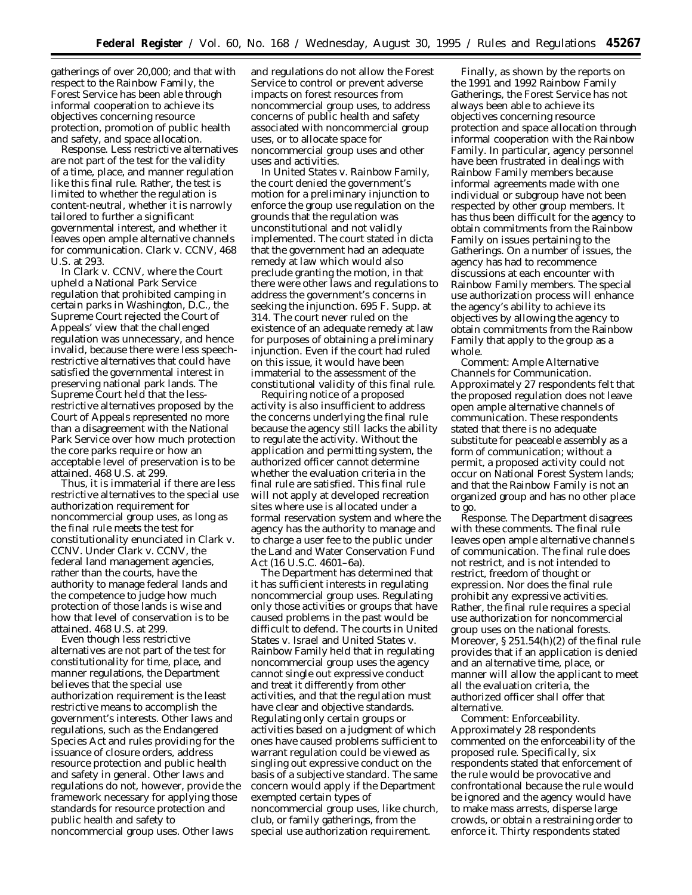gatherings of over 20,000; and that with respect to the Rainbow Family, the Forest Service has been able through informal cooperation to achieve its objectives concerning resource protection, promotion of public health and safety, and space allocation.

*Response.* Less restrictive alternatives are not part of the test for the validity of a time, place, and manner regulation like this final rule. Rather, the test is limited to whether the regulation is content-neutral, whether it is narrowly tailored to further a significant governmental interest, and whether it leaves open ample alternative channels for communication. *Clark* v. *CCNV,* 468 U.S. at 293.

In *Clark* v. *CCNV,* where the Court upheld a National Park Service regulation that prohibited camping in certain parks in Washington, D.C., the Supreme Court rejected the Court of Appeals' view that the challenged regulation was unnecessary, and hence invalid, because there were less speech-restrictive alternatives that could have satisfied the governmental interest in preserving national park lands. The Supreme Court held that the less-restrictive alternatives proposed by the Court of Appeals represented no more than a disagreement with the National Park Service over how much protection the core parks require or how an acceptable level of preservation is to be attained. 468 U.S. at 299.

Thus, it is immaterial if there are less restrictive alternatives to the special use authorization requirement for noncommercial group uses, as long as the final rule meets the test for constitutionality enunciated in *Clark* v. *CCNV.* Under *Clark* v. *CCNV,* the federal land management agencies, rather than the courts, have the authority to manage federal lands and the competence to judge how much protection of those lands is wise and how that level of conservation is to be attained. 468 U.S. at 299.

Even though less restrictive alternatives are not part of the test for constitutionality for time, place, and manner regulations, the Department believes that the special use authorization requirement is the least restrictive means to accomplish the government's interests. Other laws and regulations, such as the Endangered Species Act and rules providing for the issuance of closure orders, address resource protection and public health and safety in general. Other laws and regulations do not, however, provide the framework necessary for applying those standards for resource protection and public health and safety to noncommercial group uses. Other laws and regulations do not allow the Forest Service to control or prevent adverse impacts on forest resources from noncommercial group uses, to address concerns of public health and safety associated with noncommercial group uses, or to allocate space for noncommercial group uses and other uses and activities.

In *United States* v. *Rainbow Family,* the court denied the government's motion for a preliminary injunction to enforce the group use regulation on the grounds that the regulation was unconstitutional and not validly implemented. The court stated in dicta that the government had an adequate remedy at law which would also preclude granting the motion, in that there were other laws and regulations to address the government's concerns in seeking the injunction. 695 F. Supp. at 314. The court never ruled on the existence of an adequate remedy at law for purposes of obtaining a preliminary injunction. Even if the court had ruled on this issue, it would have been immaterial to the assessment of the constitutional validity of this final rule.

Requiring notice of a proposed activity is also insufficient to address the concerns underlying the final rule because the agency still lacks the ability to regulate the activity. Without the application and permitting system, the authorized officer cannot determine whether the evaluation criteria in the final rule are satisfied. This final rule will not apply at developed recreation sites where use is allocated under a formal reservation system and where the agency has the authority to manage and to charge a user fee to the public under the Land and Water Conservation Fund Act (16 U.S.C. 4601–6a).

The Department has determined that it has sufficient interests in regulating noncommercial group uses. Regulating only those activities or groups that have caused problems in the past would be difficult to defend. The courts in *United States* v. *Israel* and *United States* v. *Rainbow Family* held that in regulating noncommercial group uses the agency cannot single out expressive conduct and treat it differently from other activities, and that the regulation must have clear and objective standards. Regulating only certain groups or activities based on a judgment of which ones have caused problems sufficient to warrant regulation could be viewed as singling out expressive conduct on the basis of a subjective standard. The same concern would apply if the Department exempted certain types of noncommercial group uses, like church, club, or family gatherings, from the special use authorization requirement.

Finally, as shown by the reports on the 1991 and 1992 Rainbow Family Gatherings, the Forest Service has not always been able to achieve its objectives concerning resource protection and space allocation through informal cooperation with the Rainbow Family. In particular, agency personnel have been frustrated in dealings with Rainbow Family members because informal agreements made with one individual or subgroup have not been respected by other group members. It has thus been difficult for the agency to obtain commitments from the Rainbow Family on issues pertaining to the Gatherings. On a number of issues, the agency has had to recommence discussions at each encounter with Rainbow Family members. The special use authorization process will enhance the agency's ability to achieve its objectives by allowing the agency to obtain commitments from the Rainbow Family that apply to the group as a whole.

*Comment: Ample Alternative Channels for Communication.* Approximately 27 respondents felt that the proposed regulation does not leave open ample alternative channels of communication. These respondents stated that there is no adequate substitute for peaceable assembly as a form of communication; without a permit, a proposed activity could not occur on National Forest System lands; and that the Rainbow Family is not an organized group and has no other place to go.

*Response.* The Department disagrees with these comments. The final rule leaves open ample alternative channels of communication. The final rule does not restrict, and is not intended to restrict, freedom of thought or expression. Nor does the final rule prohibit any expressive activities. Rather, the final rule requires a special use authorization for noncommercial group uses on the national forests. Moreover, § 251.54(h)(2) of the final rule provides that if an application is denied and an alternative time, place, or manner will allow the applicant to meet all the evaluation criteria, the authorized officer shall offer that alternative.

*Comment: Enforceability.* Approximately 28 respondents commented on the enforceability of the proposed rule. Specifically, six respondents stated that enforcement of the rule would be provocative and confrontational because the rule would be ignored and the agency would have to make mass arrests, disperse large crowds, or obtain a restraining order to enforce it. Thirty respondents stated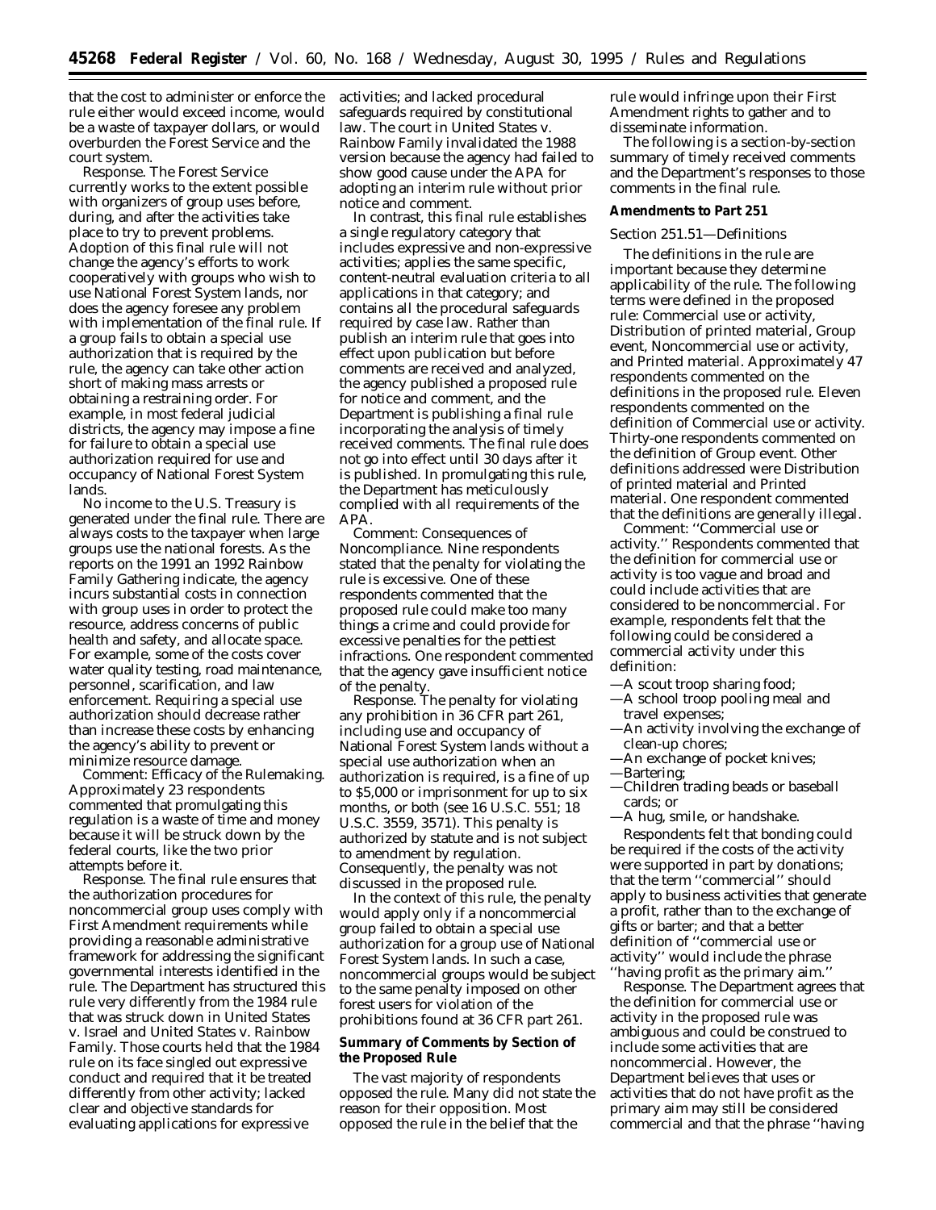that the cost to administer or enforce the rule either would exceed income, would be a waste of taxpayer dollars, or would overburden the Forest Service and the court system.

*Response.* The Forest Service currently works to the extent possible with organizers of group uses before, during, and after the activities take place to try to prevent problems. Adoption of this final rule will not change the agency's efforts to work cooperatively with groups who wish to use National Forest System lands, nor does the agency foresee any problem with implementation of the final rule. If a group fails to obtain a special use authorization that is required by the rule, the agency can take other action short of making mass arrests or obtaining a restraining order. For example, in most federal judicial districts, the agency may impose a fine for failure to obtain a special use authorization required for use and occupancy of National Forest System lands.

No income to the U.S. Treasury is generated under the final rule. There are always costs to the taxpayer when large groups use the national forests. As the reports on the 1991 an 1992 Rainbow Family Gathering indicate, the agency incurs substantial costs in connection with group uses in order to protect the resource, address concerns of public health and safety, and allocate space. For example, some of the costs cover water quality testing, road maintenance, personnel, scarification, and law enforcement. Requiring a special use authorization should decrease rather than increase these costs by enhancing the agency's ability to prevent or minimize resource damage.

*Comment: Efficacy of the Rulemaking.* Approximately 23 respondents commented that promulgating this regulation is a waste of time and money because it will be struck down by the federal courts, like the two prior attempts before it.

*Response.* The final rule ensures that the authorization procedures for noncommercial group uses comply with First Amendment requirements while providing a reasonable administrative framework for addressing the significant governmental interests identified in the rule. The Department has structured this rule very differently from the 1984 rule that was struck down in *United States* v. *Israel* and *United States* v. *Rainbow Family.* Those courts held that the 1984 rule on its face singled out expressive conduct and required that it be treated differently from other activity; lacked clear and objective standards for evaluating applications for expressive activities; and lacked procedural safeguards required by constitutional law. The court in *United States* v. *Rainbow Family* invalidated the 1988 version because the agency had failed to show good cause under the APA for adopting an interim rule without prior notice and comment.

In contrast, this final rule establishes a single regulatory category that includes expressive and non-expressive activities; applies the same specific, content-neutral evaluation criteria to all applications in that category; and contains all the procedural safeguards required by case law. Rather than publish an interim rule that goes into effect upon publication but before comments are received and analyzed, the agency published a proposed rule for notice and comment, and the Department is publishing a final rule incorporating the analysis of timely received comments. The final rule does not go into effect until 30 days after it is published. In promulgating this rule, the Department has meticulously complied with all requirements of the APA.

*Comment: Consequences of Noncompliance.* Nine respondents stated that the penalty for violating the rule is excessive. One of these respondents commented that the proposed rule could make too many things a crime and could provide for excessive penalties for the pettiest infractions. One respondent commented that the agency gave insufficient notice of the penalty.

*Response.* The penalty for violating any prohibition in 36 CFR part 261, including use and occupancy of National Forest System lands without a special use authorization when an authorization is required, is a fine of up to $5,000 or imprisonment for up to six months, or both (see 16 U.S.C. 551; 18 U.S.C. 3559, 3571). This penalty is authorized by statute and is not subject to amendment by regulation. Consequently, the penalty was not discussed in the proposed rule.

In the context of this rule, the penalty would apply only if a noncommercial group failed to obtain a special use authorization for a group use of National Forest System lands. In such a case, noncommercial groups would be subject to the same penalty imposed on other forest users for violation of the prohibitions found at 36 CFR part 261.

## Summary of Comments by Section of the Proposed Rule

The vast majority of respondents opposed the rule. Many did not state the reason for their opposition. Most opposed the rule in the belief that the rule would infringe upon their First Amendment rights to gather and to disseminate information.

The following is a section-by-section summary of timely received comments and the Department's responses to those comments in the final rule.

## Amendments to Part 251

### Section 251.51—Definitions

The definitions in the rule are important because they determine applicability of the rule. The following terms were defined in the proposed rule: Commercial use or activity, Distribution of printed material, Group event, Noncommercial use or activity, and Printed material. Approximately 47 respondents commented on the definitions in the proposed rule. Eleven respondents commented on the definition of *Commercial use or activity.* Thirty-one respondents commented on the definition of *Group event.* Other definitions addressed were Distribution of printed material and Printed material. One respondent commented that the definitions are generally illegal.

*Comment: "Commercial use or activity."* Respondents commented that the definition for commercial use or activity is too vague and broad and could include activities that are considered to be noncommercial. For example, respondents felt that the following could be considered a commercial activity under this definition:

—A scout troop sharing food;
—A school troop pooling meal and travel expenses;
—An activity involving the exchange of clean-up chores;
—An exchange of pocket knives;
—Bartering;
—Children trading beads or baseball cards; or
—A hug, smile, or handshake.

Respondents felt that bonding could be required if the costs of the activity were supported in part by donations; that the term "commercial" should apply to business activities that generate a profit, rather than to the exchange of gifts or barter; and that a better definition of "commercial use or activity" would include the phrase "having profit as the primary aim."

*Response.* The Department agrees that the definition for commercial use or activity in the proposed rule was ambiguous and could be construed to include some activities that are noncommercial. However, the Department believes that uses or activities that do not have profit as the primary aim may still be considered commercial and that the phrase "having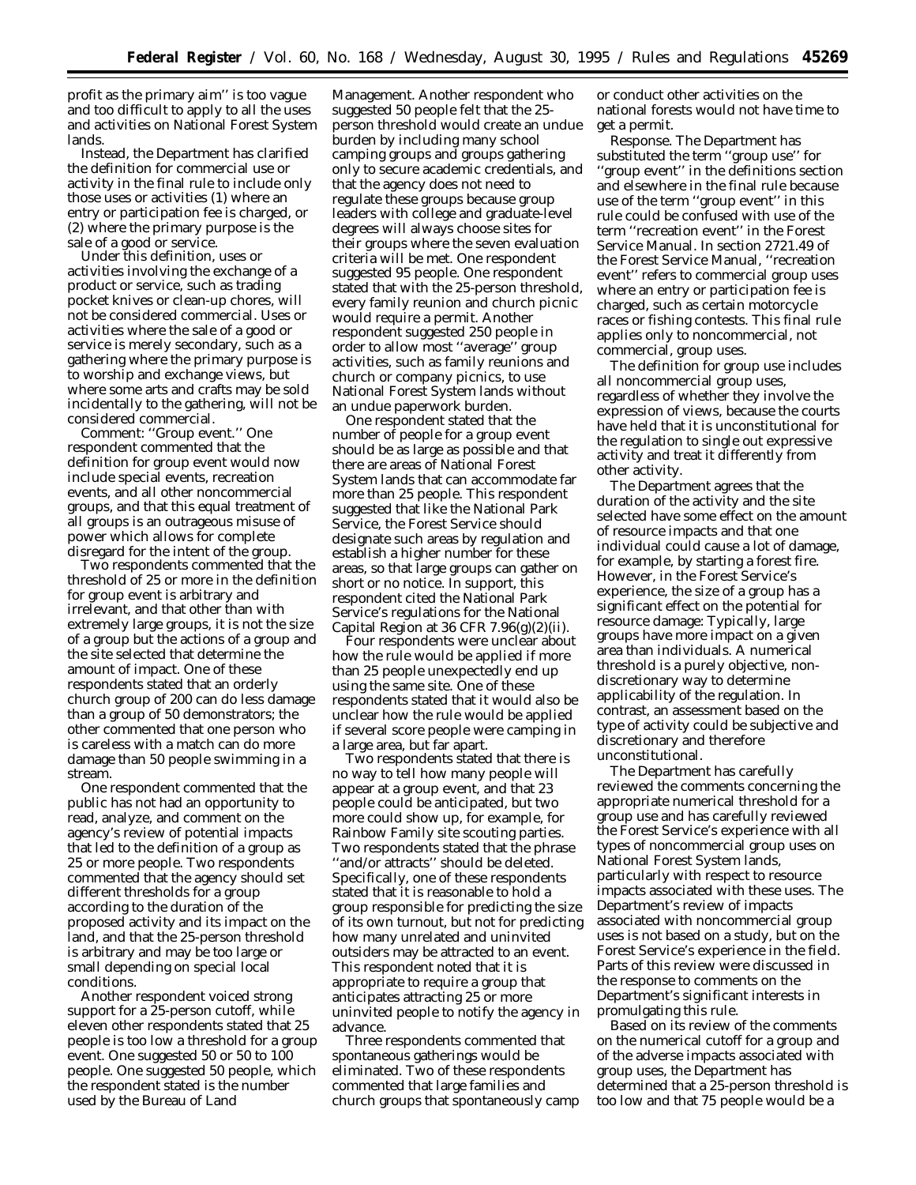profit as the primary aim'' is too vague and too difficult to apply to all the uses and activities on National Forest System lands.

Instead, the Department has clarified the definition for commercial use or activity in the final rule to include only those uses or activities (1) where an entry or participation fee is charged, or (2) where the primary purpose is the sale of a good or service.

Under this definition, uses or activities involving the exchange of a product or service, such as trading pocket knives or clean-up chores, will not be considered commercial. Uses or activities where the sale of a good or service is merely secondary, such as a gathering where the primary purpose is to worship and exchange views, but where some arts and crafts may be sold incidentally to the gathering, will not be considered commercial.

*Comment:* ''Group event.'' One respondent commented that the definition for group event would now include special events, recreation events, and all other noncommercial groups, and that this equal treatment of all groups is an outrageous misuse of power which allows for complete disregard for the intent of the group.

Two respondents commented that the threshold of 25 or more in the definition for group event is arbitrary and irrelevant, and that other than with extremely large groups, it is not the size of a group but the actions of a group and the site selected that determine the amount of impact. One of these respondents stated that an orderly church group of 200 can do less damage than a group of 50 demonstrators; the other commented that one person who is careless with a match can do more damage than 50 people swimming in a stream.

One respondent commented that the public has not had an opportunity to read, analyze, and comment on the agency's review of potential impacts that led to the definition of a group as 25 or more people. Two respondents commented that the agency should set different thresholds for a group according to the duration of the proposed activity and its impact on the land, and that the 25-person threshold is arbitrary and may be too large or small depending on special local conditions.

Another respondent voiced strong support for a 25-person cutoff, while eleven other respondents stated that 25 people is too low a threshold for a group event. One suggested 50 or 50 to 100 people. One suggested 50 people, which the respondent stated is the number used by the Bureau of Land Management. Another respondent who suggested 50 people felt that the 25-person threshold would create an undue burden by including many school camping groups and groups gathering only to secure academic credentials, and that the agency does not need to regulate these groups because group leaders with college and graduate-level degrees will always choose sites for their groups where the seven evaluation criteria will be met. One respondent suggested 95 people. One respondent stated that with the 25-person threshold, every family reunion and church picnic would require a permit. Another respondent suggested 250 people in order to allow most ''average'' group activities, such as family reunions and church or company picnics, to use National Forest System lands without an undue paperwork burden.

One respondent stated that the number of people for a group event should be as large as possible and that there are areas of National Forest System lands that can accommodate far more than 25 people. This respondent suggested that like the National Park Service, the Forest Service should designate such areas by regulation and establish a higher number for these areas, so that large groups can gather on short or no notice. In support, this respondent cited the National Park Service's regulations for the National Capital Region at 36 CFR 7.96(g)(2)(ii).

Four respondents were unclear about how the rule would be applied if more than 25 people unexpectedly end up using the same site. One of these respondents stated that it would also be unclear how the rule would be applied if several score people were camping in a large area, but far apart.

Two respondents stated that there is no way to tell how many people will appear at a group event, and that 23 people could be anticipated, but two more could show up, for example, for Rainbow Family site scouting parties. Two respondents stated that the phrase ''and/or attracts'' should be deleted. Specifically, one of these respondents stated that it is reasonable to hold a group responsible for predicting the size of its own turnout, but not for predicting how many unrelated and uninvited outsiders may be attracted to an event. This respondent noted that it is appropriate to require a group that anticipates attracting 25 or more uninvited people to notify the agency in advance.

Three respondents commented that spontaneous gatherings would be eliminated. Two of these respondents commented that large families and church groups that spontaneously camp or conduct other activities on the national forests would not have time to get a permit.

*Response.* The Department has substituted the term ''group use'' for ''group event'' in the definitions section and elsewhere in the final rule because use of the term ''group event'' in this rule could be confused with use of the term ''recreation event'' in the Forest Service Manual. In section 2721.49 of the Forest Service Manual, ''recreation event'' refers to commercial group uses where an entry or participation fee is charged, such as certain motorcycle races or fishing contests. This final rule applies only to noncommercial, not commercial, group uses.

The definition for group use includes all noncommercial group uses, regardless of whether they involve the expression of views, because the courts have held that it is unconstitutional for the regulation to single out expressive activity and treat it differently from other activity.

The Department agrees that the duration of the activity and the site selected have some effect on the amount of resource impacts and that one individual could cause a lot of damage, for example, by starting a forest fire. However, in the Forest Service's experience, the size of a group has a significant effect on the potential for resource damage: Typically, large groups have more impact on a given area than individuals. A numerical threshold is a purely objective, non-discretionary way to determine applicability of the regulation. In contrast, an assessment based on the type of activity could be subjective and discretionary and therefore unconstitutional.

The Department has carefully reviewed the comments concerning the appropriate numerical threshold for a group use and has carefully reviewed the Forest Service's experience with all types of noncommercial group uses on National Forest System lands, particularly with respect to resource impacts associated with these uses. The Department's review of impacts associated with noncommercial group uses is not based on a study, but on the Forest Service's experience in the field. Parts of this review were discussed in the response to comments on the Department's significant interests in promulgating this rule.

Based on its review of the comments on the numerical cutoff for a group and of the adverse impacts associated with group uses, the Department has determined that a 25-person threshold is too low and that 75 people would be a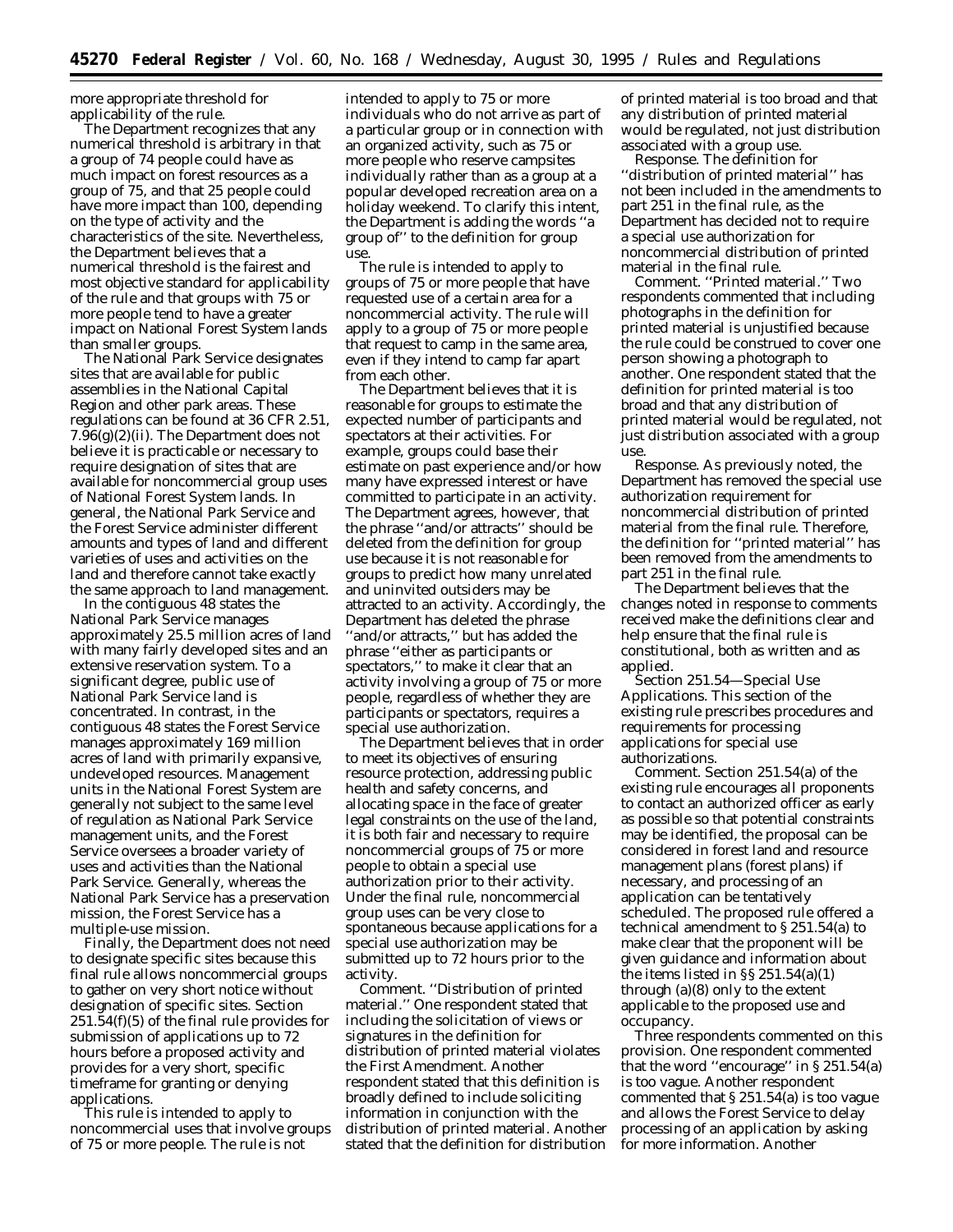more appropriate threshold for applicability of the rule.

The Department recognizes that any numerical threshold is arbitrary in that a group of 74 people could have as much impact on forest resources as a group of 75, and that 25 people could have more impact than 100, depending on the type of activity and the characteristics of the site. Nevertheless, the Department believes that a numerical threshold is the fairest and most objective standard for applicability of the rule and that groups with 75 or more people tend to have a greater impact on National Forest System lands than smaller groups.

The National Park Service designates sites that are available for public assemblies in the National Capital Region and other park areas. These regulations can be found at 36 CFR 2.51, 7.96(g)(2)(ii). The Department does not believe it is practicable or necessary to require designation of sites that are available for noncommercial group uses of National Forest System lands. In general, the National Park Service and the Forest Service administer different amounts and types of land and different varieties of uses and activities on the land and therefore cannot take exactly the same approach to land management.

In the contiguous 48 states the National Park Service manages approximately 25.5 million acres of land with many fairly developed sites and an extensive reservation system. To a significant degree, public use of National Park Service land is concentrated. In contrast, in the contiguous 48 states the Forest Service manages approximately 169 million acres of land with primarily expansive, undeveloped resources. Management units in the National Forest System are generally not subject to the same level of regulation as National Park Service management units, and the Forest Service oversees a broader variety of uses and activities than the National Park Service. Generally, whereas the National Park Service has a preservation mission, the Forest Service has a multiple-use mission.

Finally, the Department does not need to designate specific sites because this final rule allows noncommercial groups to gather on very short notice without designation of specific sites. Section 251.54(f)(5) of the final rule provides for submission of applications up to 72 hours before a proposed activity and provides for a very short, specific timeframe for granting or denying applications.

This rule is intended to apply to noncommercial uses that involve groups of 75 or more people. The rule is not intended to apply to 75 or more individuals who do not arrive as part of a particular group or in connection with an organized activity, such as 75 or more people who reserve campsites individually rather than as a group at a popular developed recreation area on a holiday weekend. To clarify this intent, the Department is adding the words ''a group of'' to the definition for group use.

The rule is intended to apply to groups of 75 or more people that have requested use of a certain area for a noncommercial activity. The rule will apply to a group of 75 or more people that request to camp in the same area, even if they intend to camp far apart from each other.

The Department believes that it is reasonable for groups to estimate the expected number of participants and spectators at their activities. For example, groups could base their estimate on past experience and/or how many have expressed interest or have committed to participate in an activity. The Department agrees, however, that the phrase ''and/or attracts'' should be deleted from the definition for group use because it is not reasonable for groups to predict how many unrelated and uninvited outsiders may be attracted to an activity. Accordingly, the Department has deleted the phrase ''and/or attracts,'' but has added the phrase ''either as participants or spectators,'' to make it clear that an activity involving a group of 75 or more people, regardless of whether they are participants or spectators, requires a special use authorization.

The Department believes that in order to meet its objectives of ensuring resource protection, addressing public health and safety concerns, and allocating space in the face of greater legal constraints on the use of the land, it is both fair and necessary to require noncommercial groups of 75 or more people to obtain a special use authorization prior to their activity. Under the final rule, noncommercial group uses can be very close to spontaneous because applications for a special use authorization may be submitted up to 72 hours prior to the activity.

*Comment.* ''Distribution of printed material.'' One respondent stated that including the solicitation of views or signatures in the definition for distribution of printed material violates the First Amendment. Another respondent stated that this definition is broadly defined to include soliciting information in conjunction with the distribution of printed material. Another stated that the definition for distribution of printed material is too broad and that any distribution of printed material would be regulated, not just distribution associated with a group use.

*Response.* The definition for ''distribution of printed material'' has not been included in the amendments to part 251 in the final rule, as the Department has decided not to require a special use authorization for noncommercial distribution of printed material in the final rule.

*Comment.* ''Printed material.'' Two respondents commented that including photographs in the definition for printed material is unjustified because the rule could be construed to cover one person showing a photograph to another. One respondent stated that the definition for printed material is too broad and that any distribution of printed material would be regulated, not just distribution associated with a group use.

*Response.* As previously noted, the Department has removed the special use authorization requirement for noncommercial distribution of printed material from the final rule. Therefore, the definition for ''printed material'' has been removed from the amendments to part 251 in the final rule.

The Department believes that the changes noted in response to comments received make the definitions clear and help ensure that the final rule is constitutional, both as written and as applied.

*Section 251.54—Special Use Applications.* This section of the existing rule prescribes procedures and requirements for processing applications for special use authorizations.

*Comment.* Section 251.54(a) of the existing rule encourages all proponents to contact an authorized officer as early as possible so that potential constraints may be identified, the proposal can be considered in forest land and resource management plans (forest plans) if necessary, and processing of an application can be tentatively scheduled. The proposed rule offered a technical amendment to § 251.54(a) to make clear that the proponent will be given guidance and information about the items listed in §§ 251.54(a)(1) through (a)(8) only to the extent applicable to the proposed use and occupancy.

Three respondents commented on this provision. One respondent commented that the word ''encourage'' in § 251.54(a) is too vague. Another respondent commented that § 251.54(a) is too vague and allows the Forest Service to delay processing of an application by asking for more information. Another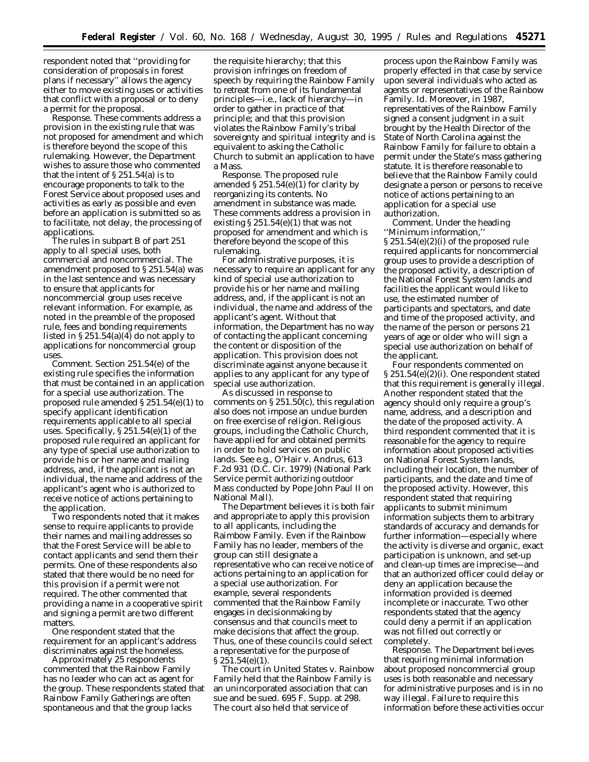respondent noted that ''providing for consideration of proposals in forest plans if necessary'' allows the agency either to move existing uses or activities that conflict with a proposal or to deny a permit for the proposal.

*Response.* These comments address a provision in the existing rule that was not proposed for amendment and which is therefore beyond the scope of this rulemaking. However, the Department wishes to assure those who commented that the intent of § 251.54(a) is to encourage proponents to talk to the Forest Service about proposed uses and activities as early as possible and even before an application is submitted so as to facilitate, not delay, the processing of applications.

The rules in subpart B of part 251 apply to all special uses, both commercial and noncommercial. The amendment proposed to § 251.54(a) was in the last sentence and was necessary to ensure that applicants for noncommercial group uses receive relevant information. For example, as noted in the preamble of the proposed rule, fees and bonding requirements listed in § 251.54(a)(4) do not apply to applications for noncommercial group uses.

*Comment.* Section 251.54(e) of the existing rule specifies the information that must be contained in an application for a special use authorization. The proposed rule amended § 251.54(e)(1) to specify applicant identification requirements applicable to all special uses. Specifically, § 251.54(e)(1) of the proposed rule required an applicant for any type of special use authorization to provide his or her name and mailing address, and, if the applicant is not an individual, the name and address of the applicant's agent who is authorized to receive notice of actions pertaining to the application.

Two respondents noted that it makes sense to require applicants to provide their names and mailing addresses so that the Forest Service will be able to contact applicants and send them their permits. One of these respondents also stated that there would be no need for this provision if a permit were not required. The other commented that providing a name in a cooperative spirit and signing a permit are two different matters.

One respondent stated that the requirement for an applicant's address discriminates against the homeless.

Approximately 25 respondents commented that the Rainbow Family has no leader who can act as agent for the group. These respondents stated that Rainbow Family Gatherings are often spontaneous and that the group lacks the requisite hierarchy; that this provision infringes on freedom of speech by requiring the Rainbow Family to retreat from one of its fundamental principles—i.e., lack of hierarchy—in order to gather in practice of that principle; and that this provision violates the Rainbow Family's tribal sovereignty and spiritual integrity and is equivalent to asking the Catholic Church to submit an application to have a Mass.

*Response.* The proposed rule amended § 251.54(e)(1) for clarity by reorganizing its contents. No amendment in substance was made. These comments address a provision in existing § 251.54(e)(1) that was not proposed for amendment and which is therefore beyond the scope of this rulemaking.

For administrative purposes, it is necessary to require an applicant for any kind of special use authorization to provide his or her name and mailing address, and, if the applicant is not an individual, the name and address of the applicant's agent. Without that information, the Department has no way of contacting the applicant concerning the content or disposition of the application. This provision does not discriminate against anyone because it applies to any applicant for any type of special use authorization.

As discussed in response to comments on § 251.50(c), this regulation also does not impose an undue burden on free exercise of religion. Religious groups, including the Catholic Church, have applied for and obtained permits in order to hold services on public lands. *See e.g., O'Hair* v. *Andrus*, 613 F.2d 931 (D.C. Cir. 1979) (National Park Service permit authorizing outdoor Mass conducted by Pope John Paul II on National Mall).

The Department believes it is both fair and appropriate to apply this provision to all applicants, including the Raimbow Family. Even if the Rainbow Family has no leader, members of the group can still designate a representative who can receive notice of actions pertaining to an application for a special use authorization. For example, several respondents commented that the Rainbow Family engages in decisionmaking by consensus and that councils meet to make decisions that affect the group. Thus, one of these councils could select a representative for the purpose of § 251.54(e)(1).

The court in *United States* v. *Rainbow Family* held that the Rainbow Family is an unincorporated association that can sue and be sued. 695 F. Supp. at 298. The court also held that service of process upon the Rainbow Family was properly effected in that case by service upon several individuals who acted as agents or representatives of the Rainbow Family. *Id.* Moreover, in 1987, representatives of the Rainbow Family signed a consent judgment in a suit brought by the Health Director of the State of North Carolina against the Rainbow Family for failure to obtain a permit under the State's mass gathering statute. It is therefore reasonable to believe that the Rainbow Family could designate a person or persons to receive notice of actions pertaining to an application for a special use authorization.

*Comment.* Under the heading ''Minimum information,'' § 251.54(e)(2)(i) of the proposed rule required applicants for noncommercial group uses to provide a description of the proposed activity, a description of the National Forest System lands and facilities the applicant would like to use, the estimated number of participants and spectators, and date and time of the proposed activity, and the name of the person or persons 21 years of age or older who will sign a special use authorization on behalf of the applicant.

Four respondents commented on § 251.54(e)(2)(i). One respondent stated that this requirement is generally illegal. Another respondent stated that the agency should only require a group's name, address, and a description and the date of the proposed activity. A third respondent commented that it is reasonable for the agency to require information about proposed activities on National Forest System lands, including their location, the number of participants, and the date and time of the proposed activity. However, this respondent stated that requiring applicants to submit minimum information subjects them to arbitrary standards of accuracy and demands for further information—especially where the activity is diverse and organic, exact participation is unknown, and set-up and clean-up times are imprecise—and that an authorized officer could delay or deny an application because the information provided is deemed incomplete or inaccurate. Two other respondents stated that the agency could deny a permit if an application was not filled out correctly or completely.

*Response.* The Department believes that requiring minimal information about proposed noncommercial group uses is both reasonable and necessary for administrative purposes and is in no way illegal. Failure to require this information before these activities occur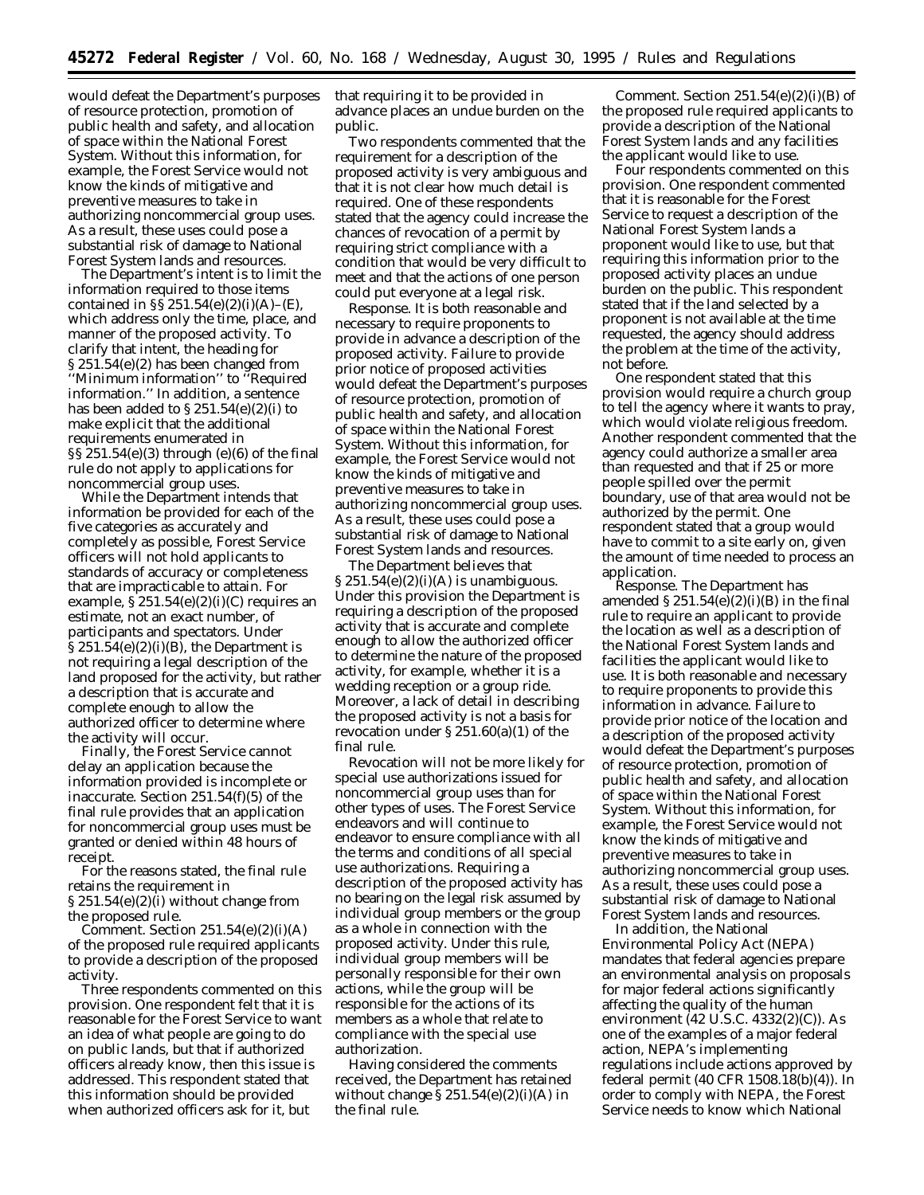would defeat the Department's purposes of resource protection, promotion of public health and safety, and allocation of space within the National Forest System. Without this information, for example, the Forest Service would not know the kinds of mitigative and preventive measures to take in authorizing noncommercial group uses. As a result, these uses could pose a substantial risk of damage to National Forest System lands and resources.

The Department's intent is to limit the information required to those items contained in §§ 251.54(e)(2)(i)(A)–(E), which address only the time, place, and manner of the proposed activity. To clarify that intent, the heading for § 251.54(e)(2) has been changed from ''Minimum information'' to ''Required information.'' In addition, a sentence has been added to § 251.54(e)(2)(i) to make explicit that the additional requirements enumerated in §§ 251.54(e)(3) through (e)(6) of the final rule do not apply to applications for noncommercial group uses.

While the Department intends that information be provided for each of the five categories as accurately and completely as possible, Forest Service officers will not hold applicants to standards of accuracy or completeness that are impracticable to attain. For example, § 251.54(e)(2)(i)(C) requires an estimate, not an exact number, of participants and spectators. Under § 251.54(e)(2)(i)(B), the Department is not requiring a legal description of the land proposed for the activity, but rather a description that is accurate and complete enough to allow the authorized officer to determine where the activity will occur.

Finally, the Forest Service cannot delay an application because the information provided is incomplete or inaccurate. Section 251.54(f)(5) of the final rule provides that an application for noncommercial group uses must be granted or denied within 48 hours of receipt.

For the reasons stated, the final rule retains the requirement in § 251.54(e)(2)(i) without change from the proposed rule.

*Comment.* Section 251.54(e)(2)(i)(A) of the proposed rule required applicants to provide a description of the proposed activity.

Three respondents commented on this provision. One respondent felt that it is reasonable for the Forest Service to want an idea of what people are going to do on public lands, but that if authorized officers already know, then this issue is addressed. This respondent stated that this information should be provided when authorized officers ask for it, but that requiring it to be provided in advance places an undue burden on the public.

Two respondents commented that the requirement for a description of the proposed activity is very ambiguous and that it is not clear how much detail is required. One of these respondents stated that the agency could increase the chances of revocation of a permit by requiring strict compliance with a condition that would be very difficult to meet and that the actions of one person could put everyone at a legal risk.

*Response.* It is both reasonable and necessary to require proponents to provide in advance a description of the proposed activity. Failure to provide prior notice of proposed activities would defeat the Department's purposes of resource protection, promotion of public health and safety, and allocation of space within the National Forest System. Without this information, for example, the Forest Service would not know the kinds of mitigative and preventive measures to take in authorizing noncommercial group uses. As a result, these uses could pose a substantial risk of damage to National Forest System lands and resources.

The Department believes that § 251.54(e)(2)(i)(A) is unambiguous. Under this provision the Department is requiring a description of the proposed activity that is accurate and complete enough to allow the authorized officer to determine the nature of the proposed activity, for example, whether it is a wedding reception or a group ride. Moreover, a lack of detail in describing the proposed activity is not a basis for revocation under § 251.60(a)(1) of the final rule.

Revocation will not be more likely for special use authorizations issued for noncommercial group uses than for other types of uses. The Forest Service endeavors and will continue to endeavor to ensure compliance with all the terms and conditions of all special use authorizations. Requiring a description of the proposed activity has no bearing on the legal risk assumed by individual group members or the group as a whole in connection with the proposed activity. Under this rule, individual group members will be personally responsible for their own actions, while the group will be responsible for the actions of its members as a whole that relate to compliance with the special use authorization.

Having considered the comments received, the Department has retained without change § 251.54(e)(2)(i)(A) in the final rule.

*Comment.* Section 251.54(e)(2)(i)(B) of the proposed rule required applicants to provide a description of the National Forest System lands and any facilities the applicant would like to use.

Four respondents commented on this provision. One respondent commented that it is reasonable for the Forest Service to request a description of the National Forest System lands a proponent would like to use, but that requiring this information prior to the proposed activity places an undue burden on the public. This respondent stated that if the land selected by a proponent is not available at the time requested, the agency should address the problem at the time of the activity, not before.

One respondent stated that this provision would require a church group to tell the agency where it wants to pray, which would violate religious freedom. Another respondent commented that the agency could authorize a smaller area than requested and that if 25 or more people spilled over the permit boundary, use of that area would not be authorized by the permit. One respondent stated that a group would have to commit to a site early on, given the amount of time needed to process an application.

*Response.* The Department has amended § 251.54(e)(2)(i)(B) in the final rule to require an applicant to provide the location as well as a description of the National Forest System lands and facilities the applicant would like to use. It is both reasonable and necessary to require proponents to provide this information in advance. Failure to provide prior notice of the location and a description of the proposed activity would defeat the Department's purposes of resource protection, promotion of public health and safety, and allocation of space within the National Forest System. Without this information, for example, the Forest Service would not know the kinds of mitigative and preventive measures to take in authorizing noncommercial group uses. As a result, these uses could pose a substantial risk of damage to National Forest System lands and resources.

In addition, the National Environmental Policy Act (NEPA) mandates that federal agencies prepare an environmental analysis on proposals for major federal actions significantly affecting the quality of the human environment (42 U.S.C. 4332(2)(C)). As one of the examples of a major federal action, NEPA's implementing regulations include actions approved by federal permit (40 CFR 1508.18(b)(4)). In order to comply with NEPA, the Forest Service needs to know which National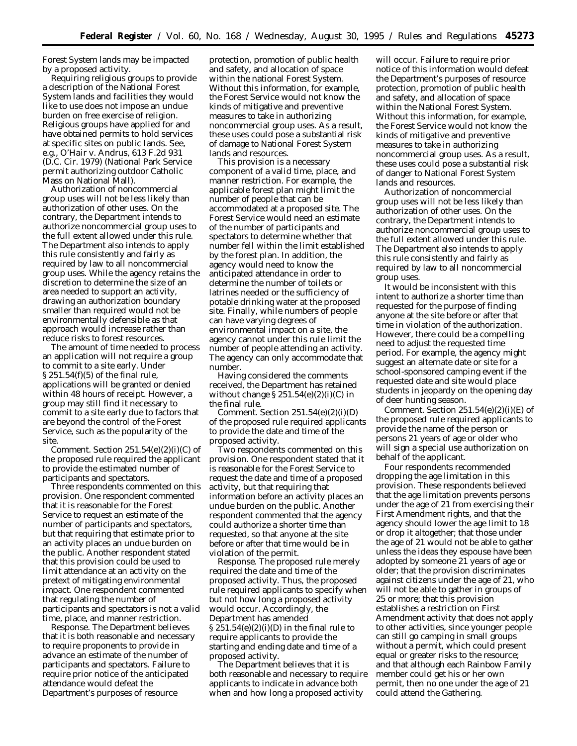Forest System lands may be impacted by a proposed activity.

Requiring religious groups to provide a description of the National Forest System lands and facilities they would like to use does not impose an undue burden on free exercise of religion. Religious groups have applied for and have obtained permits to hold services at specific sites on public lands. See, e.g., *O'Hair* v. *Andrus,* 613 F.2d 931 (D.C. Cir. 1979) (National Park Service permit authorizing outdoor Catholic Mass on National Mall).

Authorization of noncommercial group uses will not be less likely than authorization of other uses. On the contrary, the Department intends to authorize noncommercial group uses to the full extent allowed under this rule. The Department also intends to apply this rule consistently and fairly as required by law to all noncommercial group uses. While the agency retains the discretion to determine the size of an area needed to support an activity, drawing an authorization boundary smaller than required would not be environmentally defensible as that approach would increase rather than reduce risks to forest resources.

The amount of time needed to process an application will not require a group to commit to a site early. Under § 251.54(f)(5) of the final rule, applications will be granted or denied within 48 hours of receipt. However, a group may still find it necessary to commit to a site early due to factors that are beyond the control of the Forest Service, such as the popularity of the site.

*Comment.* Section 251.54(e)(2)(i)(C) of the proposed rule required the applicant to provide the estimated number of participants and spectators.

Three respondents commented on this provision. One respondent commented that it is reasonable for the Forest Service to request an estimate of the number of participants and spectators, but that requiring that estimate prior to an activity places an undue burden on the public. Another respondent stated that this provision could be used to limit attendance at an activity on the pretext of mitigating environmental impact. One respondent commented that regulating the number of participants and spectators is not a valid time, place, and manner restriction.

*Response.* The Department believes that it is both reasonable and necessary to require proponents to provide in advance an estimate of the number of participants and spectators. Failure to require prior notice of the anticipated attendance would defeat the Department's purposes of resource protection, promotion of public health and safety, and allocation of space within the national Forest System. Without this information, for example, the Forest Service would not know the kinds of mitigative and preventive measures to take in authorizing noncommercial group uses. As a result, these uses could pose a substantial risk of damage to National Forest System lands and resources.

This provision is a necessary component of a valid time, place, and manner restriction. For example, the applicable forest plan might limit the number of people that can be accommodated at a proposed site. The Forest Service would need an estimate of the number of participants and spectators to determine whether that number fell within the limit established by the forest plan. In addition, the agency would need to know the anticipated attendance in order to determine the number of toilets or latrines needed or the sufficiency of potable drinking water at the proposed site. Finally, while numbers of people can have varying degrees of environmental impact on a site, the agency cannot under this rule limit the number of people attending an activity. The agency can only accommodate that number.

Having considered the comments received, the Department has retained without change § 251.54(e)(2)(i)(C) in the final rule.

*Comment.* Section 251.54(e)(2)(i)(D) of the proposed rule required applicants to provide the date and time of the proposed activity.

Two respondents commented on this provision. One respondent stated that it is reasonable for the Forest Service to request the date and time of a proposed activity, but that requiring that information before an activity places an undue burden on the public. Another respondent commented that the agency could authorize a shorter time than requested, so that anyone at the site before or after that time would be in violation of the permit.

*Response.* The proposed rule merely required the date and time of the proposed activity. Thus, the proposed rule required applicants to specify when but not how long a proposed activity would occur. Accordingly, the Department has amended § 251.54(e)(2)(i)(D) in the final rule to require applicants to provide the starting and ending date and time of a proposed activity.

The Department believes that it is both reasonable and necessary to require applicants to indicate in advance both when and how long a proposed activity will occur. Failure to require prior notice of this information would defeat the Department's purposes of resource protection, promotion of public health and safety, and allocation of space within the National Forest System. Without this information, for example, the Forest Service would not know the kinds of mitigative and preventive measures to take in authorizing noncommercial group uses. As a result, these uses could pose a substantial risk of danger to National Forest System lands and resources.

Authorization of noncommercial group uses will not be less likely than authorization of other uses. On the contrary, the Department intends to authorize noncommercial group uses to the full extent allowed under this rule. The Department also intends to apply this rule consistently and fairly as required by law to all noncommercial group uses.

It would be inconsistent with this intent to authorize a shorter time than requested for the purpose of finding anyone at the site before or after that time in violation of the authorization. However, there could be a compelling need to adjust the requested time period. For example, the agency might suggest an alternate date or site for a school-sponsored camping event if the requested date and site would place students in jeopardy on the opening day of deer hunting season.

*Comment.* Section 251.54(e)(2)(i)(E) of the proposed rule required applicants to provide the name of the person or persons 21 years of age or older who will sign a special use authorization on behalf of the applicant.

Four respondents recommended dropping the age limitation in this provision. These respondents believed that the age limitation prevents persons under the age of 21 from exercising their First Amendment rights, and that the agency should lower the age limit to 18 or drop it altogether; that those under the age of 21 would not be able to gather unless the ideas they espouse have been adopted by someone 21 years of age or older; that the provision discriminates against citizens under the age of 21, who will not be able to gather in groups of 25 or more; that this provision establishes a restriction on First Amendment activity that does not apply to other activities, since younger people can still go camping in small groups without a permit, which could present equal or greater risks to the resource; and that although each Rainbow Family member could get his or her own permit, then no one under the age of 21 could attend the Gathering.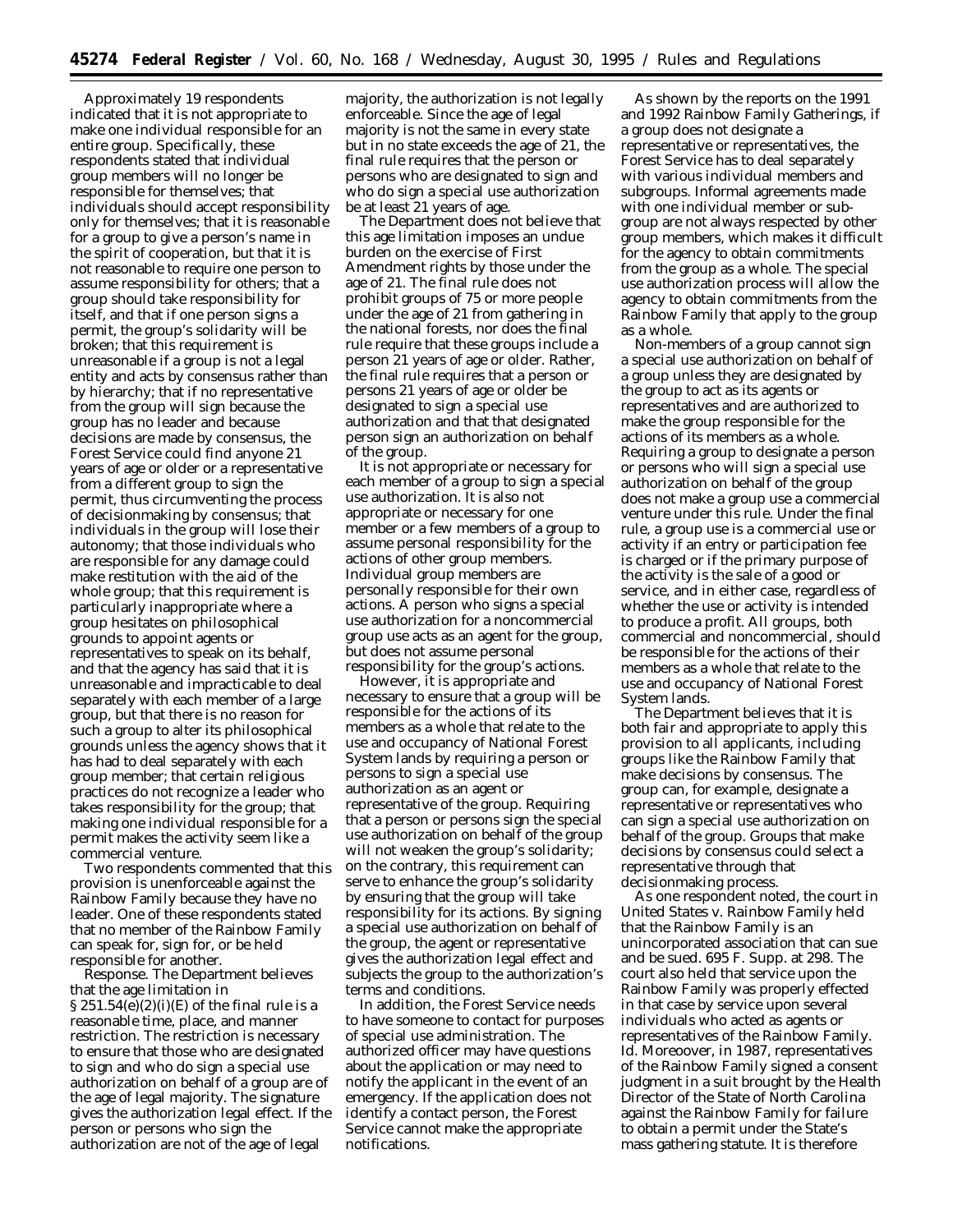Approximately 19 respondents indicated that it is not appropriate to make one individual responsible for an entire group. Specifically, these respondents stated that individual group members will no longer be responsible for themselves; that individuals should accept responsibility only for themselves; that it is reasonable for a group to give a person's name in the spirit of cooperation, but that it is not reasonable to require one person to assume responsibility for others; that a group should take responsibility for itself, and that if one person signs a permit, the group's solidarity will be broken; that this requirement is unreasonable if a group is not a legal entity and acts by consensus rather than by hierarchy; that if no representative from the group will sign because the group has no leader and because decisions are made by consensus, the Forest Service could find anyone 21 years of age or older or a representative from a different group to sign the permit, thus circumventing the process of decisionmaking by consensus; that individuals in the group will lose their autonomy; that those individuals who are responsible for any damage could make restitution with the aid of the whole group; that this requirement is particularly inappropriate where a group hesitates on philosophical grounds to appoint agents or representatives to speak on its behalf, and that the agency has said that it is unreasonable and impracticable to deal separately with each member of a large group, but that there is no reason for such a group to alter its philosophical grounds unless the agency shows that it has had to deal separately with each group member; that certain religious practices do not recognize a leader who takes responsibility for the group; that making one individual responsible for a permit makes the activity seem like a commercial venture.

Two respondents commented that this provision is unenforceable against the Rainbow Family because they have no leader. One of these respondents stated that no member of the Rainbow Family can speak for, sign for, or be held responsible for another.

*Response.* The Department believes that the age limitation in § 251.54(e)(2)(i)(E) of the final rule is a reasonable time, place, and manner restriction. The restriction is necessary to ensure that those who are designated to sign and who do sign a special use authorization on behalf of a group are of the age of legal majority. The signature gives the authorization legal effect. If the person or persons who sign the authorization are not of the age of legal majority, the authorization is not legally enforceable. Since the age of legal majority is not the same in every state but in no state exceeds the age of 21, the final rule requires that the person or persons who are designated to sign and who do sign a special use authorization be at least 21 years of age.

The Department does not believe that this age limitation imposes an undue burden on the exercise of First Amendment rights by those under the age of 21. The final rule does not prohibit groups of 75 or more people under the age of 21 from gathering in the national forests, nor does the final rule require that these groups include a person 21 years of age or older. Rather, the final rule requires that a person or persons 21 years of age or older be designated to sign a special use authorization and that that designated person sign an authorization on behalf of the group.

It is not appropriate or necessary for each member of a group to sign a special use authorization. It is also not appropriate or necessary for one member or a few members of a group to assume personal responsibility for the actions of other group members. Individual group members are personally responsible for their own actions. A person who signs a special use authorization for a noncommercial group use acts as an agent for the group, but does not assume personal responsibility for the group's actions.

However, it is appropriate and necessary to ensure that a group will be responsible for the actions of its members as a whole that relate to the use and occupancy of National Forest System lands by requiring a person or persons to sign a special use authorization as an agent or representative of the group. Requiring that a person or persons sign the special use authorization on behalf of the group will not weaken the group's solidarity; on the contrary, this requirement can serve to enhance the group's solidarity by ensuring that the group will take responsibility for its actions. By signing a special use authorization on behalf of the group, the agent or representative gives the authorization legal effect and subjects the group to the authorization's terms and conditions.

In addition, the Forest Service needs to have someone to contact for purposes of special use administration. The authorized officer may have questions about the application or may need to notify the applicant in the event of an emergency. If the application does not identify a contact person, the Forest Service cannot make the appropriate notifications.

As shown by the reports on the 1991 and 1992 Rainbow Family Gatherings, if a group does not designate a representative or representatives, the Forest Service has to deal separately with various individual members and subgroups. Informal agreements made with one individual member or sub-group are not always respected by other group members, which makes it difficult for the agency to obtain commitments from the group as a whole. The special use authorization process will allow the agency to obtain commitments from the Rainbow Family that apply to the group as a whole.

Non-members of a group cannot sign a special use authorization on behalf of a group unless they are designated by the group to act as its agents or representatives and are authorized to make the group responsible for the actions of its members as a whole. Requiring a group to designate a person or persons who will sign a special use authorization on behalf of the group does not make a group use a commercial venture under this rule. Under the final rule, a group use is a commercial use or activity if an entry or participation fee is charged or if the primary purpose of the activity is the sale of a good or service, and in either case, regardless of whether the use or activity is intended to produce a profit. All groups, both commercial and noncommercial, should be responsible for the actions of their members as a whole that relate to the use and occupancy of National Forest System lands.

The Department believes that it is both fair and appropriate to apply this provision to all applicants, including groups like the Rainbow Family that make decisions by consensus. The group can, for example, designate a representative or representatives who can sign a special use authorization on behalf of the group. Groups that make decisions by consensus could select a representative through that decisionmaking process.

As one respondent noted, the court in *United States* v. *Rainbow Family* held that the Rainbow Family is an unincorporated association that can sue and be sued. 695 F. Supp. at 298. The court also held that service upon the Rainbow Family was properly effected in that case by service upon several individuals who acted as agents or representatives of the Rainbow Family. *Id.* Moreoover, in 1987, representatives of the Rainbow Family signed a consent judgment in a suit brought by the Health Director of the State of North Carolina against the Rainbow Family for failure to obtain a permit under the State's mass gathering statute. It is therefore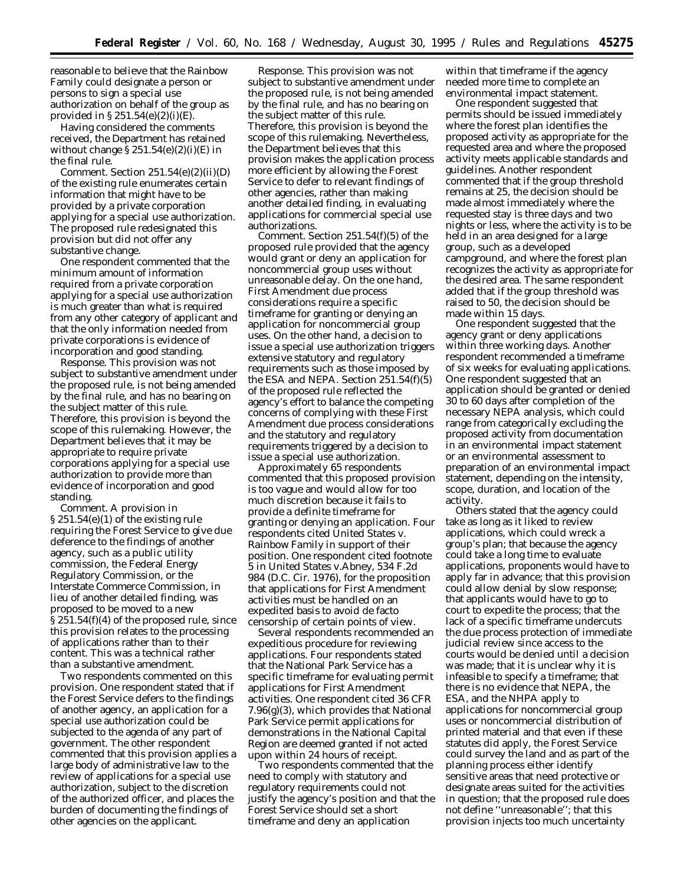reasonable to believe that the Rainbow Family could designate a person or persons to sign a special use authorization on behalf of the group as provided in § 251.54(e)(2)(i)(E).

Having considered the comments received, the Department has retained without change § 251.54(e)(2)(i)(E) in the final rule.

*Comment.* Section 251.54(e)(2)(ii)(D) of the existing rule enumerates certain information that might have to be provided by a private corporation applying for a special use authorization. The proposed rule redesignated this provision but did not offer any substantive change.

One respondent commented that the minimum amount of information required from a private corporation applying for a special use authorization is much greater than what is required from any other category of applicant and that the only information needed from private corporations is evidence of incorporation and good standing.

*Response.* This provision was not subject to substantive amendment under the proposed rule, is not being amended by the final rule, and has no bearing on the subject matter of this rule. Therefore, this provision is beyond the scope of this rulemaking. However, the Department believes that it may be appropriate to require private corporations applying for a special use authorization to provide more than evidence of incorporation and good standing.

*Comment.* A provision in § 251.54(e)(1) of the existing rule requiring the Forest Service to give due deference to the findings of another agency, such as a public utility commission, the Federal Energy Regulatory Commission, or the Interstate Commerce Commission, in lieu of another detailed finding, was proposed to be moved to a new § 251.54(f)(4) of the proposed rule, since this provision relates to the processing of applications rather than to their content. This was a technical rather than a substantive amendment.

Two respondents commented on this provision. One respondent stated that if the Forest Service defers to the findings of another agency, an application for a special use authorization could be subjected to the agenda of any part of government. The other respondent commented that this provision applies a large body of administrative law to the review of applications for a special use authorization, subject to the discretion of the authorized officer, and places the burden of documenting the findings of other agencies on the applicant.

*Response.* This provision was not subject to substantive amendment under the proposed rule, is not being amended by the final rule, and has no bearing on the subject matter of this rule. Therefore, this provision is beyond the scope of this rulemaking. Nevertheless, the Department believes that this provision makes the application process more efficient by allowing the Forest Service to defer to relevant findings of other agencies, rather than making another detailed finding, in evaluating applications for commercial special use authorizations.

*Comment.* Section 251.54(f)(5) of the proposed rule provided that the agency would grant or deny an application for noncommercial group uses without unreasonable delay. On the one hand, First Amendment due process considerations require a specific timeframe for granting or denying an application for noncommercial group uses. On the other hand, a decision to issue a special use authorization triggers extensive statutory and regulatory requirements such as those imposed by the ESA and NEPA. Section 251.54(f)(5) of the proposed rule reflected the agency's effort to balance the competing concerns of complying with these First Amendment due process considerations and the statutory and regulatory requirements triggered by a decision to issue a special use authorization.

Approximately 65 respondents commented that this proposed provision is too vague and would allow for too much discretion because it fails to provide a definite timeframe for granting or denying an application. Four respondents cited *United States* v. *Rainbow Family* in support of their position. One respondent cited footnote 5 in *United States* v.*Abney*, 534 F.2d 984 (D.C. Cir. 1976), for the proposition that applications for First Amendment activities must be handled on an expedited basis to avoid de facto censorship of certain points of view.

Several respondents recommended an expeditious procedure for reviewing applications. Four respondents stated that the National Park Service has a specific timeframe for evaluating permit applications for First Amendment activities. One respondent cited 36 CFR 7.96(g)(3), which provides that National Park Service permit applications for demonstrations in the National Capital Region are deemed granted if not acted upon within 24 hours of receipt.

Two respondents commented that the need to comply with statutory and regulatory requirements could not justify the agency's position and that the Forest Service should set a short timeframe and deny an application within that timeframe if the agency needed more time to complete an environmental impact statement.

One respondent suggested that permits should be issued immediately where the forest plan identifies the proposed activity as appropriate for the requested area and where the proposed activity meets applicable standards and guidelines. Another respondent commented that if the group threshold remains at 25, the decision should be made almost immediately where the requested stay is three days and two nights or less, where the activity is to be held in an area designed for a large group, such as a developed campground, and where the forest plan recognizes the activity as appropriate for the desired area. The same respondent added that if the group threshold was raised to 50, the decision should be made within 15 days.

One respondent suggested that the agency grant or deny applications within three working days. Another respondent recommended a timeframe of six weeks for evaluating applications. One respondent suggested that an application should be granted or denied 30 to 60 days after completion of the necessary NEPA analysis, which could range from categorically excluding the proposed activity from documentation in an environmental impact statement or an environmental assessment to preparation of an environmental impact statement, depending on the intensity, scope, duration, and location of the activity.

Others stated that the agency could take as long as it liked to review applications, which could wreck a group's plan; that because the agency could take a long time to evaluate applications, proponents would have to apply far in advance; that this provision could allow denial by slow response; that applicants would have to go to court to expedite the process; that the lack of a specific timeframe undercuts the due process protection of immediate judicial review since access to the courts would be denied until a decision was made; that it is unclear why it is infeasible to specify a timeframe; that there is no evidence that NEPA, the ESA, and the NHPA apply to applications for noncommercial group uses or noncommercial distribution of printed material and that even if these statutes did apply, the Forest Service could survey the land and as part of the planning process either identify sensitive areas that need protective or designate areas suited for the activities in question; that the proposed rule does not define ''unreasonable''; that this provision injects too much uncertainty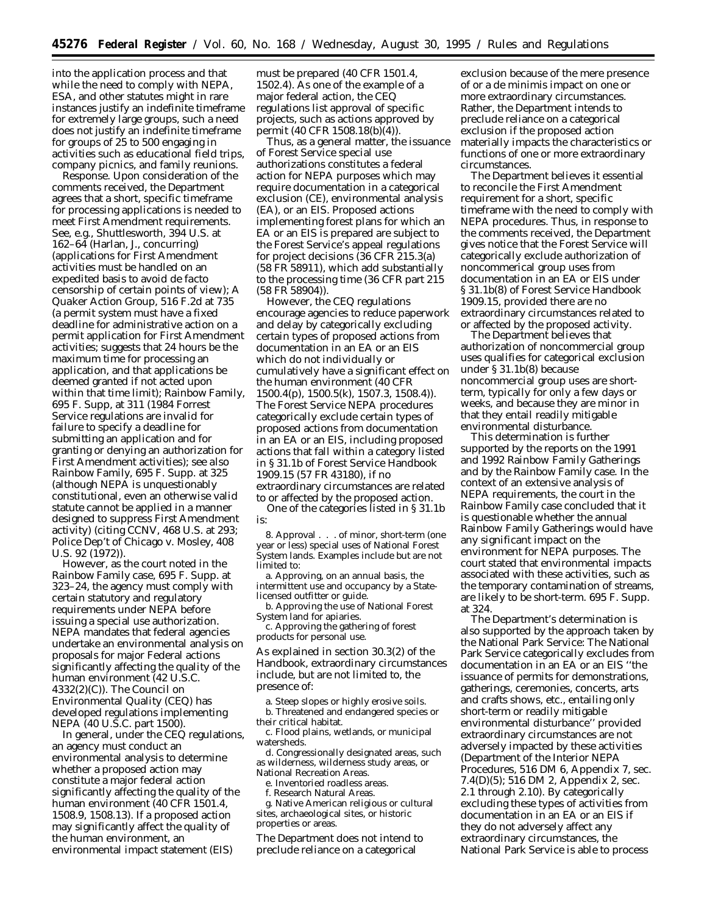into the application process and that while the need to comply with NEPA, ESA, and other statutes might in rare instances justify an indefinite timeframe for extremely large groups, such a need does not justify an indefinite timeframe for groups of 25 to 500 engaging in activities such as educational field trips, company picnics, and family reunions.

*Response.* Upon consideration of the comments received, the Department agrees that a short, specific timeframe for processing applications is needed to meet First Amendment requirements. See, e.g., *Shuttlesworth,* 394 U.S. at 162–64 (Harlan, J., concurring) (applications for First Amendment activities must be handled on an expedited basis to avoid *de facto* censorship of certain points of view); *A Quaker Action Group,* 516 F.2d at 735 (a permit system must have a fixed deadline for administrative action on a permit application for First Amendment activities; suggests that 24 hours be the maximum time for processing an application, and that applications be deemed granted if not acted upon within that time limit); *Rainbow Family,* 695 F. Supp. at 311 (1984 Forrest Service regulations are invalid for failure to specify a deadline for submitting an application and for granting or denying an authorization for First Amendment activities); see also *Rainbow Family,* 695 F. Supp. at 325 (although NEPA is unquestionably constitutional, even an otherwise valid statute cannot be applied in a manner designed to suppress First Amendment activity) (citing *CCNV,* 468 U.S. at 293; *Police Dep't of Chicago* v. *Mosley,* 408 U.S. 92 (1972)).

However, as the court noted in the *Rainbow Family* case, 695 F. Supp. at 323–24, the agency must comply with certain statutory and regulatory requirements under NEPA before issuing a special use authorization. NEPA mandates that federal agencies undertake an environmental analysis on proposals for major Federal actions significantly affecting the quality of the human environment (42 U.S.C. 4332(2)(C)). The Council on Environmental Quality (CEQ) has developed regulations implementing NEPA (40 U.S.C. part 1500).

In general, under the CEQ regulations, an agency must conduct an environmental analysis to determine whether a proposed action may constitute a major federal action significantly affecting the quality of the human environment (40 CFR 1501.4, 1508.9, 1508.13). If a proposed action may significantly affect the quality of the human environment, an environmental impact statement (EIS) must be prepared (40 CFR 1501.4, 1502.4). As one of the example of a major federal action, the CEQ regulations list approval of specific projects, such as actions approved by permit (40 CFR 1508.18(b)(4)).

Thus, as a general matter, the issuance of Forest Service special use authorizations constitutes a federal action for NEPA purposes which may require documentation in a categorical exclusion (CE), environmental analysis (EA), or an EIS. Proposed actions implementing forest plans for which an EA or an EIS is prepared are subject to the Forest Service's appeal regulations for project decisions (36 CFR 215.3(a) (58 FR 58911), which add substantially to the processing time (36 CFR part 215 (58 FR 58904)).

However, the CEQ regulations encourage agencies to reduce paperwork and delay by categorically excluding certain types of proposed actions from documentation in an EA or an EIS which do not individually or cumulatively have a significant effect on the human environment (40 CFR 1500.4(p), 1500.5(k), 1507.3, 1508.4)). The Forest Service NEPA procedures categorically exclude certain types of proposed actions from documentation in an EA or an EIS, including proposed actions that fall within a category listed in § 31.1b of Forest Service Handbook 1909.15 (57 FR 43180), if no extraordinary circumstances are related to or affected by the proposed action.

One of the categories listed in § 31.1b is:

8. Approval . . . of minor, short-term (one year or less) special uses of National Forest System lands. Examples include but are not limited to:

a. Approving, on an annual basis, the intermittent use and occupancy by a State-licensed outfitter or guide.

b. Approving the use of National Forest System land for apiaries.

c. Approving the gathering of forest products for personal use.

As explained in section 30.3(2) of the Handbook, extraordinary circumstances include, but are not limited to, the presence of:

a. Steep slopes or highly erosive soils.

b. Threatened and endangered species or their critical habitat.

c. Flood plains, wetlands, or municipal watersheds.

d. Congressionally designated areas, such as wilderness, wilderness study areas, or National Recreation Areas.

e. Inventoried roadless areas.

f. Research Natural Areas.

g. Native American religious or cultural sites, archaeological sites, or historic properties or areas.

The Department does not intend to preclude reliance on a categorical exclusion because of the mere presence of or a *de minimis* impact on one or more extraordinary circumstances. Rather, the Department intends to preclude reliance on a categorical exclusion if the proposed action materially impacts the characteristics or functions of one or more extraordinary circumstances.

The Department believes it essential to reconcile the First Amendment requirement for a short, specific timeframe with the need to comply with NEPA procedures. Thus, in response to the comments received, the Department gives notice that the Forest Service will categorically exclude authorization of noncommerical group uses from documentation in an EA or EIS under § 31.1b(8) of Forest Service Handbook 1909.15, provided there are no extraordinary circumstances related to or affected by the proposed activity.

The Department believes that authorization of noncommercial group uses qualifies for categorical exclusion under § 31.1b(8) because noncommercial group uses are short-term, typically for only a few days or weeks, and because they are minor in that they entail readily mitigable environmental disturbance.

This determination is further supported by the reports on the 1991 and 1992 Rainbow Family Gatherings and by the *Rainbow Family* case. In the context of an extensive analysis of NEPA requirements, the court in the *Rainbow Family* case concluded that it is questionable whether the annual Rainbow Family Gatherings would have any significant impact on the environment for NEPA purposes. The court stated that environmental impacts associated with these activities, such as the temporary contamination of streams, are likely to be short-term. 695 F. Supp. at 324.

The Department's determination is also supported by the approach taken by the National Park Service: The National Park Service categorically excludes from documentation in an EA or an EIS "the issuance of permits for demonstrations, gatherings, ceremonies, concerts, arts and crafts shows, etc., entailing only short-term or readily mitigable environmental disturbance" provided extraordinary circumstances are not adversely impacted by these activities (Department of the Interior NEPA Procedures, 516 DM 6, Appendix 7, sec. 7.4(D)(5); 516 DM 2, Appendix 2, sec. 2.1 through 2.10). By categorically excluding these types of activities from documentation in an EA or an EIS if they do not adversely affect any extraordinary circumstances, the National Park Service is able to process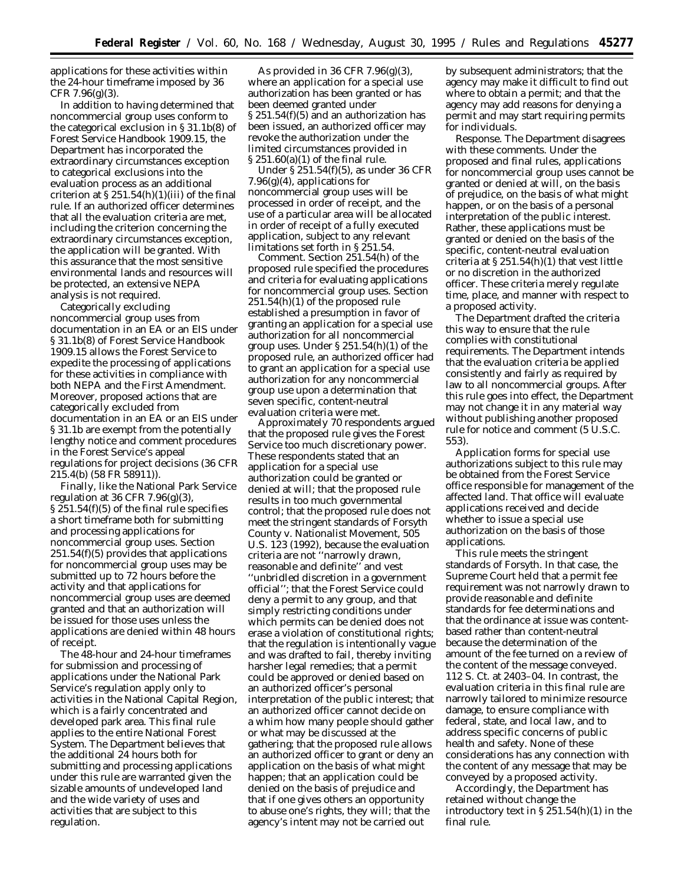applications for these activities within the 24-hour timeframe imposed by 36 CFR 7.96(g)(3).

In addition to having determined that noncommercial group uses conform to the categorical exclusion in § 31.1b(8) of Forest Service Handbook 1909.15, the Department has incorporated the extraordinary circumstances exception to categorical exclusions into the evaluation process as an additional criterion at § 251.54(h)(1)(iii) of the final rule. If an authorized officer determines that all the evaluation criteria are met, including the criterion concerning the extraordinary circumstances exception, the application will be granted. With this assurance that the most sensitive environmental lands and resources will be protected, an extensive NEPA analysis is not required.

Categorically excluding noncommercial group uses from documentation in an EA or an EIS under § 31.1b(8) of Forest Service Handbook 1909.15 allows the Forest Service to expedite the processing of applications for these activities in compliance with both NEPA and the First Amendment. Moreover, proposed actions that are categorically excluded from documentation in an EA or an EIS under § 31.1b are exempt from the potentially lengthy notice and comment procedures in the Forest Service's appeal regulations for project decisions (36 CFR 215.4(b) (58 FR 58911)).

Finally, like the National Park Service regulation at 36 CFR 7.96(g)(3), § 251.54(f)(5) of the final rule specifies a short timeframe both for submitting and processing applications for noncommercial group uses. Section 251.54(f)(5) provides that applications for noncommercial group uses may be submitted up to 72 hours before the activity and that applications for noncommercial group uses are deemed granted and that an authorization will be issued for those uses unless the applications are denied within 48 hours of receipt.

The 48-hour and 24-hour timeframes for submission and processing of applications under the National Park Service's regulation apply only to activities in the National Capital Region, which is a fairly concentrated and developed park area. This final rule applies to the entire National Forest System. The Department believes that the additional 24 hours both for submitting and processing applications under this rule are warranted given the sizable amounts of undeveloped land and the wide variety of uses and activities that are subject to this regulation.

As provided in 36 CFR 7.96(g)(3), where an application for a special use authorization has been granted or has been deemed granted under § 251.54(f)(5) and an authorization has been issued, an authorized officer may revoke the authorization under the limited circumstances provided in § 251.60(a)(1) of the final rule.

Under § 251.54(f)(5), as under 36 CFR 7.96(g)(4), applications for noncommercial group uses will be processed in order of receipt, and the use of a particular area will be allocated in order of receipt of a fully executed application, subject to any relevant limitations set forth in § 251.54.

*Comment.* Section 251.54(h) of the proposed rule specified the procedures and criteria for evaluating applications for noncommercial group uses. Section 251.54(h)(1) of the proposed rule established a presumption in favor of granting an application for a special use authorization for all noncommercial group uses. Under § 251.54(h)(1) of the proposed rule, an authorized officer had to grant an application for a special use authorization for any noncommercial group use upon a determination that seven specific, content-neutral evaluation criteria were met.

Approximately 70 respondents argued that the proposed rule gives the Forest Service too much discretionary power. These respondents stated that an application for a special use authorization could be granted or denied at will; that the proposed rule results in too much governmental control; that the proposed rule does not meet the stringent standards of *Forsyth County* v. *Nationalist Movement,* 505 U.S. 123 (1992), because the evaluation criteria are not ''narrowly drawn, reasonable and definite'' and vest ''unbridled discretion in a government official''; that the Forest Service could deny a permit to any group, and that simply restricting conditions under which permits can be denied does not erase a violation of constitutional rights; that the regulation is intentionally vague and was drafted to fail, thereby inviting harsher legal remedies; that a permit could be approved or denied based on an authorized officer's personal interpretation of the public interest; that an authorized officer cannot decide on a whim how many people should gather or what may be discussed at the gathering; that the proposed rule allows an authorized officer to grant or deny an application on the basis of what might happen; that an application could be denied on the basis of prejudice and that if one gives others an opportunity to abuse one's rights, they will; that the agency's intent may not be carried out by subsequent administrators; that the agency may make it difficult to find out where to obtain a permit; and that the agency may add reasons for denying a permit and may start requiring permits for individuals.

*Response.* The Department disagrees with these comments. Under the proposed and final rules, applications for noncommercial group uses cannot be granted or denied at will, on the basis of prejudice, on the basis of what might happen, or on the basis of a personal interpretation of the public interest. Rather, these applications must be granted or denied on the basis of the specific, content-neutral evaluation criteria at § 251.54(h)(1) that vest little or no discretion in the authorized officer. These criteria merely regulate time, place, and manner with respect to a proposed activity.

The Department drafted the criteria this way to ensure that the rule complies with constitutional requirements. The Department intends that the evaluation criteria be applied consistently and fairly as required by law to all noncommercial groups. After this rule goes into effect, the Department may not change it in any material way without publishing another proposed rule for notice and comment (5 U.S.C. 553).

Application forms for special use authorizations subject to this rule may be obtained from the Forest Service office responsible for management of the affected land. That office will evaluate applications received and decide whether to issue a special use authorization on the basis of those applications.

This rule meets the stringent standards of *Forsyth.* In that case, the Supreme Court held that a permit fee requirement was not narrowly drawn to provide reasonable and definite standards for fee determinations and that the ordinance at issue was content-based rather than content-neutral because the determination of the amount of the fee turned on a review of the content of the message conveyed. 112 S. Ct. at 2403–04. In contrast, the evaluation criteria in this final rule are narrowly tailored to minimize resource damage, to ensure compliance with federal, state, and local law, and to address specific concerns of public health and safety. None of these considerations has any connection with the content of any message that may be conveyed by a proposed activity.

Accordingly, the Department has retained without change the introductory text in § 251.54(h)(1) in the final rule.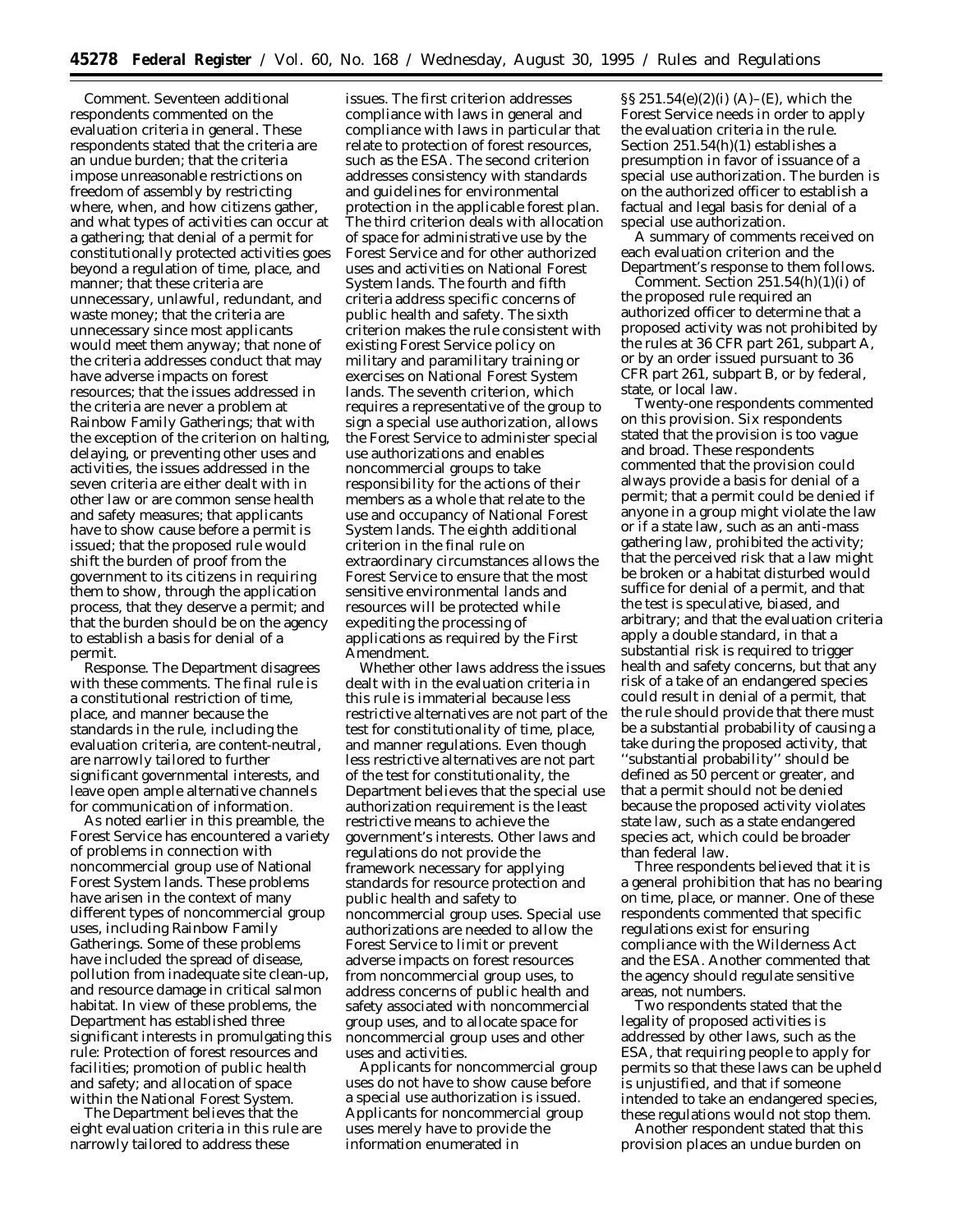Comment. Seventeen additional respondents commented on the evaluation criteria in general. These respondents stated that the criteria are an undue burden; that the criteria impose unreasonable restrictions on freedom of assembly by restricting where, when, and how citizens gather, and what types of activities can occur at a gathering; that denial of a permit for constitutionally protected activities goes beyond a regulation of time, place, and manner; that these criteria are unnecessary, unlawful, redundant, and waste money; that the criteria are unnecessary since most applicants would meet them anyway; that none of the criteria addresses conduct that may have adverse impacts on forest resources; that the issues addressed in the criteria are never a problem at Rainbow Family Gatherings; that with the exception of the criterion on halting, delaying, or preventing other uses and activities, the issues addressed in the seven criteria are either dealt with in other law or are common sense health and safety measures; that applicants have to show cause before a permit is issued; that the proposed rule would shift the burden of proof from the government to its citizens in requiring them to show, through the application process, that they deserve a permit; and that the burden should be on the agency to establish a basis for denial of a permit.

Response. The Department disagrees with these comments. The final rule is a constitutional restriction of time, place, and manner because the standards in the rule, including the evaluation criteria, are content-neutral, are narrowly tailored to further significant governmental interests, and leave open ample alternative channels for communication of information.

As noted earlier in this preamble, the Forest Service has encountered a variety of problems in connection with noncommercial group use of National Forest System lands. These problems have arisen in the context of many different types of noncommercial group uses, including Rainbow Family Gatherings. Some of these problems have included the spread of disease, pollution from inadequate site clean-up, and resource damage in critical salmon habitat. In view of these problems, the Department has established three significant interests in promulgating this rule: Protection of forest resources and facilities; promotion of public health and safety; and allocation of space within the National Forest System.

The Department believes that the eight evaluation criteria in this rule are narrowly tailored to address these issues. The first criterion addresses compliance with laws in general and compliance with laws in particular that relate to protection of forest resources, such as the ESA. The second criterion addresses consistency with standards and guidelines for environmental protection in the applicable forest plan. The third criterion deals with allocation of space for administrative use by the Forest Service and for other authorized uses and activities on National Forest System lands. The fourth and fifth criteria address specific concerns of public health and safety. The sixth criterion makes the rule consistent with existing Forest Service policy on military and paramilitary training or exercises on National Forest System lands. The seventh criterion, which requires a representative of the group to sign a special use authorization, allows the Forest Service to administer special use authorizations and enables noncommercial groups to take responsibility for the actions of their members as a whole that relate to the use and occupancy of National Forest System lands. The eighth additional criterion in the final rule on extraordinary circumstances allows the Forest Service to ensure that the most sensitive environmental lands and resources will be protected while expediting the processing of applications as required by the First Amendment.

Whether other laws address the issues dealt with in the evaluation criteria in this rule is immaterial because less restrictive alternatives are not part of the test for constitutionality of time, place, and manner regulations. Even though less restrictive alternatives are not part of the test for constitutionality, the Department believes that the special use authorization requirement is the least restrictive means to achieve the government's interests. Other laws and regulations do not provide the framework necessary for applying standards for resource protection and public health and safety to noncommercial group uses. Special use authorizations are needed to allow the Forest Service to limit or prevent adverse impacts on forest resources from noncommercial group uses, to address concerns of public health and safety associated with noncommercial group uses, and to allocate space for noncommercial group uses and other uses and activities.

Applicants for noncommercial group uses do not have to show cause before a special use authorization is issued. Applicants for noncommercial group uses merely have to provide the information enumerated in §§ 251.54(e)(2)(i) (A)–(E), which the Forest Service needs in order to apply the evaluation criteria in the rule. Section 251.54(h)(1) establishes a presumption in favor of issuance of a special use authorization. The burden is on the authorized officer to establish a factual and legal basis for denial of a special use authorization.

A summary of comments received on each evaluation criterion and the Department's response to them follows.

Comment. Section 251.54(h)(1)(i) of the proposed rule required an authorized officer to determine that a proposed activity was not prohibited by the rules at 36 CFR part 261, subpart A, or by an order issued pursuant to 36 CFR part 261, subpart B, or by federal, state, or local law.

Twenty-one respondents commented on this provision. Six respondents stated that the provision is too vague and broad. These respondents commented that the provision could always provide a basis for denial of a permit; that a permit could be denied if anyone in a group might violate the law or if a state law, such as an anti-mass gathering law, prohibited the activity; that the perceived risk that a law might be broken or a habitat disturbed would suffice for denial of a permit, and that the test is speculative, biased, and arbitrary; and that the evaluation criteria apply a double standard, in that a substantial risk is required to trigger health and safety concerns, but that any risk of a take of an endangered species could result in denial of a permit, that the rule should provide that there must be a substantial probability of causing a take during the proposed activity, that "substantial probability" should be defined as 50 percent or greater, and that a permit should not be denied because the proposed activity violates state law, such as a state endangered species act, which could be broader than federal law.

Three respondents believed that it is a general prohibition that has no bearing on time, place, or manner. One of these respondents commented that specific regulations exist for ensuring compliance with the Wilderness Act and the ESA. Another commented that the agency should regulate sensitive areas, not numbers.

Two respondents stated that the legality of proposed activities is addressed by other laws, such as the ESA, that requiring people to apply for permits so that these laws can be upheld is unjustified, and that if someone intended to take an endangered species, these regulations would not stop them.

Another respondent stated that this provision places an undue burden on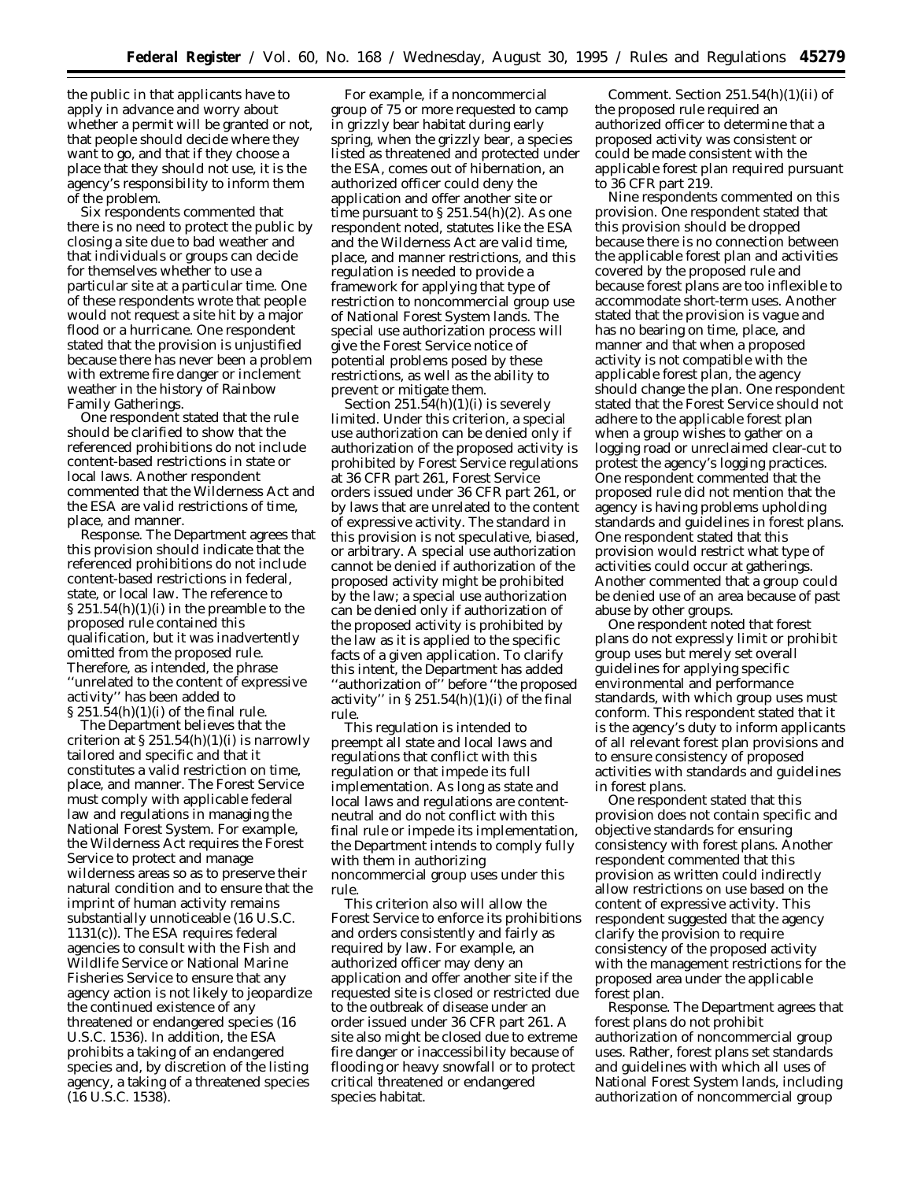the public in that applicants have to apply in advance and worry about whether a permit will be granted or not, that people should decide where they want to go, and that if they choose a place that they should not use, it is the agency's responsibility to inform them of the problem.

Six respondents commented that there is no need to protect the public by closing a site due to bad weather and that individuals or groups can decide for themselves whether to use a particular site at a particular time. One of these respondents wrote that people would not request a site hit by a major flood or a hurricane. One respondent stated that the provision is unjustified because there has never been a problem with extreme fire danger or inclement weather in the history of Rainbow Family Gatherings.

One respondent stated that the rule should be clarified to show that the referenced prohibitions do not include content-based restrictions in state or local laws. Another respondent commented that the Wilderness Act and the ESA are valid restrictions of time, place, and manner.

*Response.* The Department agrees that this provision should indicate that the referenced prohibitions do not include content-based restrictions in federal, state, or local law. The reference to § 251.54(h)(1)(i) in the preamble to the proposed rule contained this qualification, but it was inadvertently omitted from the proposed rule. Therefore, as intended, the phrase ''unrelated to the content of expressive activity'' has been added to § 251.54(h)(1)(i) of the final rule.

The Department believes that the criterion at § 251.54(h)(1)(i) is narrowly tailored and specific and that it constitutes a valid restriction on time, place, and manner. The Forest Service must comply with applicable federal law and regulations in managing the National Forest System. For example, the Wilderness Act requires the Forest Service to protect and manage wilderness areas so as to preserve their natural condition and to ensure that the imprint of human activity remains substantially unnoticeable (16 U.S.C. 1131(c)). The ESA requires federal agencies to consult with the Fish and Wildlife Service or National Marine Fisheries Service to ensure that any agency action is not likely to jeopardize the continued existence of any threatened or endangered species (16 U.S.C. 1536). In addition, the ESA prohibits a taking of an endangered species and, by discretion of the listing agency, a taking of a threatened species (16 U.S.C. 1538).

For example, if a noncommercial group of 75 or more requested to camp in grizzly bear habitat during early spring, when the grizzly bear, a species listed as threatened and protected under the ESA, comes out of hibernation, an authorized officer could deny the application and offer another site or time pursuant to § 251.54(h)(2). As one respondent noted, statutes like the ESA and the Wilderness Act are valid time, place, and manner restrictions, and this regulation is needed to provide a framework for applying that type of restriction to noncommercial group use of National Forest System lands. The special use authorization process will give the Forest Service notice of potential problems posed by these restrictions, as well as the ability to prevent or mitigate them.

Section 251.54(h)(1)(i) is severely limited. Under this criterion, a special use authorization can be denied only if authorization of the proposed activity is prohibited by Forest Service regulations at 36 CFR part 261, Forest Service orders issued under 36 CFR part 261, or by laws that are unrelated to the content of expressive activity. The standard in this provision is not speculative, biased, or arbitrary. A special use authorization cannot be denied if authorization of the proposed activity might be prohibited by the law; a special use authorization can be denied only if authorization of the proposed activity is prohibited by the law as it is applied to the specific facts of a given application. To clarify this intent, the Department has added ''authorization of'' before ''the proposed activity'' in § 251.54(h)(1)(i) of the final rule.

This regulation is intended to preempt all state and local laws and regulations that conflict with this regulation or that impede its full implementation. As long as state and local laws and regulations are content-neutral and do not conflict with this final rule or impede its implementation, the Department intends to comply fully with them in authorizing noncommercial group uses under this rule.

This criterion also will allow the Forest Service to enforce its prohibitions and orders consistently and fairly as required by law. For example, an authorized officer may deny an application and offer another site if the requested site is closed or restricted due to the outbreak of disease under an order issued under 36 CFR part 261. A site also might be closed due to extreme fire danger or inaccessibility because of flooding or heavy snowfall or to protect critical threatened or endangered species habitat.

*Comment.* Section 251.54(h)(1)(ii) of the proposed rule required an authorized officer to determine that a proposed activity was consistent or could be made consistent with the applicable forest plan required pursuant to 36 CFR part 219.

Nine respondents commented on this provision. One respondent stated that this provision should be dropped because there is no connection between the applicable forest plan and activities covered by the proposed rule and because forest plans are too inflexible to accommodate short-term uses. Another stated that the provision is vague and has no bearing on time, place, and manner and that when a proposed activity is not compatible with the applicable forest plan, the agency should change the plan. One respondent stated that the Forest Service should not adhere to the applicable forest plan when a group wishes to gather on a logging road or unreclaimed clear-cut to protest the agency's logging practices. One respondent commented that the proposed rule did not mention that the agency is having problems upholding standards and guidelines in forest plans. One respondent stated that this provision would restrict what type of activities could occur at gatherings. Another commented that a group could be denied use of an area because of past abuse by other groups.

One respondent noted that forest plans do not expressly limit or prohibit group uses but merely set overall guidelines for applying specific environmental and performance standards, with which group uses must conform. This respondent stated that it is the agency's duty to inform applicants of all relevant forest plan provisions and to ensure consistency of proposed activities with standards and guidelines in forest plans.

One respondent stated that this provision does not contain specific and objective standards for ensuring consistency with forest plans. Another respondent commented that this provision as written could indirectly allow restrictions on use based on the content of expressive activity. This respondent suggested that the agency clarify the provision to require consistency of the proposed activity with the management restrictions for the proposed area under the applicable forest plan.

*Response.* The Department agrees that forest plans do not prohibit authorization of noncommercial group uses. Rather, forest plans set standards and guidelines with which all uses of National Forest System lands, including authorization of noncommercial group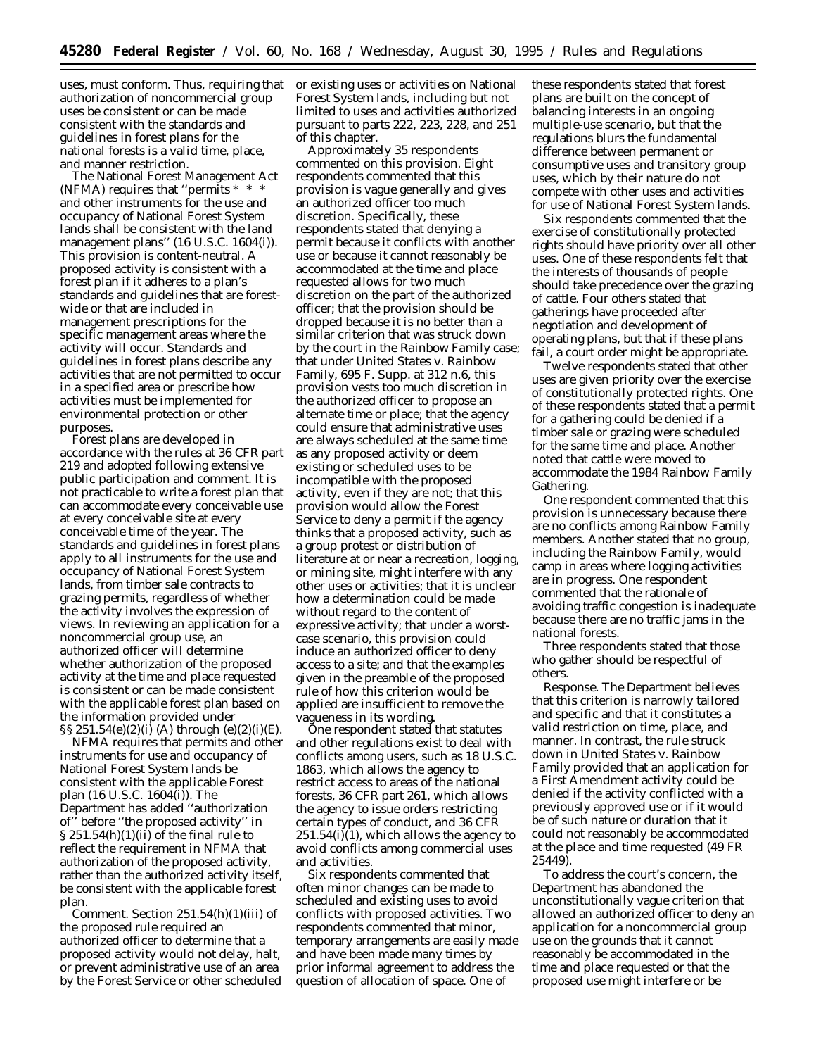uses, must conform. Thus, requiring that authorization of noncommercial group uses be consistent or can be made consistent with the standards and guidelines in forest plans for the national forests is a valid time, place, and manner restriction.

The National Forest Management Act (NFMA) requires that ''permits * * * and other instruments for the use and occupancy of National Forest System lands shall be consistent with the land management plans'' (16 U.S.C. 1604(i)). This provision is content-neutral. A proposed activity is consistent with a forest plan if it adheres to a plan's standards and guidelines that are forest-wide or that are included in management prescriptions for the specific management areas where the activity will occur. Standards and guidelines in forest plans describe any activities that are not permitted to occur in a specified area or prescribe how activities must be implemented for environmental protection or other purposes.

Forest plans are developed in accordance with the rules at 36 CFR part 219 and adopted following extensive public participation and comment. It is not practicable to write a forest plan that can accommodate every conceivable use at every conceivable site at every conceivable time of the year. The standards and guidelines in forest plans apply to all instruments for the use and occupancy of National Forest System lands, from timber sale contracts to grazing permits, regardless of whether the activity involves the expression of views. In reviewing an application for a noncommercial group use, an authorized officer will determine whether authorization of the proposed activity at the time and place requested is consistent or can be made consistent with the applicable forest plan based on the information provided under §§ 251.54(e)(2)(i) (A) through (e)(2)(i)(E).

NFMA requires that permits and other instruments for use and occupancy of National Forest System lands be consistent with the applicable Forest plan (16 U.S.C. 1604(i)). The Department has added ''authorization of'' before ''the proposed activity'' in § 251.54(h)(1)(ii) of the final rule to reflect the requirement in NFMA that authorization of the proposed activity, rather than the authorized activity itself, be consistent with the applicable forest plan.

*Comment.* Section 251.54(h)(1)(iii) of the proposed rule required an authorized officer to determine that a proposed activity would not delay, halt, or prevent administrative use of an area by the Forest Service or other scheduled or existing uses or activities on National Forest System lands, including but not limited to uses and activities authorized pursuant to parts 222, 223, 228, and 251 of this chapter.

Approximately 35 respondents commented on this provision. Eight respondents commented that this provision is vague generally and gives an authorized officer too much discretion. Specifically, these respondents stated that denying a permit because it conflicts with another use or because it cannot reasonably be accommodated at the time and place requested allows for two much discretion on the part of the authorized officer; that the provision should be dropped because it is no better than a similar criterion that was struck down by the court in the Rainbow Family case; that under *United States* v. *Rainbow Family,* 695 F. Supp. at 312 n.6, this provision vests too much discretion in the authorized officer to propose an alternate time or place; that the agency could ensure that administrative uses are always scheduled at the same time as any proposed activity or deem existing or scheduled uses to be incompatible with the proposed activity, even if they are not; that this provision would allow the Forest Service to deny a permit if the agency thinks that a proposed activity, such as a group protest or distribution of literature at or near a recreation, logging, or mining site, might interfere with any other uses or activities; that it is unclear how a determination could be made without regard to the content of expressive activity; that under a worst-case scenario, this provision could induce an authorized officer to deny access to a site; and that the examples given in the preamble of the proposed rule of how this criterion would be applied are insufficient to remove the vagueness in its wording.

One respondent stated that statutes and other regulations exist to deal with conflicts among users, such as 18 U.S.C. 1863, which allows the agency to restrict access to areas of the national forests, 36 CFR part 261, which allows the agency to issue orders restricting certain types of conduct, and 36 CFR 251.54(i)(1), which allows the agency to avoid conflicts among commercial uses and activities.

Six respondents commented that often minor changes can be made to scheduled and existing uses to avoid conflicts with proposed activities. Two respondents commented that minor, temporary arrangements are easily made and have been made many times by prior informal agreement to address the question of allocation of space. One of these respondents stated that forest plans are built on the concept of balancing interests in an ongoing multiple-use scenario, but that the regulations blurs the fundamental difference between permanent or consumptive uses and transitory group uses, which by their nature do not compete with other uses and activities for use of National Forest System lands.

Six respondents commented that the exercise of constitutionally protected rights should have priority over all other uses. One of these respondents felt that the interests of thousands of people should take precedence over the grazing of cattle. Four others stated that gatherings have proceeded after negotiation and development of operating plans, but that if these plans fail, a court order might be appropriate.

Twelve respondents stated that other uses are given priority over the exercise of constitutionally protected rights. One of these respondents stated that a permit for a gathering could be denied if a timber sale or grazing were scheduled for the same time and place. Another noted that cattle were moved to accommodate the 1984 Rainbow Family Gathering.

One respondent commented that this provision is unnecessary because there are no conflicts among Rainbow Family members. Another stated that no group, including the Rainbow Family, would camp in areas where logging activities are in progress. One respondent commented that the rationale of avoiding traffic congestion is inadequate because there are no traffic jams in the national forests.

Three respondents stated that those who gather should be respectful of others.

*Response.* The Department believes that this criterion is narrowly tailored and specific and that it constitutes a valid restriction on time, place, and manner. In contrast, the rule struck down in *United States* v. *Rainbow Family* provided that an application for a First Amendment activity could be denied if the activity conflicted with a previously approved use or if it would be of such nature or duration that it could not reasonably be accommodated at the place and time requested (49 FR 25449).

To address the court's concern, the Department has abandoned the unconstitutionally vague criterion that allowed an authorized officer to deny an application for a noncommercial group use on the grounds that it cannot reasonably be accommodated in the time and place requested or that the proposed use might interfere or be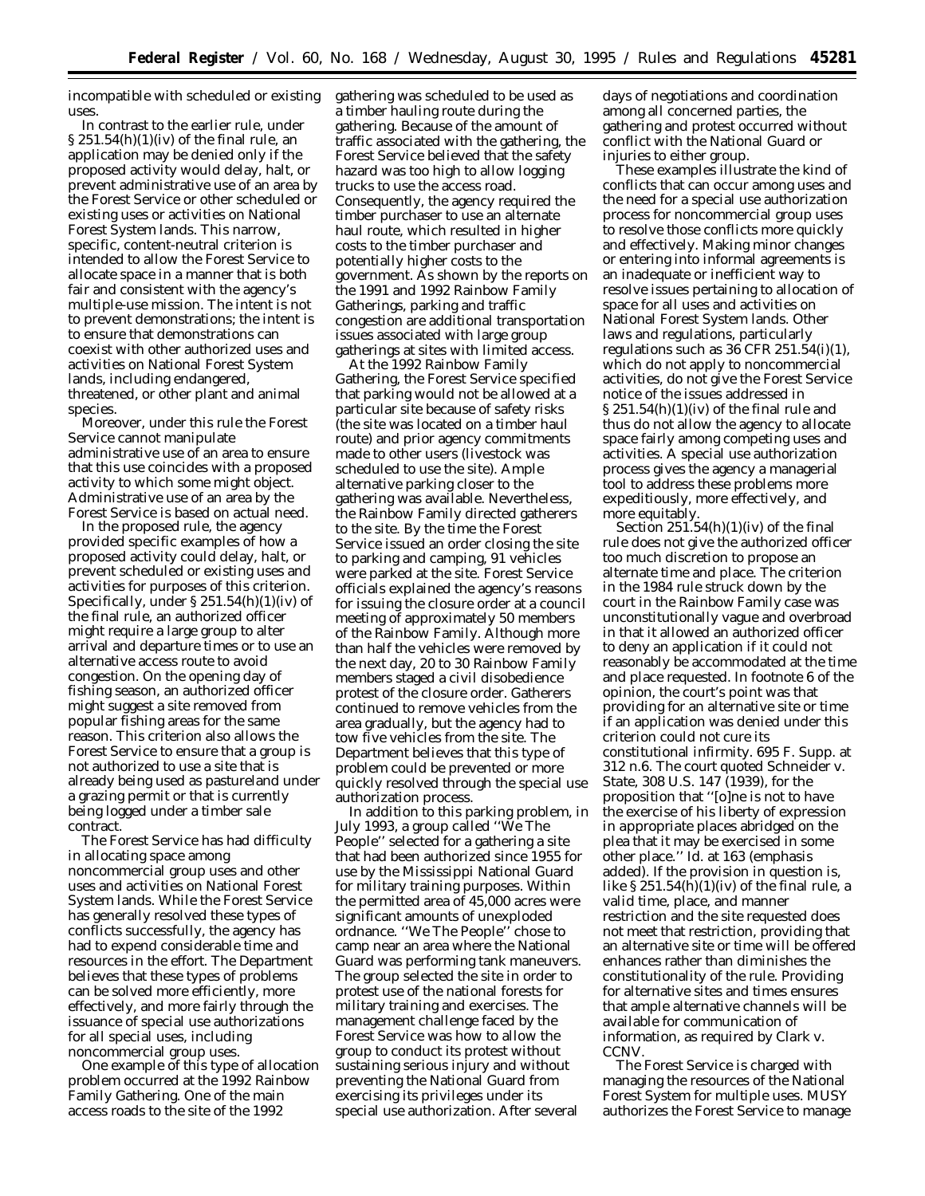incompatible with scheduled or existing uses.

In contrast to the earlier rule, under § 251.54(h)(1)(iv) of the final rule, an application may be denied only if the proposed activity would delay, halt, or prevent administrative use of an area by the Forest Service or other scheduled or existing uses or activities on National Forest System lands. This narrow, specific, content-neutral criterion is intended to allow the Forest Service to allocate space in a manner that is both fair and consistent with the agency's multiple-use mission. The intent is not to prevent demonstrations; the intent is to ensure that demonstrations can coexist with other authorized uses and activities on National Forest System lands, including endangered, threatened, or other plant and animal species.

Moreover, under this rule the Forest Service cannot manipulate administrative use of an area to ensure that this use coincides with a proposed activity to which some might object. Administrative use of an area by the Forest Service is based on actual need.

In the proposed rule, the agency provided specific examples of how a proposed activity could delay, halt, or prevent scheduled or existing uses and activities for purposes of this criterion. Specifically, under § 251.54(h)(1)(iv) of the final rule, an authorized officer might require a large group to alter arrival and departure times or to use an alternative access route to avoid congestion. On the opening day of fishing season, an authorized officer might suggest a site removed from popular fishing areas for the same reason. This criterion also allows the Forest Service to ensure that a group is not authorized to use a site that is already being used as pastureland under a grazing permit or that is currently being logged under a timber sale contract.

The Forest Service has had difficulty in allocating space among noncommercial group uses and other uses and activities on National Forest System lands. While the Forest Service has generally resolved these types of conflicts successfully, the agency has had to expend considerable time and resources in the effort. The Department believes that these types of problems can be solved more efficiently, more effectively, and more fairly through the issuance of special use authorizations for all special uses, including noncommercial group uses.

One example of this type of allocation problem occurred at the 1992 Rainbow Family Gathering. One of the main access roads to the site of the 1992 gathering was scheduled to be used as a timber hauling route during the gathering. Because of the amount of traffic associated with the gathering, the Forest Service believed that the safety hazard was too high to allow logging trucks to use the access road. Consequently, the agency required the timber purchaser to use an alternate haul route, which resulted in higher costs to the timber purchaser and potentially higher costs to the government. As shown by the reports on the 1991 and 1992 Rainbow Family Gatherings, parking and traffic congestion are additional transportation issues associated with large group gatherings at sites with limited access.

At the 1992 Rainbow Family Gathering, the Forest Service specified that parking would not be allowed at a particular site because of safety risks (the site was located on a timber haul route) and prior agency commitments made to other users (livestock was scheduled to use the site). Ample alternative parking closer to the gathering was available. Nevertheless, the Rainbow Family directed gatherers to the site. By the time the Forest Service issued an order closing the site to parking and camping, 91 vehicles were parked at the site. Forest Service officials explained the agency's reasons for issuing the closure order at a council meeting of approximately 50 members of the Rainbow Family. Although more than half the vehicles were removed by the next day, 20 to 30 Rainbow Family members staged a civil disobedience protest of the closure order. Gatherers continued to remove vehicles from the area gradually, but the agency had to tow five vehicles from the site. The Department believes that this type of problem could be prevented or more quickly resolved through the special use authorization process.

In addition to this parking problem, in July 1993, a group called ''We The People'' selected for a gathering a site that had been authorized since 1955 for use by the Mississippi National Guard for military training purposes. Within the permitted area of 45,000 acres were significant amounts of unexploded ordnance. ''We The People'' chose to camp near an area where the National Guard was performing tank maneuvers. The group selected the site in order to protest use of the national forests for military training and exercises. The management challenge faced by the Forest Service was how to allow the group to conduct its protest without sustaining serious injury and without preventing the National Guard from exercising its privileges under its special use authorization. After several days of negotiations and coordination among all concerned parties, the gathering and protest occurred without conflict with the National Guard or injuries to either group.

These examples illustrate the kind of conflicts that can occur among uses and the need for a special use authorization process for noncommercial group uses to resolve those conflicts more quickly and effectively. Making minor changes or entering into informal agreements is an inadequate or inefficient way to resolve issues pertaining to allocation of space for all uses and activities on National Forest System lands. Other laws and regulations, particularly regulations such as 36 CFR 251.54(i)(1), which do not apply to noncommercial activities, do not give the Forest Service notice of the issues addressed in § 251.54(h)(1)(iv) of the final rule and thus do not allow the agency to allocate space fairly among competing uses and activities. A special use authorization process gives the agency a managerial tool to address these problems more expeditiously, more effectively, and more equitably.

Section 251.54(h)(1)(iv) of the final rule does not give the authorized officer too much discretion to propose an alternate time and place. The criterion in the 1984 rule struck down by the court in the *Rainbow Family* case was unconstitutionally vague and overbroad in that it allowed an authorized officer to deny an application if it could not reasonably be accommodated at the time and place requested. In footnote 6 of the opinion, the court's point was that providing for an alternative site or time if an application was denied under this criterion could not cure its constitutional infirmity. 695 F. Supp. at 312 n.6. The court quoted *Schneider* v. *State*, 308 U.S. 147 (1939), for the proposition that ''[o]ne is not to have the exercise of his liberty of expression in appropriate places abridged on the plea that it may be exercised in some *other place*.'' *Id.* at 163 (emphasis added). If the provision in question is, like § 251.54(h)(1)(iv) of the final rule, a valid time, place, and manner restriction and the site requested does not meet that restriction, providing that an alternative site or time will be offered enhances rather than diminishes the constitutionality of the rule. Providing for alternative sites and times ensures that ample alternative channels will be available for communication of information, as required by *Clark* v. *CCNV*.

The Forest Service is charged with managing the resources of the National Forest System for multiple uses. MUSY authorizes the Forest Service to manage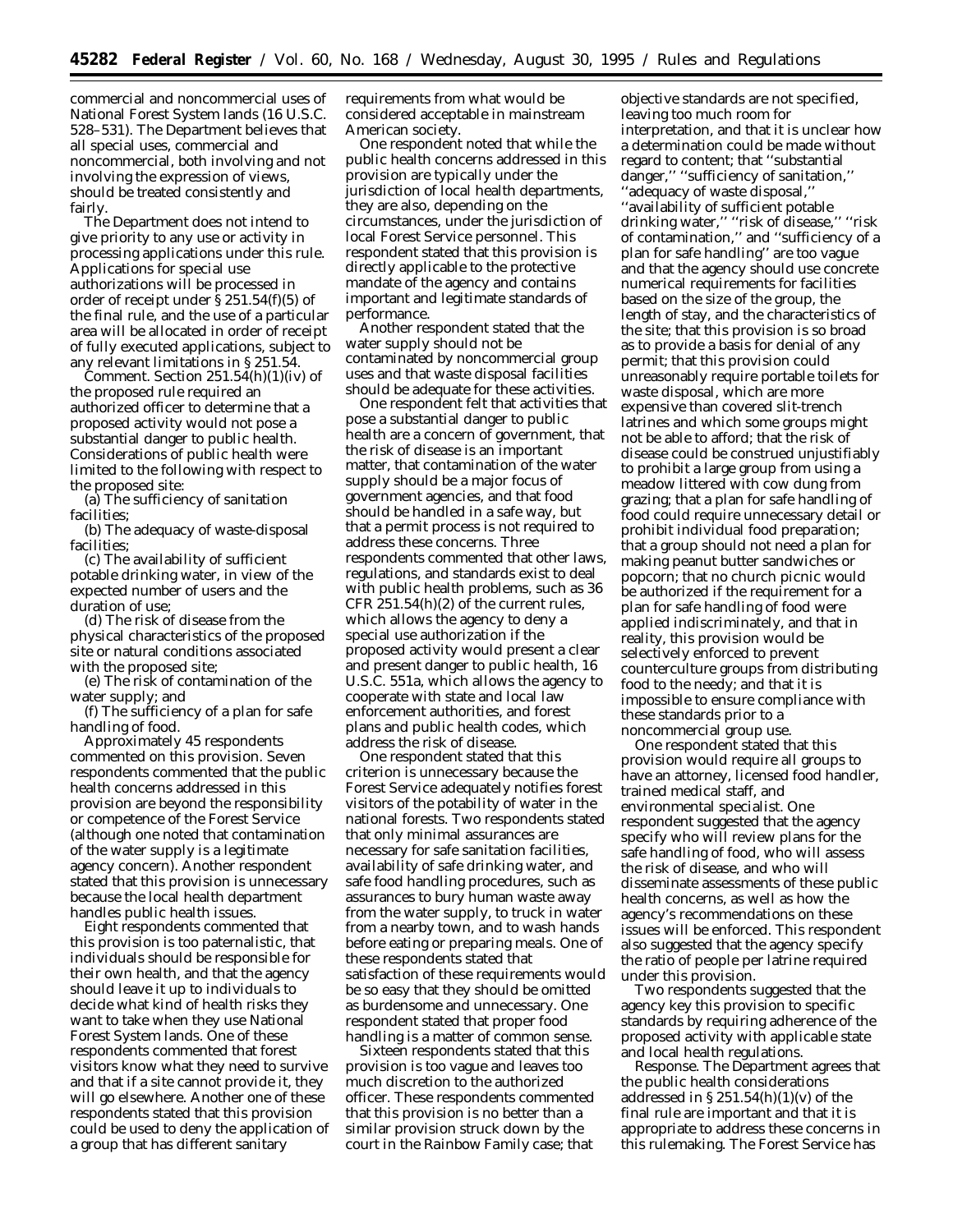commercial and noncommercial uses of National Forest System lands (16 U.S.C. 528–531). The Department believes that all special uses, commercial and noncommercial, both involving and not involving the expression of views, should be treated consistently and fairly.

The Department does not intend to give priority to any use or activity in processing applications under this rule. Applications for special use authorizations will be processed in order of receipt under § 251.54(f)(5) of the final rule, and the use of a particular area will be allocated in order of receipt of fully executed applications, subject to any relevant limitations in § 251.54.

*Comment.* Section 251.54(h)(1)(iv) of the proposed rule required an authorized officer to determine that a proposed activity would not pose a substantial danger to public health. Considerations of public health were limited to the following with respect to the proposed site:

(a) The sufficiency of sanitation facilities;

(b) The adequacy of waste-disposal facilities;

(c) The availability of sufficient potable drinking water, in view of the expected number of users and the duration of use;

(d) The risk of disease from the physical characteristics of the proposed site or natural conditions associated with the proposed site;

(e) The risk of contamination of the water supply; and

(f) The sufficiency of a plan for safe handling of food.

Approximately 45 respondents commented on this provision. Seven respondents commented that the public health concerns addressed in this provision are beyond the responsibility or competence of the Forest Service (although one noted that contamination of the water supply is a legitimate agency concern). Another respondent stated that this provision is unnecessary because the local health department handles public health issues.

Eight respondents commented that this provision is too paternalistic, that individuals should be responsible for their own health, and that the agency should leave it up to individuals to decide what kind of health risks they want to take when they use National Forest System lands. One of these respondents commented that forest visitors know what they need to survive and that if a site cannot provide it, they will go elsewhere. Another one of these respondents stated that this provision could be used to deny the application of a group that has different sanitary requirements from what would be considered acceptable in mainstream American society.

One respondent noted that while the public health concerns addressed in this provision are typically under the jurisdiction of local health departments, they are also, depending on the circumstances, under the jurisdiction of local Forest Service personnel. This respondent stated that this provision is directly applicable to the protective mandate of the agency and contains important and legitimate standards of performance.

Another respondent stated that the water supply should not be contaminated by noncommercial group uses and that waste disposal facilities should be adequate for these activities.

One respondent felt that activities that pose a substantial danger to public health are a concern of government, that the risk of disease is an important matter, that contamination of the water supply should be a major focus of government agencies, and that food should be handled in a safe way, but that a permit process is not required to address these concerns. Three respondents commented that other laws, regulations, and standards exist to deal with public health problems, such as 36 CFR 251.54(h)(2) of the current rules, which allows the agency to deny a special use authorization if the proposed activity would present a clear and present danger to public health, 16 U.S.C. 551a, which allows the agency to cooperate with state and local law enforcement authorities, and forest plans and public health codes, which address the risk of disease.

One respondent stated that this criterion is unnecessary because the Forest Service adequately notifies forest visitors of the potability of water in the national forests. Two respondents stated that only minimal assurances are necessary for safe sanitation facilities, availability of safe drinking water, and safe food handling procedures, such as assurances to bury human waste away from the water supply, to truck in water from a nearby town, and to wash hands before eating or preparing meals. One of these respondents stated that satisfaction of these requirements would be so easy that they should be omitted as burdensome and unnecessary. One respondent stated that proper food handling is a matter of common sense.

Sixteen respondents stated that this provision is too vague and leaves too much discretion to the authorized officer. These respondents commented that this provision is no better than a similar provision struck down by the court in the Rainbow Family case; that objective standards are not specified, leaving too much room for interpretation, and that it is unclear how a determination could be made without regard to content; that "substantial danger," "sufficiency of sanitation," "adequacy of waste disposal," "availability of sufficient potable drinking water," "risk of disease," "risk of contamination," and "sufficiency of a plan for safe handling" are too vague and that the agency should use concrete numerical requirements for facilities based on the size of the group, the length of stay, and the characteristics of the site; that this provision is so broad as to provide a basis for denial of any permit; that this provision could unreasonably require portable toilets for waste disposal, which are more expensive than covered slit-trench latrines and which some groups might not be able to afford; that the risk of disease could be construed unjustifiably to prohibit a large group from using a meadow littered with cow dung from grazing; that a plan for safe handling of food could require unnecessary detail or prohibit individual food preparation; that a group should not need a plan for making peanut butter sandwiches or popcorn; that no church picnic would be authorized if the requirement for a plan for safe handling of food were applied indiscriminately, and that in reality, this provision would be selectively enforced to prevent counterculture groups from distributing food to the needy; and that it is impossible to ensure compliance with these standards prior to a noncommercial group use.

One respondent stated that this provision would require all groups to have an attorney, licensed food handler, trained medical staff, and environmental specialist. One respondent suggested that the agency specify who will review plans for the safe handling of food, who will assess the risk of disease, and who will disseminate assessments of these public health concerns, as well as how the agency's recommendations on these issues will be enforced. This respondent also suggested that the agency specify the ratio of people per latrine required under this provision.

Two respondents suggested that the agency key this provision to specific standards by requiring adherence of the proposed activity with applicable state and local health regulations.

*Response.* The Department agrees that the public health considerations addressed in § 251.54(h)(1)(v) of the final rule are important and that it is appropriate to address these concerns in this rulemaking. The Forest Service has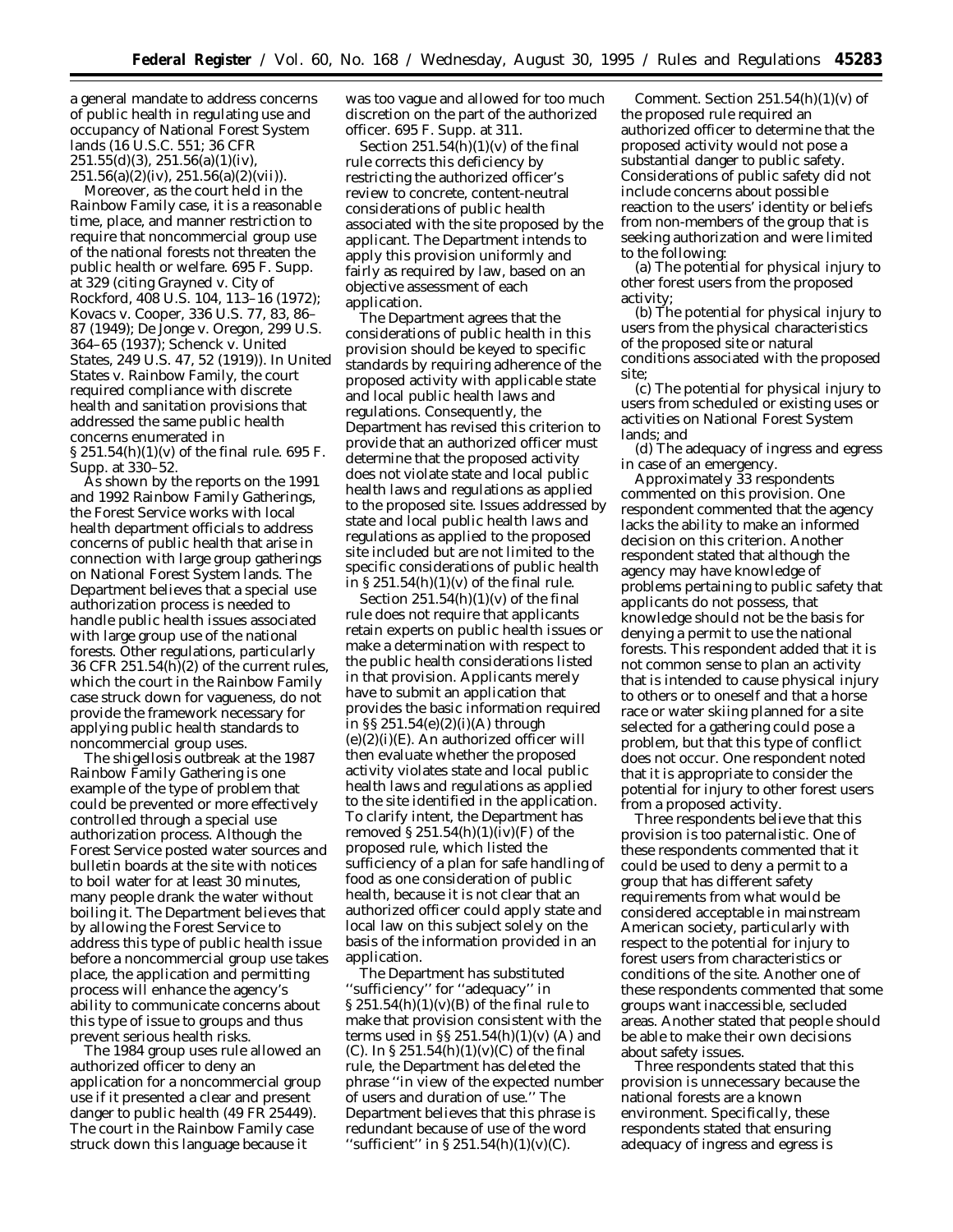a general mandate to address concerns of public health in regulating use and occupancy of National Forest System lands (16 U.S.C. 551; 36 CFR 251.55(d)(3), 251.56(a)(1)(iv), 251.56(a)(2)(iv), 251.56(a)(2)(vii)).

Moreover, as the court held in the Rainbow Family case, it is a reasonable time, place, and manner restriction to require that noncommercial group use of the national forests not threaten the public health or welfare. 695 F. Supp. at 329 (citing *Grayned* v. *City of Rockford*, 408 U.S. 104, 113–16 (1972); *Kovacs* v. *Cooper*, 336 U.S. 77, 83, 86–87 (1949); *De Jonge* v. *Oregon*, 299 U.S. 364–65 (1937); *Schenck* v. *United States*, 249 U.S. 47, 52 (1919)). In *United States* v. *Rainbow Family*, the court required compliance with discrete health and sanitation provisions that addressed the same public health concerns enumerated in § 251.54(h)(1)(v) of the final rule. 695 F. Supp. at 330–52.

As shown by the reports on the 1991 and 1992 Rainbow Family Gatherings, the Forest Service works with local health department officials to address concerns of public health that arise in connection with large group gatherings on National Forest System lands. The Department believes that a special use authorization process is needed to handle public health issues associated with large group use of the national forests. Other regulations, particularly 36 CFR 251.54(h)(2) of the current rules, which the court in the Rainbow Family case struck down for vagueness, do not provide the framework necessary for applying public health standards to noncommercial group uses.

The shigellosis outbreak at the 1987 Rainbow Family Gathering is one example of the type of problem that could be prevented or more effectively controlled through a special use authorization process. Although the Forest Service posted water sources and bulletin boards at the site with notices to boil water for at least 30 minutes, many people drank the water without boiling it. The Department believes that by allowing the Forest Service to address this type of public health issue before a noncommercial group use takes place, the application and permitting process will enhance the agency's ability to communicate concerns about this type of issue to groups and thus prevent serious health risks.

The 1984 group uses rule allowed an authorized officer to deny an application for a noncommercial group use if it presented a clear and present danger to public health (49 FR 25449). The court in the Rainbow Family case struck down this language because it was too vague and allowed for too much discretion on the part of the authorized officer. 695 F. Supp. at 311.

Section 251.54(h)(1)(v) of the final rule corrects this deficiency by restricting the authorized officer's review to concrete, content-neutral considerations of public health associated with the site proposed by the applicant. The Department intends to apply this provision uniformly and fairly as required by law, based on an objective assessment of each application.

The Department agrees that the considerations of public health in this provision should be keyed to specific standards by requiring adherence of the proposed activity with applicable state and local public health laws and regulations. Consequently, the Department has revised this criterion to provide that an authorized officer must determine that the proposed activity does not violate state and local public health laws and regulations as applied to the proposed site. Issues addressed by state and local public health laws and regulations as applied to the proposed site included but are not limited to the specific considerations of public health in § 251.54(h)(1)(v) of the final rule.

Section 251.54(h)(1)(v) of the final rule does not require that applicants retain experts on public health issues or make a determination with respect to the public health considerations listed in that provision. Applicants merely have to submit an application that provides the basic information required in §§ 251.54(e)(2)(i)(A) through (e)(2)(i)(E). An authorized officer will then evaluate whether the proposed activity violates state and local public health laws and regulations as applied to the site identified in the application. To clarify intent, the Department has removed § 251.54(h)(1)(iv)(F) of the proposed rule, which listed the sufficiency of a plan for safe handling of food as one consideration of public health, because it is not clear that an authorized officer could apply state and local law on this subject solely on the basis of the information provided in an application.

The Department has substituted ''sufficiency'' for ''adequacy'' in § 251.54(h)(1)(v)(B) of the final rule to make that provision consistent with the terms used in §§ 251.54(h)(1)(v) (A) and (C). In § 251.54(h)(1)(v)(C) of the final rule, the Department has deleted the phrase ''in view of the expected number of users and duration of use.'' The Department believes that this phrase is redundant because of use of the word ''sufficient'' in § 251.54(h)(1)(v)(C).

*Comment.* Section 251.54(h)(1)(v) of the proposed rule required an authorized officer to determine that the proposed activity would not pose a substantial danger to public safety. Considerations of public safety did not include concerns about possible reaction to the users' identity or beliefs from non-members of the group that is seeking authorization and were limited to the following:

(a) The potential for physical injury to other forest users from the proposed activity;

(b) The potential for physical injury to users from the physical characteristics of the proposed site or natural conditions associated with the proposed site;

(c) The potential for physical injury to users from scheduled or existing uses or activities on National Forest System lands; and

(d) The adequacy of ingress and egress in case of an emergency.

Approximately 33 respondents commented on this provision. One respondent commented that the agency lacks the ability to make an informed decision on this criterion. Another respondent stated that although the agency may have knowledge of problems pertaining to public safety that applicants do not possess, that knowledge should not be the basis for denying a permit to use the national forests. This respondent added that it is not common sense to plan an activity that is intended to cause physical injury to others or to oneself and that a horse race or water skiing planned for a site selected for a gathering could pose a problem, but that this type of conflict does not occur. One respondent noted that it is appropriate to consider the potential for injury to other forest users from a proposed activity.

Three respondents believe that this provision is too paternalistic. One of these respondents commented that it could be used to deny a permit to a group that has different safety requirements from what would be considered acceptable in mainstream American society, particularly with respect to the potential for injury to forest users from characteristics or conditions of the site. Another one of these respondents commented that some groups want inaccessible, secluded areas. Another stated that people should be able to make their own decisions about safety issues.

Three respondents stated that this provision is unnecessary because the national forests are a known environment. Specifically, these respondents stated that ensuring adequacy of ingress and egress is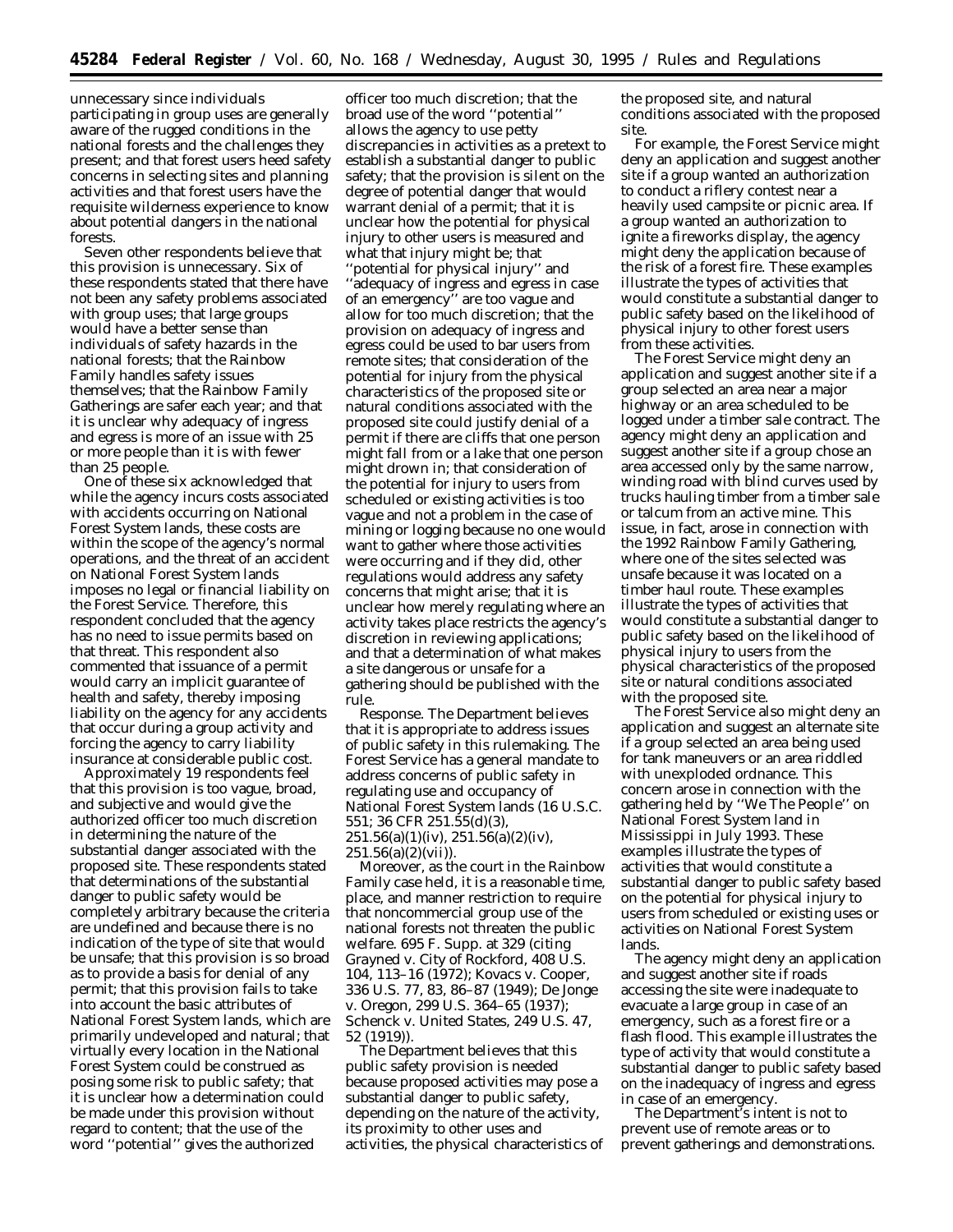unnecessary since individuals participating in group uses are generally aware of the rugged conditions in the national forests and the challenges they present; and that forest users heed safety concerns in selecting sites and planning activities and that forest users have the requisite wilderness experience to know about potential dangers in the national forests.

Seven other respondents believe that this provision is unnecessary. Six of these respondents stated that there have not been any safety problems associated with group uses; that large groups would have a better sense than individuals of safety hazards in the national forests; that the Rainbow Family handles safety issues themselves; that the Rainbow Family Gatherings are safer each year; and that it is unclear why adequacy of ingress and egress is more of an issue with 25 or more people than it is with fewer than 25 people.

One of these six acknowledged that while the agency incurs costs associated with accidents occurring on National Forest System lands, these costs are within the scope of the agency's normal operations, and the threat of an accident on National Forest System lands imposes no legal or financial liability on the Forest Service. Therefore, this respondent concluded that the agency has no need to issue permits based on that threat. This respondent also commented that issuance of a permit would carry an implicit guarantee of health and safety, thereby imposing liability on the agency for any accidents that occur during a group activity and forcing the agency to carry liability insurance at considerable public cost.

Approximately 19 respondents feel that this provision is too vague, broad, and subjective and would give the authorized officer too much discretion in determining the nature of the substantial danger associated with the proposed site. These respondents stated that determinations of the substantial danger to public safety would be completely arbitrary because the criteria are undefined and because there is no indication of the type of site that would be unsafe; that this provision is so broad as to provide a basis for denial of any permit; that this provision fails to take into account the basic attributes of National Forest System lands, which are primarily undeveloped and natural; that virtually every location in the National Forest System could be construed as posing some risk to public safety; that it is unclear how a determination could be made under this provision without regard to content; that the use of the word ''potential'' gives the authorized officer too much discretion; that the broad use of the word ''potential'' allows the agency to use petty discrepancies in activities as a pretext to establish a substantial danger to public safety; that the provision is silent on the degree of potential danger that would warrant denial of a permit; that it is unclear how the potential for physical injury to other users is measured and what that injury might be; that ''potential for physical injury'' and ''adequacy of ingress and egress in case of an emergency'' are too vague and allow for too much discretion; that the provision on adequacy of ingress and egress could be used to bar users from remote sites; that consideration of the potential for injury from the physical characteristics of the proposed site or natural conditions associated with the proposed site could justify denial of a permit if there are cliffs that one person might fall from or a lake that one person might drown in; that consideration of the potential for injury to users from scheduled or existing activities is too vague and not a problem in the case of mining or logging because no one would want to gather where those activities were occurring and if they did, other regulations would address any safety concerns that might arise; that it is unclear how merely regulating where an activity takes place restricts the agency's discretion in reviewing applications; and that a determination of what makes a site dangerous or unsafe for a gathering should be published with the rule.

*Response.* The Department believes that it is appropriate to address issues of public safety in this rulemaking. The Forest Service has a general mandate to address concerns of public safety in regulating use and occupancy of National Forest System lands (16 U.S.C. 551; 36 CFR 251.55(d)(3), 251.56(a)(1)(iv), 251.56(a)(2)(iv), 251.56(a)(2)(vii)).

Moreover, as the court in the Rainbow Family case held, it is a reasonable time, place, and manner restriction to require that noncommercial group use of the national forests not threaten the public welfare. 695 F. Supp. at 329 (citing *Grayned* v. *City of Rockford,* 408 U.S. 104, 113–16 (1972); *Kovacs* v. *Cooper,* 336 U.S. 77, 83, 86–87 (1949); *De Jonge* v. *Oregon,* 299 U.S. 364–65 (1937); *Schenck* v. *United States,* 249 U.S. 47, 52 (1919)).

The Department believes that this public safety provision is needed because proposed activities may pose a substantial danger to public safety, depending on the nature of the activity, its proximity to other uses and activities, the physical characteristics of the proposed site, and natural conditions associated with the proposed site.

For example, the Forest Service might deny an application and suggest another site if a group wanted an authorization to conduct a riflery contest near a heavily used campsite or picnic area. If a group wanted an authorization to ignite a fireworks display, the agency might deny the application because of the risk of a forest fire. These examples illustrate the types of activities that would constitute a substantial danger to public safety based on the likelihood of physical injury to other forest users from these activities.

The Forest Service might deny an application and suggest another site if a group selected an area near a major highway or an area scheduled to be logged under a timber sale contract. The agency might deny an application and suggest another site if a group chose an area accessed only by the same narrow, winding road with blind curves used by trucks hauling timber from a timber sale or talcum from an active mine. This issue, in fact, arose in connection with the 1992 Rainbow Family Gathering, where one of the sites selected was unsafe because it was located on a timber haul route. These examples illustrate the types of activities that would constitute a substantial danger to public safety based on the likelihood of physical injury to users from the physical characteristics of the proposed site or natural conditions associated with the proposed site.

The Forest Service also might deny an application and suggest an alternate site if a group selected an area being used for tank maneuvers or an area riddled with unexploded ordnance. This concern arose in connection with the gathering held by ''We The People'' on National Forest System land in Mississippi in July 1993. These examples illustrate the types of activities that would constitute a substantial danger to public safety based on the potential for physical injury to users from scheduled or existing uses or activities on National Forest System lands.

The agency might deny an application and suggest another site if roads accessing the site were inadequate to evacuate a large group in case of an emergency, such as a forest fire or a flash flood. This example illustrates the type of activity that would constitute a substantial danger to public safety based on the inadequacy of ingress and egress in case of an emergency.

The Department's intent is not to prevent use of remote areas or to prevent gatherings and demonstrations.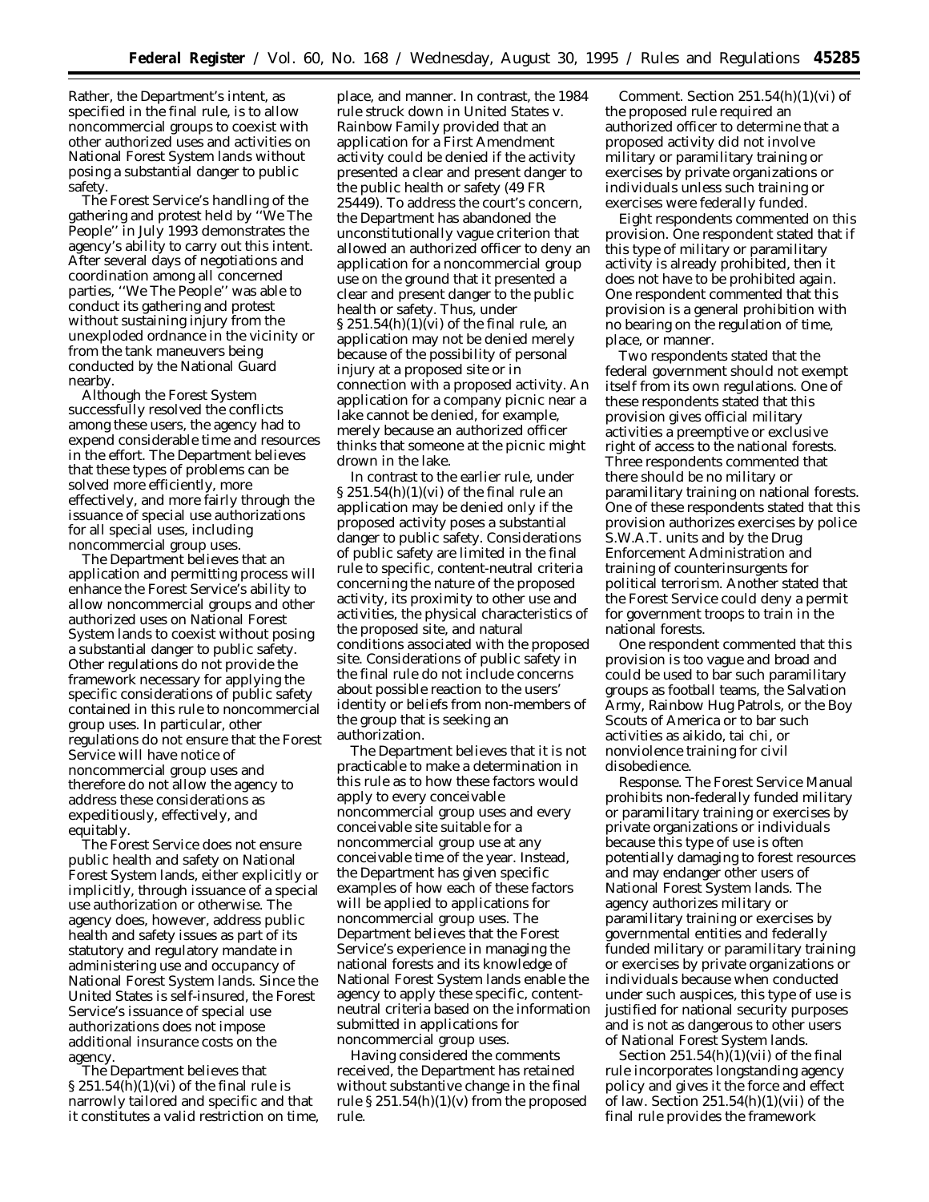Rather, the Department's intent, as specified in the final rule, is to allow noncommercial groups to coexist with other authorized uses and activities on National Forest System lands without posing a substantial danger to public safety.

The Forest Service's handling of the gathering and protest held by ''We The People'' in July 1993 demonstrates the agency's ability to carry out this intent. After several days of negotiations and coordination among all concerned parties, ''We The People'' was able to conduct its gathering and protest without sustaining injury from the unexploded ordnance in the vicinity or from the tank maneuvers being conducted by the National Guard nearby.

Although the Forest System successfully resolved the conflicts among these users, the agency had to expend considerable time and resources in the effort. The Department believes that these types of problems can be solved more efficiently, more effectively, and more fairly through the issuance of special use authorizations for all special uses, including noncommercial group uses.

The Department believes that an application and permitting process will enhance the Forest Service's ability to allow noncommercial groups and other authorized uses on National Forest System lands to coexist without posing a substantial danger to public safety. Other regulations do not provide the framework necessary for applying the specific considerations of public safety contained in this rule to noncommercial group uses. In particular, other regulations do not ensure that the Forest Service will have notice of noncommercial group uses and therefore do not allow the agency to address these considerations as expeditiously, effectively, and equitably.

The Forest Service does not ensure public health and safety on National Forest System lands, either explicitly or implicitly, through issuance of a special use authorization or otherwise. The agency does, however, address public health and safety issues as part of its statutory and regulatory mandate in administering use and occupancy of National Forest System lands. Since the United States is self-insured, the Forest Service's issuance of special use authorizations does not impose additional insurance costs on the agency.

The Department believes that § 251.54(h)(1)(vi) of the final rule is narrowly tailored and specific and that it constitutes a valid restriction on time, place, and manner. In contrast, the 1984 rule struck down in *United States* v. *Rainbow Family* provided that an application for a First Amendment activity could be denied if the activity presented a clear and present danger to the public health or safety (49 FR 25449). To address the court's concern, the Department has abandoned the unconstitutionally vague criterion that allowed an authorized officer to deny an application for a noncommercial group use on the ground that it presented a clear and present danger to the public health or safety. Thus, under § 251.54(h)(1)(vi) of the final rule, an application may not be denied merely because of the possibility of personal injury at a proposed site or in connection with a proposed activity. An application for a company picnic near a lake cannot be denied, for example, merely because an authorized officer thinks that someone at the picnic might drown in the lake.

In contrast to the earlier rule, under § 251.54(h)(1)(vi) of the final rule an application may be denied only if the proposed activity poses a substantial danger to public safety. Considerations of public safety are limited in the final rule to specific, content-neutral criteria concerning the nature of the proposed activity, its proximity to other use and activities, the physical characteristics of the proposed site, and natural conditions associated with the proposed site. Considerations of public safety in the final rule do not include concerns about possible reaction to the users' identity or beliefs from non-members of the group that is seeking an authorization.

The Department believes that it is not practicable to make a determination in this rule as to how these factors would apply to every conceivable noncommercial group uses and every conceivable site suitable for a noncommercial group use at any conceivable time of the year. Instead, the Department has given specific examples of how each of these factors will be applied to applications for noncommercial group uses. The Department believes that the Forest Service's experience in managing the national forests and its knowledge of National Forest System lands enable the agency to apply these specific, content-neutral criteria based on the information submitted in applications for noncommercial group uses.

Having considered the comments received, the Department has retained without substantive change in the final rule § 251.54(h)(1)(v) from the proposed rule.

*Comment.* Section 251.54(h)(1)(vi) of the proposed rule required an authorized officer to determine that a proposed activity did not involve military or paramilitary training or exercises by private organizations or individuals unless such training or exercises were federally funded.

Eight respondents commented on this provision. One respondent stated that if this type of military or paramilitary activity is already prohibited, then it does not have to be prohibited again. One respondent commented that this provision is a general prohibition with no bearing on the regulation of time, place, or manner.

Two respondents stated that the federal government should not exempt itself from its own regulations. One of these respondents stated that this provision gives official military activities a preemptive or exclusive right of access to the national forests. Three respondents commented that there should be no military or paramilitary training on national forests. One of these respondents stated that this provision authorizes exercises by police S.W.A.T. units and by the Drug Enforcement Administration and training of counterinsurgents for political terrorism. Another stated that the Forest Service could deny a permit for government troops to train in the national forests.

One respondent commented that this provision is too vague and broad and could be used to bar such paramilitary groups as football teams, the Salvation Army, Rainbow Hug Patrols, or the Boy Scouts of America or to bar such activities as aikido, tai chi, or nonviolence training for civil disobedience.

*Response.* The Forest Service Manual prohibits non-federally funded military or paramilitary training or exercises by private organizations or individuals because this type of use is often potentially damaging to forest resources and may endanger other users of National Forest System lands. The agency authorizes military or paramilitary training or exercises by governmental entities and federally funded military or paramilitary training or exercises by private organizations or individuals because when conducted under such auspices, this type of use is justified for national security purposes and is not as dangerous to other users of National Forest System lands.

Section 251.54(h)(1)(vii) of the final rule incorporates longstanding agency policy and gives it the force and effect of law. Section 251.54(h)(1)(vii) of the final rule provides the framework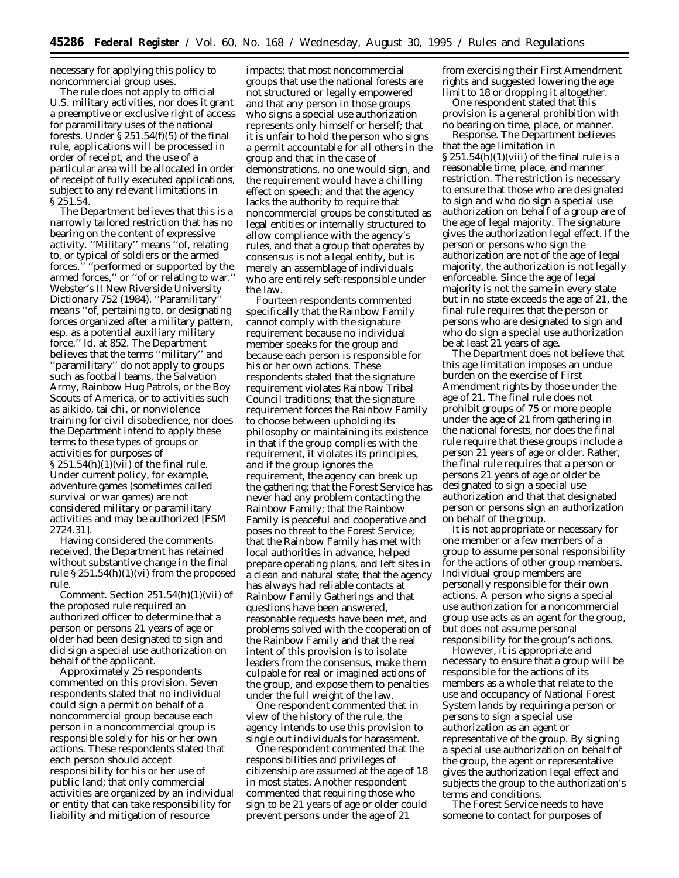necessary for applying this policy to noncommercial group uses.

The rule does not apply to official U.S. military activities, nor does it grant a preemptive or exclusive right of access for paramilitary uses of the national forests. Under § 251.54(f)(5) of the final rule, applications will be processed in order of receipt, and the use of a particular area will be allocated in order of receipt of fully executed applications, subject to any relevant limitations in § 251.54.

The Department believes that this is a narrowly tailored restriction that has no bearing on the content of expressive activity. ''Military'' means ''of, relating to, or typical of soldiers or the armed forces,'' ''performed or supported by the armed forces,'' or ''of or relating to war.'' Webster's II New Riverside University Dictionary 752 (1984). ''Paramilitary'' means ''of, pertaining to, or designating forces organized after a military pattern, esp. as a potential auxiliary military force.'' Id. at 852. The Department believes that the terms ''military'' and ''paramilitary'' do not apply to groups such as football teams, the Salvation Army, Rainbow Hug Patrols, or the Boy Scouts of America, or to activities such as aikido, tai chi, or nonviolence training for civil disobedience, nor does the Department intend to apply these terms to these types of groups or activities for purposes of § 251.54(h)(1)(vii) of the final rule. Under current policy, for example, adventure games (sometimes called survival or war games) are not considered military or paramilitary activities and may be authorized [FSM 2724.31].

Having considered the comments received, the Department has retained without substantive change in the final rule § 251.54(h)(1)(vi) from the proposed rule.

*Comment.* Section 251.54(h)(1)(vii) of the proposed rule required an authorized officer to determine that a person or persons 21 years of age or older had been designated to sign and did sign a special use authorization on behalf of the applicant.

Approximately 25 respondents commented on this provision. Seven respondents stated that no individual could sign a permit on behalf of a noncommercial group because each person in a noncommercial group is responsible solely for his or her own actions. These respondents stated that each person should accept responsibility for his or her use of public land; that only commercial activities are organized by an individual or entity that can take responsibility for liability and mitigation of resource impacts; that most noncommercial groups that use the national forests are not structured or legally empowered and that any person in those groups who signs a special use authorization represents only himself or herself; that it is unfair to hold the person who signs a permit accountable for all others in the group and that in the case of demonstrations, no one would sign, and the requirement would have a chilling effect on speech; and that the agency lacks the authority to require that noncommercial groups be constituted as legal entities or internally structured to allow compliance with the agency's rules, and that a group that operates by consensus is not a legal entity, but is merely an assemblage of individuals who are entirely seft-responsible under the law.

Fourteen respondents commented specifically that the Rainbow Family cannot comply with the signature requirement because no individual member speaks for the group and because each person is responsible for his or her own actions. These respondents stated that the signature requirement violates Rainbow Tribal Council traditions; that the signature requirement forces the Rainbow Family to choose between upholding its philosophy or maintaining its existence in that if the group complies with the requirement, it violates its principles, and if the group ignores the requirement, the agency can break up the gathering; that the Forest Service has never had any problem contacting the Rainbow Family; that the Rainbow Family is peaceful and cooperative and poses no threat to the Forest Service; that the Rainbow Family has met with local authorities in advance, helped prepare operating plans, and left sites in a clean and natural state; that the agency has always had reliable contacts at Rainbow Family Gatherings and that questions have been answered, reasonable requests have been met, and problems solved with the cooperation of the Rainbow Family and that the real intent of this provision is to isolate leaders from the consensus, make them culpable for real or imagined actions of the group, and expose them to penalties under the full weight of the law.

One respondent commented that in view of the history of the rule, the agency intends to use this provision to single out individuals for harassment.

One respondent commented that the responsibilities and privileges of citizenship are assumed at the age of 18 in most states. Another respondent commented that requiring those who sign to be 21 years of age or older could prevent persons under the age of 21 from exercising their First Amendment rights and suggested lowering the age limit to 18 or dropping it altogether.

One respondent stated that this provision is a general prohibition with no bearing on time, place, or manner.

*Response.* The Department believes that the age limitation in § 251.54(h)(1)(viii) of the final rule is a reasonable time, place, and manner restriction. The restriction is necessary to ensure that those who are designated to sign and who do sign a special use authorization on behalf of a group are of the age of legal majority. The signature gives the authorization legal effect. If the person or persons who sign the authorization are not of the age of legal majority, the authorization is not legally enforceable. Since the age of legal majority is not the same in every state but in no state exceeds the age of 21, the final rule requires that the person or persons who are designated to sign and who do sign a special use authorization be at least 21 years of age.

The Department does not believe that this age limitation imposes an undue burden on the exercise of First Amendment rights by those under the age of 21. The final rule does not prohibit groups of 75 or more people under the age of 21 from gathering in the national forests, nor does the final rule require that these groups include a person 21 years of age or older. Rather, the final rule requires that a person or persons 21 years of age or older be designated to sign a special use authorization and that that designated person or persons sign an authorization on behalf of the group.

It is not appropriate or necessary for one member or a few members of a group to assume personal responsibility for the actions of other group members. Individual group members are personally responsible for their own actions. A person who signs a special use authorization for a noncommercial group use acts as an agent for the group, but does not assume personal responsibility for the group's actions.

However, it is appropriate and necessary to ensure that a group will be responsible for the actions of its members as a whole that relate to the use and occupancy of National Forest System lands by requiring a person or persons to sign a special use authorization as an agent or representative of the group. By signing a special use authorization on behalf of the group, the agent or representative gives the authorization legal effect and subjects the group to the authorization's terms and conditions.

The Forest Service needs to have someone to contact for purposes of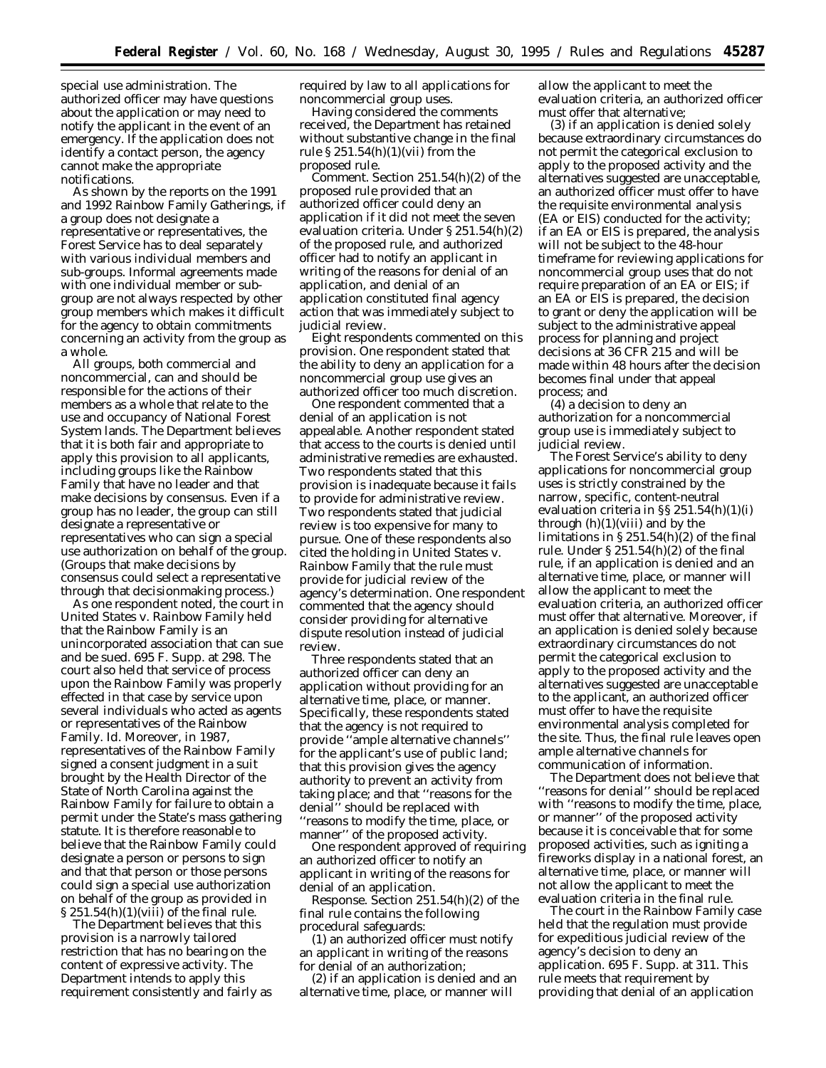special use administration. The authorized officer may have questions about the application or may need to notify the applicant in the event of an emergency. If the application does not identify a contact person, the agency cannot make the appropriate notifications.

As shown by the reports on the 1991 and 1992 Rainbow Family Gatherings, if a group does not designate a representative or representatives, the Forest Service has to deal separately with various individual members and sub-groups. Informal agreements made with one individual member or sub-group are not always respected by other group members which makes it difficult for the agency to obtain commitments concerning an activity from the group as a whole.

All groups, both commercial and noncommercial, can and should be responsible for the actions of their members as a whole that relate to the use and occupancy of National Forest System lands. The Department believes that it is both fair and appropriate to apply this provision to all applicants, including groups like the Rainbow Family that have no leader and that make decisions by consensus. Even if a group has no leader, the group can still designate a representative or representatives who can sign a special use authorization on behalf of the group. (Groups that make decisions by consensus could select a representative through that decisionmaking process.)

As one respondent noted, the court in *United States* v. *Rainbow Family* held that the Rainbow Family is an unincorporated association that can sue and be sued. 695 F. Supp. at 298. The court also held that service of process upon the Rainbow Family was properly effected in that case by service upon several individuals who acted as agents or representatives of the Rainbow Family. *Id.* Moreover, in 1987, representatives of the Rainbow Family signed a consent judgment in a suit brought by the Health Director of the State of North Carolina against the Rainbow Family for failure to obtain a permit under the State's mass gathering statute. It is therefore reasonable to believe that the Rainbow Family could designate a person or persons to sign and that that person or those persons could sign a special use authorization on behalf of the group as provided in § 251.54(h)(1)(viii) of the final rule.

The Department believes that this provision is a narrowly tailored restriction that has no bearing on the content of expressive activity. The Department intends to apply this requirement consistently and fairly as required by law to all applications for noncommercial group uses.

Having considered the comments received, the Department has retained without substantive change in the final rule § 251.54(h)(1)(vii) from the proposed rule.

*Comment.* Section 251.54(h)(2) of the proposed rule provided that an authorized officer could deny an application if it did not meet the seven evaluation criteria. Under § 251.54(h)(2) of the proposed rule, and authorized officer had to notify an applicant in writing of the reasons for denial of an application, and denial of an application constituted final agency action that was immediately subject to judicial review.

Eight respondents commented on this provision. One respondent stated that the ability to deny an application for a noncommercial group use gives an authorized officer too much discretion.

One respondent commented that a denial of an application is not appealable. Another respondent stated that access to the courts is denied until administrative remedies are exhausted. Two respondents stated that this provision is inadequate because it fails to provide for administrative review. Two respondents stated that judicial review is too expensive for many to pursue. One of these respondents also cited the holding in *United States* v. *Rainbow Family* that the rule must provide for judicial review of the agency's determination. One respondent commented that the agency should consider providing for alternative dispute resolution instead of judicial review.

Three respondents stated that an authorized officer can deny an application without providing for an alternative time, place, or manner. Specifically, these respondents stated that the agency is not required to provide "ample alternative channels" for the applicant's use of public land; that this provision gives the agency authority to prevent an activity from taking place; and that "reasons for the denial" should be replaced with "reasons to modify the time, place, or manner" of the proposed activity.

One respondent approved of requiring an authorized officer to notify an applicant in writing of the reasons for denial of an application.

*Response.* Section 251.54(h)(2) of the final rule contains the following procedural safeguards:

(1) an authorized officer must notify an applicant in writing of the reasons for denial of an authorization;

(2) if an application is denied and an alternative time, place, or manner will allow the applicant to meet the evaluation criteria, an authorized officer must offer that alternative;

(3) if an application is denied solely because extraordinary circumstances do not permit the categorical exclusion to apply to the proposed activity and the alternatives suggested are unacceptable, an authorized officer must offer to have the requisite environmental analysis (EA or EIS) conducted for the activity; if an EA or EIS is prepared, the analysis will not be subject to the 48-hour timeframe for reviewing applications for noncommercial group uses that do not require preparation of an EA or EIS; if an EA or EIS is prepared, the decision to grant or deny the application will be subject to the administrative appeal process for planning and project decisions at 36 CFR 215 and will be made within 48 hours after the decision becomes final under that appeal process; and

(4) a decision to deny an authorization for a noncommercial group use is immediately subject to judicial review.

The Forest Service's ability to deny applications for noncommercial group uses is strictly constrained by the narrow, specific, content-neutral evaluation criteria in §§ 251.54(h)(1)(i) through (h)(1)(viii) and by the limitations in § 251.54(h)(2) of the final rule. Under § 251.54(h)(2) of the final rule, if an application is denied and an alternative time, place, manner will allow the applicant to meet the evaluation criteria, an authorized officer must offer that alternative. Moreover, if an application is denied solely because extraordinary circumstances do not permit the categorical exclusion to apply to the proposed activity and the alternatives suggested are unacceptable to the applicant, an authorized officer must offer to have the requisite environmental analysis completed for the site. Thus, the final rule leaves open ample alternative channels for communication of information.

The Department does not believe that "reasons for denial" should be replaced with "reasons to modify the time, place, or manner" of the proposed activity because it is conceivable that for some proposed activities, such as igniting a fireworks display in a national forest, an alternative time, place, or manner will not allow the applicant to meet the evaluation criteria in the final rule.

The court in the *Rainbow Family* case held that the regulation must provide for expeditious judicial review of the agency's decision to deny an application. 695 F. Supp. at 311. This rule meets that requirement by providing that denial of an application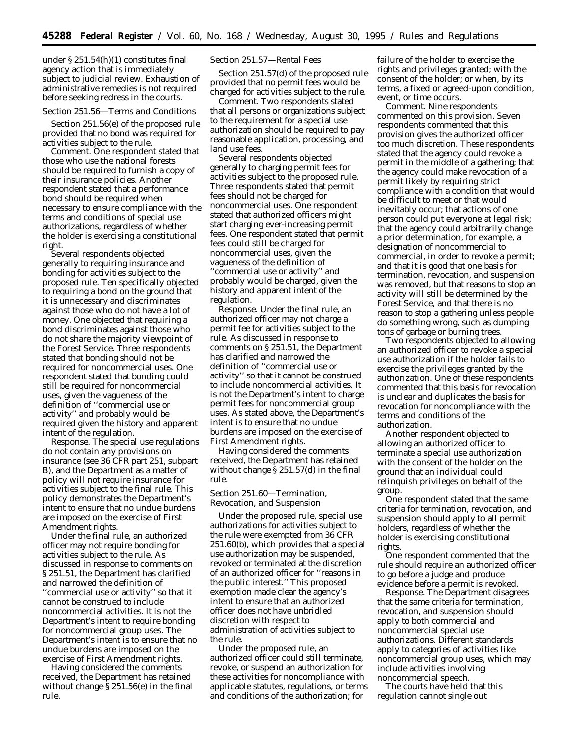under § 251.54(h)(1) constitutes final agency action that is immediately subject to judicial review. Exhaustion of administrative remedies is not required before seeking redress in the courts.

*Section 251.56—Terms and Conditions*

Section 251.56(e) of the proposed rule provided that no bond was required for activities subject to the rule.

*Comment.* One respondent stated that those who use the national forests should be required to furnish a copy of their insurance policies. Another respondent stated that a performance bond should be required when necessary to ensure compliance with the terms and conditions of special use authorizations, regardless of whether the holder is exercising a constitutional right.

Several respondents objected generally to requiring insurance and bonding for activities subject to the proposed rule. Ten specifically objected to requiring a bond on the ground that it is unnecessary and discriminates against those who do not have a lot of money. One objected that requiring a bond discriminates against those who do not share the majority viewpoint of the Forest Service. Three respondents stated that bonding should not be required for noncommercial uses. One respondent stated that bonding could still be required for noncommercial uses, given the vagueness of the definition of ''commercial use or activity'' and probably would be required given the history and apparent intent of the regulation.

*Response.* The special use regulations do not contain any provisions on insurance (see 36 CFR part 251, subpart B), and the Department as a matter of policy will not require insurance for activities subject to the final rule. This policy demonstrates the Department's intent to ensure that no undue burdens are imposed on the exercise of First Amendment rights.

Under the final rule, an authorized officer may not require bonding for activities subject to the rule. As discussed in response to comments on § 251.51, the Department has clarified and narrowed the definition of ''commercial use or activity'' so that it cannot be construed to include noncommercial activities. It is not the Department's intent to require bonding for noncommercial group uses. The Department's intent is to ensure that no undue burdens are imposed on the exercise of First Amendment rights.

Having considered the comments received, the Department has retained without change § 251.56(e) in the final rule.

*Section 251.57—Rental Fees*

Section 251.57(d) of the proposed rule provided that no permit fees would be charged for activities subject to the rule.

*Comment.* Two respondents stated that all persons or organizations subject to the requirement for a special use authorization should be required to pay reasonable application, processing, and land use fees.

Several respondents objected generally to charging permit fees for activities subject to the proposed rule. Three respondents stated that permit fees should not be charged for noncommercial uses. One respondent stated that authorized officers might start charging ever-increasing permit fees. One respondent stated that permit fees could still be charged for noncommercial uses, given the vagueness of the definition of ''commercial use or activity'' and probably would be charged, given the history and apparent intent of the regulation.

*Response.* Under the final rule, an authorized officer may not charge a permit fee for activities subject to the rule. As discussed in response to comments on § 251.51, the Department has clarified and narrowed the definition of ''commercial use or activity'' so that it cannot be construed to include noncommercial activities. It is not the Department's intent to charge permit fees for noncommercial group uses. As stated above, the Department's intent is to ensure that no undue burdens are imposed on the exercise of First Amendment rights.

Having considered the comments received, the Department has retained without change § 251.57(d) in the final rule.

*Section 251.60—Termination, Revocation, and Suspension*

Under the proposed rule, special use authorizations for activities subject to the rule were exempted from 36 CFR 251.60(b), which provides that a special use authorization may be suspended, revoked or terminated at the discretion of an authorized officer for ''reasons in the public interest.'' This proposed exemption made clear the agency's intent to ensure that an authorized officer does not have unbridled discretion with respect to administration of activities subject to the rule.

Under the proposed rule, an authorized officer could still terminate, revoke, or suspend an authorization for these activities for noncompliance with applicable statutes, regulations, or terms and conditions of the authorization; for failure of the holder to exercise the rights and privileges granted; with the consent of the holder; or when, by its terms, a fixed or agreed-upon condition, event, or time occurs.

*Comment.* Nine respondents commented on this provision. Seven respondents commented that this provision gives the authorized officer too much discretion. These respondents stated that the agency could revoke a permit in the middle of a gathering; that the agency could make revocation of a permit likely by requiring strict compliance with a condition that would be difficult to meet or that would inevitably occur; that actions of one person could put everyone at legal risk; that the agency could arbitrarily change a prior determination, for example, a designation of noncommercial to commercial, in order to revoke a permit; and that it is good that one basis for termination, revocation, and suspension was removed, but that reasons to stop an activity will still be determined by the Forest Service, and that there is no reason to stop a gathering unless people do something wrong, such as dumping tons of garbage or burning trees.

Two respondents objected to allowing an authorized officer to revoke a special use authorization if the holder fails to exercise the privileges granted by the authorization. One of these respondents commented that this basis for revocation is unclear and duplicates the basis for revocation for noncompliance with the terms and conditions of the authorization.

Another respondent objected to allowing an authorized officer to terminate a special use authorization with the consent of the holder on the ground that an individual could relinquish privileges on behalf of the group.

One respondent stated that the same criteria for termination, revocation, and suspension should apply to all permit holders, regardless of whether the holder is exercising constitutional rights.

One respondent commented that the rule should require an authorized officer to go before a judge and produce evidence before a permit is revoked.

*Response.* The Department disagrees that the same criteria for termination, revocation, and suspension should apply to both commercial and noncommercial special use authorizations. Different standards apply to categories of activities like noncommercial group uses, which may include activities involving noncommercial speech.

The courts have held that this regulation cannot single out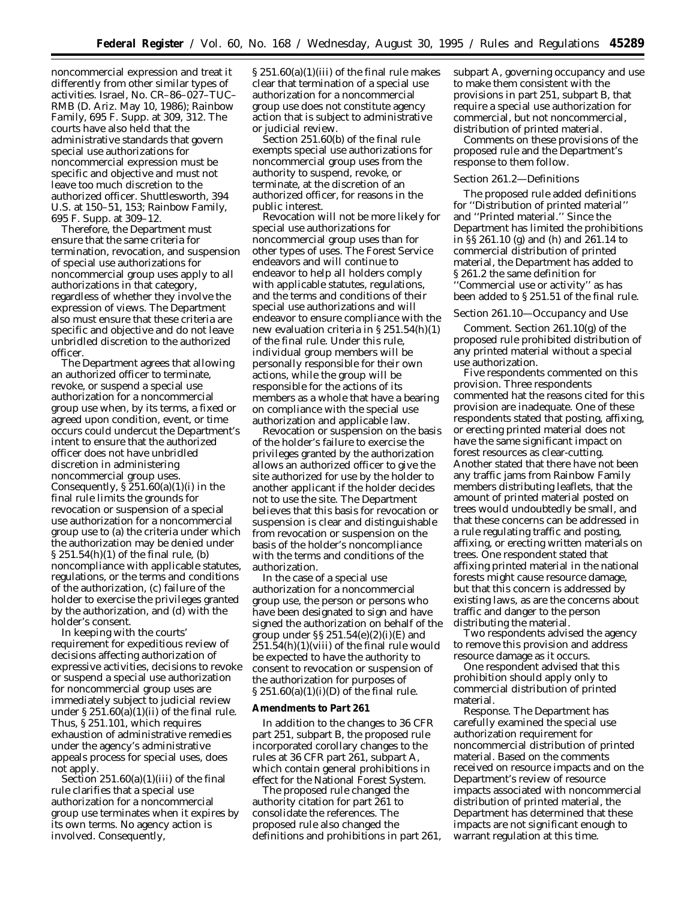noncommercial expression and treat it differently from other similar types of activities. Israel, No. CR–86–027–TUC–RMB (D. Ariz. May 10, 1986); Rainbow Family, 695 F. Supp. at 309, 312. The courts have also held that the administrative standards that govern special use authorizations for noncommercial expression must be specific and objective and must not leave too much discretion to the authorized officer. Shuttlesworth, 394 U.S. at 150–51, 153; Rainbow Family, 695 F. Supp. at 309–12.

Therefore, the Department must ensure that the same criteria for termination, revocation, and suspension of special use authorizations for noncommercial group uses apply to all authorizations in that category, regardless of whether they involve the expression of views. The Department also must ensure that these criteria are specific and objective and do not leave unbridled discretion to the authorized officer.

The Department agrees that allowing an authorized officer to terminate, revoke, or suspend a special use authorization for a noncommercial group use when, by its terms, a fixed or agreed upon condition, event, or time occurs could undercut the Department's intent to ensure that the authorized officer does not have unbridled discretion in administering noncommercial group uses. Consequently, § 251.60(a)(1)(i) in the final rule limits the grounds for revocation or suspension of a special use authorization for a noncommercial group use to (a) the criteria under which the authorization may be denied under § 251.54(h)(1) of the final rule, (b) noncompliance with applicable statutes, regulations, or the terms and conditions of the authorization, (c) failure of the holder to exercise the privileges granted by the authorization, and (d) with the holder's consent.

In keeping with the courts' requirement for expeditious review of decisions affecting authorization of expressive activities, decisions to revoke or suspend a special use authorization for noncommercial group uses are immediately subject to judicial review under § 251.60(a)(1)(ii) of the final rule. Thus, § 251.101, which requires exhaustion of administrative remedies under the agency's administrative appeals process for special uses, does not apply.

Section 251.60(a)(1)(iii) of the final rule clarifies that a special use authorization for a noncommercial group use terminates when it expires by its own terms. No agency action is involved. Consequently, § 251.60(a)(1)(iii) of the final rule makes clear that termination of a special use authorization for a noncommercial group use does not constitute agency action that is subject to administrative or judicial review.

Section 251.60(b) of the final rule exempts special use authorizations for noncommercial group uses from the authority to suspend, revoke, or terminate, at the discretion of an authorized officer, for reasons in the public interest.

Revocation will not be more likely for special use authorizations for noncommercial group uses than for other types of uses. The Forest Service endeavors and will continue to endeavor to help all holders comply with applicable statutes, regulations, and the terms and conditions of their special use authorizations and will endeavor to ensure compliance with the new evaluation criteria in § 251.54(h)(1) of the final rule. Under this rule, individual group members will be personally responsible for their own actions, while the group will be responsible for the actions of its members as a whole that have a bearing on compliance with the special use authorization and applicable law.

Revocation or suspension on the basis of the holder's failure to exercise the privileges granted by the authorization allows an authorized officer to give the site authorized for use by the holder to another applicant if the holder decides not to use the site. The Department believes that this basis for revocation or suspension is clear and distinguishable from revocation or suspension on the basis of the holder's noncompliance with the terms and conditions of the authorization.

In the case of a special use authorization for a noncommercial group use, the person or persons who have been designated to sign and have signed the authorization on behalf of the group under §§ 251.54(e)(2)(i)(E) and 251.54(h)(1)(viii) of the final rule would be expected to have the authority to consent to revocation or suspension of the authorization for purposes of § 251.60(a)(1)(i)(D) of the final rule.

**Amendments to Part 261**

In addition to the changes to 36 CFR part 251, subpart B, the proposed rule incorporated corollary changes to the rules at 36 CFR part 261, subpart A, which contain general prohibitions in effect for the National Forest System.

The proposed rule changed the authority citation for part 261 to consolidate the references. The proposed rule also changed the definitions and prohibitions in part 261, subpart A, governing occupancy and use to make them consistent with the provisions in part 251, subpart B, that require a special use authorization for commercial, but not noncommercial, distribution of printed material.

Comments on these provisions of the proposed rule and the Department's response to them follow.

*Section 261.2—Definitions*

The proposed rule added definitions for ''Distribution of printed material'' and ''Printed material.'' Since the Department has limited the prohibitions in §§ 261.10 (g) and (h) and 261.14 to commercial distribution of printed material, the Department has added to § 261.2 the same definition for ''Commercial use or activity'' as has been added to § 251.51 of the final rule.

*Section 261.10—Occupancy and Use*

*Comment.* Section 261.10(g) of the proposed rule prohibited distribution of any printed material without a special use authorization.

Five respondents commented on this provision. Three respondents commented hat the reasons cited for this provision are inadequate. One of these respondents stated that posting, affixing, or erecting printed material does not have the same significant impact on forest resources as clear-cutting. Another stated that there have not been any traffic jams from Rainbow Family members distributing leaflets, that the amount of printed material posted on trees would undoubtedly be small, and that these concerns can be addressed in a rule regulating traffic and posting, affixing, or erecting written materials on trees. One respondent stated that affixing printed material in the national forests might cause resource damage, but that this concern is addressed by existing laws, as are the concerns about traffic and danger to the person distributing the material.

Two respondents advised the agency to remove this provision and address resource damage as it occurs.

One respondent advised that this prohibition should apply only to commercial distribution of printed material.

*Response.* The Department has carefully examined the special use authorization requirement for noncommercial distribution of printed material. Based on the comments received on resource impacts and on the Department's review of resource impacts associated with noncommercial distribution of printed material, the Department has determined that these impacts are not significant enough to warrant regulation at this time.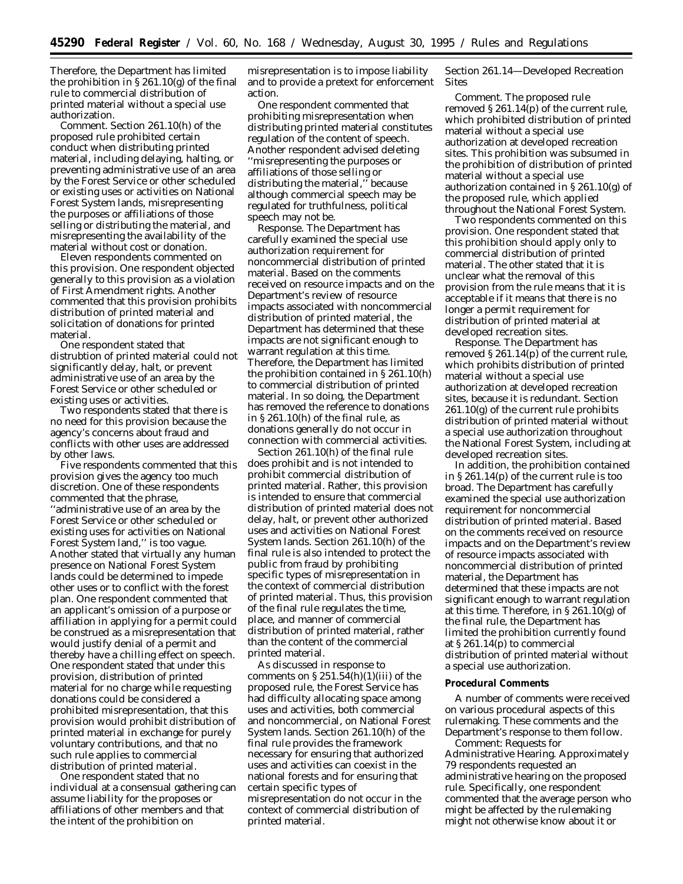Therefore, the Department has limited the prohibition in § 261.10(g) of the final rule to commercial distribution of printed material without a special use authorization.

*Comment.* Section 261.10(h) of the proposed rule prohibited certain conduct when distributing printed material, including delaying, halting, or preventing administrative use of an area by the Forest Service or other scheduled or existing uses or activities on National Forest System lands, misrepresenting the purposes or affiliations of those selling or distributing the material, and misrepresenting the availability of the material without cost or donation.

Eleven respondents commented on this provision. One respondent objected generally to this provision as a violation of First Amendment rights. Another commented that this provision prohibits distribution of printed material and solicitation of donations for printed material.

One respondent stated that distrubtion of printed material could not significantly delay, halt, or prevent administrative use of an area by the Forest Service or other scheduled or existing uses or activities.

Two respondents stated that there is no need for this provision because the agency's concerns about fraud and conflicts with other uses are addressed by other laws.

Five respondents commented that this provision gives the agency too much discretion. One of these respondents commented that the phrase, ''administrative use of an area by the Forest Service or other scheduled or existing uses for activities on National Forest System land,'' is too vague. Another stated that virtually any human presence on National Forest System lands could be determined to impede other uses or to conflict with the forest plan. One respondent commented that an applicant's omission of a purpose or affiliation in applying for a permit could be construed as a misrepresentation that would justify denial of a permit and thereby have a chilling effect on speech. One respondent stated that under this provision, distribution of printed material for no charge while requesting donations could be considered a prohibited misrepresentation, that this provision would prohibit distribution of printed material in exchange for purely voluntary contributions, and that no such rule applies to commercial distribution of printed material.

One respondent stated that no individual at a consensual gathering can assume liability for the proposes or affiliations of other members and that the intent of the prohibition on misrepresentation is to impose liability and to provide a pretext for enforcement action.

One respondent commented that prohibiting misrepresentation when distributing printed material constitutes regulation of the content of speech. Another respondent advised deleting ''misrepresenting the purposes or affiliations of those selling or distributing the material,'' because although commercial speech may be regulated for truthfulness, political speech may not be.

*Response.* The Department has carefully examined the special use authorization requirement for noncommercial distribution of printed material. Based on the comments received on resource impacts and on the Department's review of resource impacts associated with noncommercial distribution of printed material, the Department has determined that these impacts are not significant enough to warrant regulation at this time. Therefore, the Department has limited the prohibition contained in § 261.10(h) to commercial distribution of printed material. In so doing, the Department has removed the reference to donations in § 261.10(h) of the final rule, as donations generally do not occur in connection with commercial activities.

Section 261.10(h) of the final rule does prohibit and is not intended to prohibit commercial distribution of printed material. Rather, this provision is intended to ensure that commercial distribution of printed material does not delay, halt, or prevent other authorized uses and activities on National Forest System lands. Section 261.10(h) of the final rule is also intended to protect the public from fraud by prohibiting specific types of misrepresentation in the context of commercial distribution of printed material. Thus, this provision of the final rule regulates the time, place, and manner of commercial distribution of printed material, rather than the content of the commercial printed material.

As discussed in response to comments on § 251.54(h)(1)(iii) of the proposed rule, the Forest Service has had difficulty allocating space among uses and activities, both commercial and noncommercial, on National Forest System lands. Section 261.10(h) of the final rule provides the framework necessary for ensuring that authorized uses and activities can coexist in the national forests and for ensuring that certain specific types of misrepresentation do not occur in the context of commercial distribution of printed material.

Section 261.14—Developed Recreation Sites

*Comment.* The proposed rule removed § 261.14(p) of the current rule, which prohibited distribution of printed material without a special use authorization at developed recreation sites. This prohibition was subsumed in the prohibition of distribution of printed material without a special use authorization contained in § 261.10(g) of the proposed rule, which applied throughout the National Forest System.

Two respondents commented on this provision. One respondent stated that this prohibition should apply only to commercial distribution of printed material. The other stated that it is unclear what the removal of this provision from the rule means that it is acceptable if it means that there is no longer a permit requirement for distribution of printed material at developed recreation sites.

*Response.* The Department has removed § 261.14(p) of the current rule, which prohibits distribution of printed material without a special use authorization at developed recreation sites, because it is redundant. Section 261.10(g) of the current rule prohibits distribution of printed material without a special use authorization throughout the National Forest System, including at developed recreation sites.

In addition, the prohibition contained in § 261.14(p) of the current rule is too broad. The Department has carefully examined the special use authorization requirement for noncommercial distribution of printed material. Based on the comments received on resource impacts and on the Department's review of resource impacts associated with noncommercial distribution of printed material, the Department has determined that these impacts are not significant enough to warrant regulation at this time. Therefore, in § 261.10(g) of the final rule, the Department has limited the prohibition currently found at § 261.14(p) to commercial distribution of printed material without a special use authorization.

**Procedural Comments**

A number of comments were received on various procedural aspects of this rulemaking. These comments and the Department's response to them follow.

*Comment: Requests for Administrative Hearing.* Approximately 79 respondents requested an administrative hearing on the proposed rule. Specifically, one respondent commented that the average person who might be affected by the rulemaking might not otherwise know about it or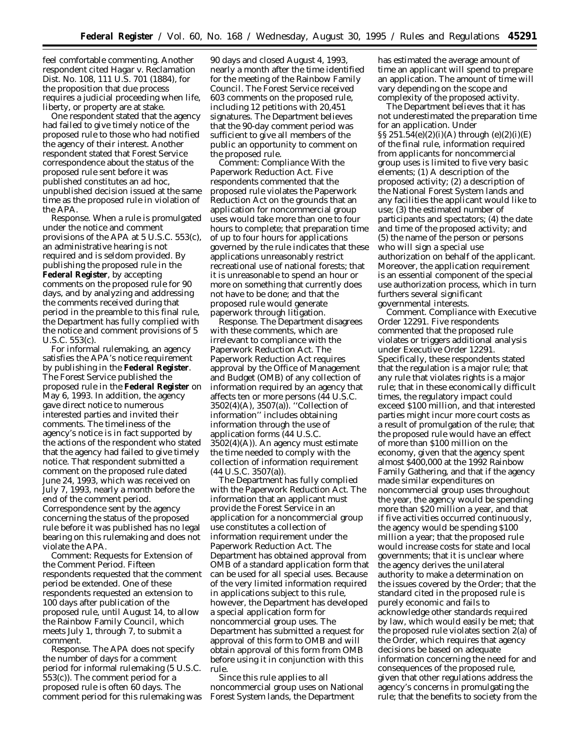feel comfortable commenting. Another respondent cited Hagar v. Reclamation Dist. No. 108, 111 U.S. 701 (1884), for the proposition that due process requires a judicial proceeding when life, liberty, or property are at stake.

One respondent stated that the agency had failed to give timely notice of the proposed rule to those who had notified the agency of their interest. Another respondent stated that Forest Service correspondence about the status of the proposed rule sent before it was published constitutes an ad hoc, unpublished decision issued at the same time as the proposed rule in violation of the APA.

*Response.* When a rule is promulgated under the notice and comment provisions of the APA at 5 U.S.C. 553(c), an administrative hearing is not required and is seldom provided. By publishing the proposed rule in the **Federal Register**, by accepting comments on the proposed rule for 90 days, and by analyzing and addressing the comments received during that period in the preamble to this final rule, the Department has fully complied with the notice and comment provisions of 5 U.S.C. 553(c).

For informal rulemaking, an agency satisfies the APA's notice requirement by publishing in the **Federal Register**. The Forest Service published the proposed rule in the **Federal Register** on May 6, 1993. In addition, the agency gave direct notice to numerous interested parties and invited their comments. The timeliness of the agency's notice is in fact supported by the actions of the respondent who stated that the agency had failed to give timely notice. That respondent submitted a comment on the proposed rule dated June 24, 1993, which was received on July 7, 1993, nearly a month before the end of the comment period. Correspondence sent by the agency concerning the status of the proposed rule before it was published has no legal bearing on this rulemaking and does not violate the APA.

*Comment: Requests for Extension of the Comment Period.* Fifteen respondents requested that the comment period be extended. One of these respondents requested an extension to 100 days after publication of the proposed rule, until August 14, to allow the Rainbow Family Council, which meets July 1, through 7, to submit a comment.

*Response.* The APA does not specify the number of days for a comment period for informal rulemaking (5 U.S.C. 553(c)). The comment period for a proposed rule is often 60 days. The comment period for this rulemaking was 90 days and closed August 4, 1993, nearly a month after the time identified for the meeting of the Rainbow Family Council. The Forest Service received 603 comments on the proposed rule, including 12 petitions with 20,451 signatures. The Department believes that the 90-day comment period was sufficient to give all members of the public an opportunity to comment on the proposed rule.

*Comment: Compliance With the Paperwork Reduction Act.* Five respondents commented that the proposed rule violates the Paperwork Reduction Act on the grounds that an application for noncommercial group uses would take more than one to four hours to complete; that preparation time of up to four hours for applications governed by the rule indicates that these applications unreasonably restrict recreational use of national forests; that it is unreasonable to spend an hour or more on something that currently does not have to be done; and that the proposed rule would generate paperwork through litigation.

*Response.* The Department disagrees with these comments, which are irrelevant to compliance with the Paperwork Reduction Act. The Paperwork Reduction Act requires approval by the Office of Management and Budget (OMB) of any collection of information required by an agency that affects ten or more persons (44 U.S.C. 3502(4)(A), 3507(a)). "Collection of information" includes obtaining information through the use of application forms (44 U.S.C. 3502(4)(A)). An agency must estimate the time needed to comply with the collection of information requirement (44 U.S.C. 3507(a)).

The Department has fully complied with the Paperwork Reduction Act. The information that an applicant must provide the Forest Service in an application for a noncommercial group use constitutes a collection of information requirement under the Paperwork Reduction Act. The Department has obtained approval from OMB of a standard application form that can be used for all special uses. Because of the very limited information required in applications subject to this rule, however, the Department has developed a special application form for noncommercial group uses. The Department has submitted a request for approval of this form to OMB and will obtain approval of this form from OMB before using it in conjunction with this rule.

Since this rule applies to all noncommercial group uses on National Forest System lands, the Department has estimated the average amount of time an applicant will spend to prepare an application. The amount of time will vary depending on the scope and complexity of the proposed activity.

The Department believes that it has not underestimated the preparation time for an application. Under §§ 251.54(e)(2)(i)(A) through (e)(2)(i)(E) of the final rule, information required from applicants for noncommercial group uses is limited to five very basic elements; (1) A description of the proposed activity; (2) a description of the National Forest System lands and any facilities the applicant would like to use; (3) the estimated number of participants and spectators; (4) the date and time of the proposed activity; and (5) the name of the person or persons who will sign a special use authorization on behalf of the applicant. Moreover, the application requirement is an essential component of the special use authorization process, which in turn furthers several significant governmental interests.

*Comment. Compliance with Executive Order 12291.* Five respondents commented that the proposed rule violates or triggers additional analysis under Executive Order 12291. Specifically, these respondents stated that the regulation is a major rule; that any rule that violates rights is a major rule; that in these economically difficult times, the regulatory impact could exceed $100 million, and that interested parties might incur more court costs as a result of promulgation of the rule; that the proposed rule would have an effect of more than $100 million on the economy, given that the agency spent almost $400,000 at the 1992 Rainbow Family Gathering, and that if the agency made similar expenditures on noncommercial group uses throughout the year, the agency would be spending more than $20 million a year, and that if five activities occurred continuously, the agency would be spending $100 million a year; that the proposed rule would increase costs for state and local governments; that it is unclear where the agency derives the unilateral authority to make a determination on the issues covered by the Order; that the standard cited in the proposed rule is purely economic and fails to acknowledge other standards required by law, which would easily be met; that the proposed rule violates section 2(a) of the Order, which requires that agency decisions be based on adequate information concerning the need for and consequences of the proposed rule, given that other regulations address the agency's concerns in promulgating the rule; that the benefits to society from the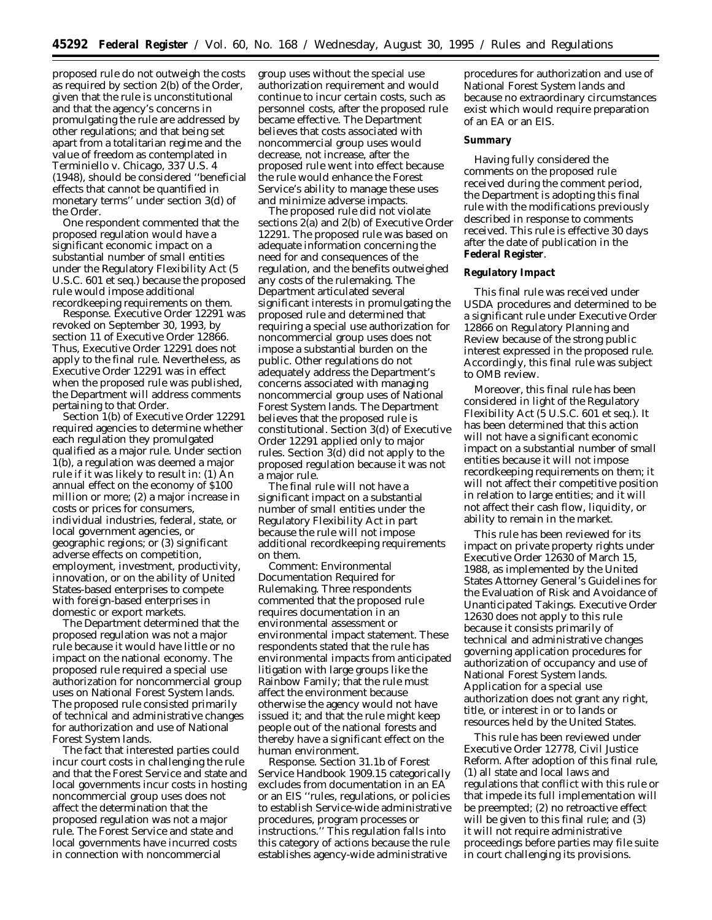proposed rule do not outweigh the costs as required by section 2(b) of the Order, given that the rule is unconstitutional and that the agency's concerns in promulgating the rule are addressed by other regulations; and that being set apart from a totalitarian regime and the value of freedom as contemplated in *Terminiello* v. *Chicago*, 337 U.S. 4 (1948), should be considered ''beneficial effects that cannot be quantified in monetary terms'' under section 3(d) of the Order.

One respondent commented that the proposed regulation would have a significant economic impact on a substantial number of small entities under the Regulatory Flexibility Act (5 U.S.C. 601 *et seq.*) because the proposed rule would impose additional recordkeeping requirements on them.

*Response.* Executive Order 12291 was revoked on September 30, 1993, by section 11 of Executive Order 12866. Thus, Executive Order 12291 does not apply to the final rule. Nevertheless, as Executive Order 12291 was in effect when the proposed rule was published, the Department will address comments pertaining to that Order.

Section 1(b) of Executive Order 12291 required agencies to determine whether each regulation they promulgated qualified as a major rule. Under section 1(b), a regulation was deemed a major rule if it was likely to result in: (1) An annual effect on the economy of $100 million or more; (2) a major increase in costs or prices for consumers, individual industries, federal, state, or local government agencies, or geographic regions; or (3) significant adverse effects on competition, employment, investment, productivity, innovation, or on the ability of United States-based enterprises to compete with foreign-based enterprises in domestic or export markets.

The Department determined that the proposed regulation was not a major rule because it would have little or no impact on the national economy. The proposed rule required a special use authorization for noncommercial group uses on National Forest System lands. The proposed rule consisted primarily of technical and administrative changes for authorization and use of National Forest System lands.

The fact that interested parties could incur court costs in challenging the rule and that the Forest Service and state and local governments incur costs in hosting noncommercial group uses does not affect the determination that the proposed regulation was not a major rule. The Forest Service and state and local governments have incurred costs in connection with noncommercial group uses without the special use authorization requirement and would continue to incur certain costs, such as personnel costs, after the proposed rule became effective. The Department believes that costs associated with noncommercial group uses would decrease, not increase, after the proposed rule went into effect because the rule would enhance the Forest Service's ability to manage these uses and minimize adverse impacts.

The proposed rule did not violate sections 2(a) and 2(b) of Executive Order 12291. The proposed rule was based on adequate information concerning the need for and consequences of the regulation, and the benefits outweighed any costs of the rulemaking. The Department articulated several significant interests in promulgating the proposed rule and determined that requiring a special use authorization for noncommercial group uses does not impose a substantial burden on the public. Other regulations do not adequately address the Department's concerns associated with managing noncommercial group uses of National Forest System lands. The Department believes that the proposed rule is constitutional. Section 3(d) of Executive Order 12291 applied only to major rules. Section 3(d) did not apply to the proposed regulation because it was not a major rule.

The final rule will not have a significant impact on a substantial number of small entities under the Regulatory Flexibility Act in part because the rule will not impose additional recordkeeping requirements on them.

*Comment: Environmental Documentation Required for Rulemaking.* Three respondents commented that the proposed rule requires documentation in an environmental assessment or environmental impact statement. These respondents stated that the rule has environmental impacts from anticipated litigation with large groups like the Rainbow Family; that the rule must affect the environment because otherwise the agency would not have issued it; and that the rule might keep people out of the national forests and thereby have a significant effect on the human environment.

*Response.* Section 31.1b of Forest Service Handbook 1909.15 categorically excludes from documentation in an EA or an EIS ''rules, regulations, or policies to establish Service-wide administrative procedures, program processes or instructions.'' This regulation falls into this category of actions because the rule establishes agency-wide administrative procedures for authorization and use of National Forest System lands and because no extraordinary circumstances exist which would require preparation of an EA or an EIS.

## Summary

Having fully considered the comments on the proposed rule received during the comment period, the Department is adopting this final rule with the modifications previously described in response to comments received. This rule is effective 30 days after the date of publication in the **Federal Register**.

## Regulatory Impact

This final rule was received under USDA procedures and determined to be a significant rule under Executive Order 12866 on Regulatory Planning and Review because of the strong public interest expressed in the proposed rule. Accordingly, this final rule was subject to OMB review.

Moreover, this final rule has been considered in light of the Regulatory Flexibility Act (5 U.S.C. 601 *et seq.*). It has been determined that this action will not have a significant economic impact on a substantial number of small entities because it will not impose recordkeeping requirements on them; it will not affect their competitive position in relation to large entities; and it will not affect their cash flow, liquidity, or ability to remain in the market.

This rule has been reviewed for its impact on private property rights under Executive Order 12630 of March 15, 1988, as implemented by the United States Attorney General's Guidelines for the Evaluation of Risk and Avoidance of Unanticipated Takings. Executive Order 12630 does not apply to this rule because it consists primarily of technical and administrative changes governing application procedures for authorization of occupancy and use of National Forest System lands. Application for a special use authorization does not grant any right, title, or interest in or to lands or resources held by the United States.

This rule has been reviewed under Executive Order 12778, Civil Justice Reform. After adoption of this final rule, (1) all state and local laws and regulations that conflict with this rule or that impede its full implementation will be preempted; (2) no retroactive effect will be given to this final rule; and (3) it will not require administrative proceedings before parties may file suite in court challenging its provisions.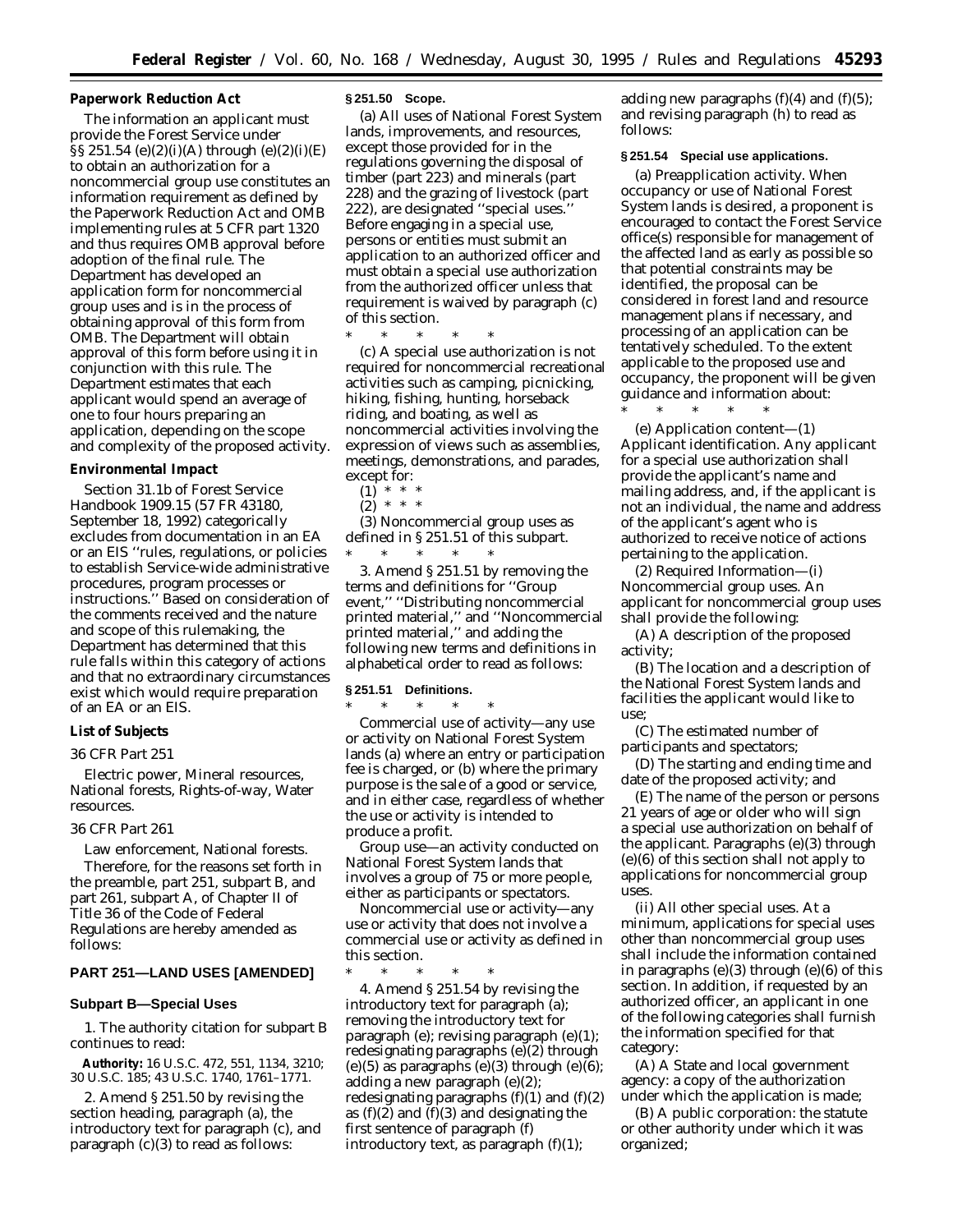**Paperwork Reduction Act**

The information an applicant must provide the Forest Service under §§ 251.54 (e)(2)(i)(A) through (e)(2)(i)(E) to obtain an authorization for a noncommercial group use constitutes an information requirement as defined by the Paperwork Reduction Act and OMB implementing rules at 5 CFR part 1320 and thus requires OMB approval before adoption of the final rule. The Department has developed an application form for noncommercial group uses and is in the process of obtaining approval of this form from OMB. The Department will obtain approval of this form before using it in conjunction with this rule. The Department estimates that each applicant would spend an average of one to four hours preparing an application, depending on the scope and complexity of the proposed activity.

**Environmental Impact**

Section 31.1b of Forest Service Handbook 1909.15 (57 FR 43180, September 18, 1992) categorically excludes from documentation in an EA or an EIS ''rules, regulations, or policies to establish Service-wide administrative procedures, program processes or instructions.'' Based on consideration of the comments received and the nature and scope of this rulemaking, the Department has determined that this rule falls within this category of actions and that no extraordinary circumstances exist which would require preparation of an EA or an EIS.

**List of Subjects**

*36 CFR Part 251*

Electric power, Mineral resources, National forests, Rights-of-way, Water resources.

*36 CFR Part 261*

Law enforcement, National forests.

Therefore, for the reasons set forth in the preamble, part 251, subpart B, and part 261, subpart A, of Chapter II of Title 36 of the Code of Federal Regulations are hereby amended as follows:

**PART 251—LAND USES [AMENDED]**

**Subpart B—Special Uses**

1. The authority citation for subpart B continues to read:

**Authority:** 16 U.S.C. 472, 551, 1134, 3210; 30 U.S.C. 185; 43 U.S.C. 1740, 1761–1771.

2. Amend § 251.50 by revising the section heading, paragraph (a), the introductory text for paragraph (c), and paragraph (c)(3) to read as follows:

**§ 251.50 Scope.**

(a) All uses of National Forest System lands, improvements, and resources, except those provided for in the regulations governing the disposal of timber (part 223) and minerals (part 228) and the grazing of livestock (part 222), are designated ''special uses.'' Before engaging in a special use, persons or entities must submit an application to an authorized officer and must obtain a special use authorization from the authorized officer unless that requirement is waived by paragraph (c) of this section.

\* \* \* \* \*

(c) A special use authorization is not required for noncommercial recreational activities such as camping, picnicking, hiking, fishing, hunting, horseback riding, and boating, as well as noncommercial activities involving the expression of views such as assemblies, meetings, demonstrations, and parades, except for:

(1) \* \* \*

(2) \* \* \*

(3) Noncommercial group uses as defined in § 251.51 of this subpart.

\* \* \* \* \*

3. Amend § 251.51 by removing the terms and definitions for ''Group event,'' ''Distributing noncommercial printed material,'' and ''Noncommercial printed material,'' and adding the following new terms and definitions in alphabetical order to read as follows:

**§ 251.51 Definitions.**

\* \* \* \* \*

*Commercial use of activity*—any use or activity on National Forest System lands (a) where an entry or participation fee is charged, or (b) where the primary purpose is the sale of a good or service, and in either case, regardless of whether the use or activity is intended to produce a profit.

*Group use*—an activity conducted on National Forest System lands that involves a group of 75 or more people, either as participants or spectators.

*Noncommercial use or activity*—any use or activity that does not involve a commercial use or activity as defined in this section.

\* \* \* \* \*

4. Amend § 251.54 by revising the introductory text for paragraph (a); removing the introductory text for paragraph (e); revising paragraph (e)(1); redesignating paragraphs (e)(2) through (e)(5) as paragraphs (e)(3) through (e)(6); adding a new paragraph (e)(2); redesignating paragraphs (f)(1) and (f)(2) as (f)(2) and (f)(3) and designating the first sentence of paragraph (f) introductory text, as paragraph (f)(1); adding new paragraphs (f)(4) and (f)(5); and revising paragraph (h) to read as follows:

**§ 251.54 Special use applications.**

(a) *Preapplication activity.* When occupancy or use of National Forest System lands is desired, a proponent is encouraged to contact the Forest Service office(s) responsible for management of the affected land as early as possible so that potential constraints may be identified, the proposal can be considered in forest land and resource management plans if necessary, and processing of an application can be tentatively scheduled. To the extent applicable to the proposed use and occupancy, the proponent will be given guidance and information about:

\* \* \* \* \*

(e) *Application content*—(1) *Applicant identification.* Any applicant for a special use authorization shall provide the applicant's name and mailing address, and, if the applicant is not an individual, the name and address of the applicant's agent who is authorized to receive notice of actions pertaining to the application.

(2) *Required Information*—(i) *Noncommercial group uses.* An applicant for noncommercial group uses shall provide the following:

(A) A description of the proposed activity;

(B) The location and a description of the National Forest System lands and facilities the applicant would like to use;

(C) The estimated number of participants and spectators;

(D) The starting and ending time and date of the proposed activity; and

(E) The name of the person or persons 21 years of age or older who will sign a special use authorization on behalf of the applicant. Paragraphs (e)(3) through (e)(6) of this section shall not apply to applications for noncommercial group uses.

(ii) *All other special uses.* At a minimum, applications for special uses other than noncommercial group uses shall include the information contained in paragraphs (e)(3) through (e)(6) of this section. In addition, if requested by an authorized officer, an applicant in one of the following categories shall furnish the information specified for that category:

(A) A State and local government agency: a copy of the authorization under which the application is made;

(B) A public corporation: the statute or other authority under which it was organized;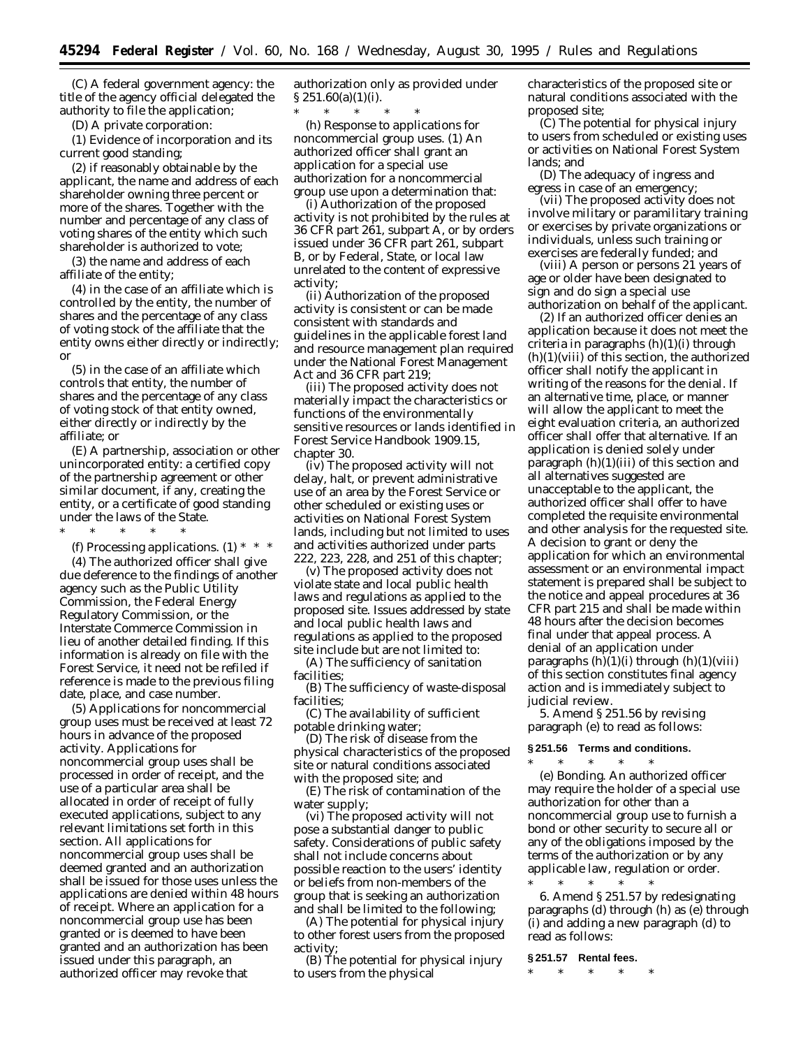(C) A federal government agency: the title of the agency official delegated the authority to file the application;

(D) A private corporation:

(*1*) Evidence of incorporation and its current good standing;

(*2*) if reasonably obtainable by the applicant, the name and address of each shareholder owning three percent or more of the shares. Together with the number and percentage of any class of voting shares of the entity which such shareholder is authorized to vote;

(*3*) the name and address of each affiliate of the entity;

(*4*) in the case of an affiliate which is controlled by the entity, the number of shares and the percentage of any class of voting stock of the affiliate that the entity owns either directly or indirectly; or

(*5*) in the case of an affiliate which controls that entity, the number of shares and the percentage of any class of voting stock of that entity owned, either directly or indirectly by the affiliate; or

(E) A partnership, association or other unincorporated entity: a certified copy of the partnership agreement or other similar document, if any, creating the entity, or a certificate of good standing under the laws of the State.

\* \* \* \* \*

(f) *Processing applications.* (1) \* \* \*

(4) The authorized officer shall give due deference to the findings of another agency such as the Public Utility Commission, the Federal Energy Regulatory Commission, or the Interstate Commerce Commission in lieu of another detailed finding. If this information is already on file with the Forest Service, it need not be refiled if reference is made to the previous filing date, place, and case number.

(5) Applications for noncommercial group uses must be received at least 72 hours in advance of the proposed activity. Applications for noncommercial group uses shall be processed in order of receipt, and the use of a particular area shall be allocated in order of receipt of fully executed applications, subject to any relevant limitations set forth in this section. All applications for noncommercial group uses shall be deemed granted and an authorization shall be issued for those uses unless the applications are denied within 48 hours of receipt. Where an application for a noncommercial group use has been granted or is deemed to have been granted and an authorization has been issued under this paragraph, an authorized officer may revoke that authorization only as provided under § 251.60(a)(1)(i).

\* \* \* \* \*

(h) *Response to applications for noncommercial group uses.* (1) An authorized officer shall grant an application for a special use authorization for a noncommercial group use upon a determination that:

(i) Authorization of the proposed activity is not prohibited by the rules at 36 CFR part 261, subpart A, or by orders issued under 36 CFR part 261, subpart B, or by Federal, State, or local law unrelated to the content of expressive activity;

(ii) Authorization of the proposed activity is consistent or can be made consistent with standards and guidelines in the applicable forest land and resource management plan required under the National Forest Management Act and 36 CFR part 219;

(iii) The proposed activity does not materially impact the characteristics or functions of the environmentally sensitive resources or lands identified in Forest Service Handbook 1909.15, chapter 30.

(iv) The proposed activity will not delay, halt, or prevent administrative use of an area by the Forest Service or other scheduled or existing uses or activities on National Forest System lands, including but not limited to uses and activities authorized under parts 222, 223, 228, and 251 of this chapter;

(v) The proposed activity does not violate state and local public health laws and regulations as applied to the proposed site. Issues addressed by state and local public health laws and regulations as applied to the proposed site include but are not limited to:

(A) The sufficiency of sanitation facilities;

(B) The sufficiency of waste-disposal facilities;

(C) The availability of sufficient potable drinking water;

(D) The risk of disease from the physical characteristics of the proposed site or natural conditions associated with the proposed site; and

(E) The risk of contamination of the water supply;

(vi) The proposed activity will not pose a substantial danger to public safety. Considerations of public safety shall not include concerns about possible reaction to the users' identity or beliefs from non-members of the group that is seeking an authorization and shall be limited to the following;

(A) The potential for physical injury to other forest users from the proposed activity;

(B) The potential for physical injury to users from the physical characteristics of the proposed site or natural conditions associated with the proposed site;

(C) The potential for physical injury to users from scheduled or existing uses or activities on National Forest System lands; and

(D) The adequacy of ingress and egress in case of an emergency;

(vii) The proposed activity does not involve military or paramilitary training or exercises by private organizations or individuals, unless such training or exercises are federally funded; and

(viii) A person or persons 21 years of age or older have been designated to sign and do sign a special use authorization on behalf of the applicant.

(2) If an authorized officer denies an application because it does not meet the criteria in paragraphs (h)(1)(i) through (h)(1)(viii) of this section, the authorized officer shall notify the applicant in writing of the reasons for the denial. If an alternative time, place, or manner will allow the applicant to meet the eight evaluation criteria, an authorized officer shall offer that alternative. If an application is denied solely under paragraph (h)(1)(iii) of this section and all alternatives suggested are unacceptable to the applicant, the authorized officer shall offer to have completed the requisite environmental and other analysis for the requested site. A decision to grant or deny the application for which an environmental assessment or an environmental impact statement is prepared shall be subject to the notice and appeal procedures at 36 CFR part 215 and shall be made within 48 hours after the decision becomes final under that appeal process. A denial of an application under paragraphs (h)(1)(i) through (h)(1)(viii) of this section constitutes final agency action and is immediately subject to judicial review.

5. Amend § 251.56 by revising paragraph (e) to read as follows:

**§ 251.56 Terms and conditions.**

\* \* \* \* \*

(e) *Bonding.* An authorized officer may require the holder of a special use authorization for other than a noncommercial group use to furnish a bond or other security to secure all or any of the obligations imposed by the terms of the authorization or by any applicable law, regulation or order.

\* \* \* \* \*

6. Amend § 251.57 by redesignating paragraphs (d) through (h) as (e) through (i) and adding a new paragraph (d) to read as follows:

**§ 251.57 Rental fees.**

\* \* \* \* \*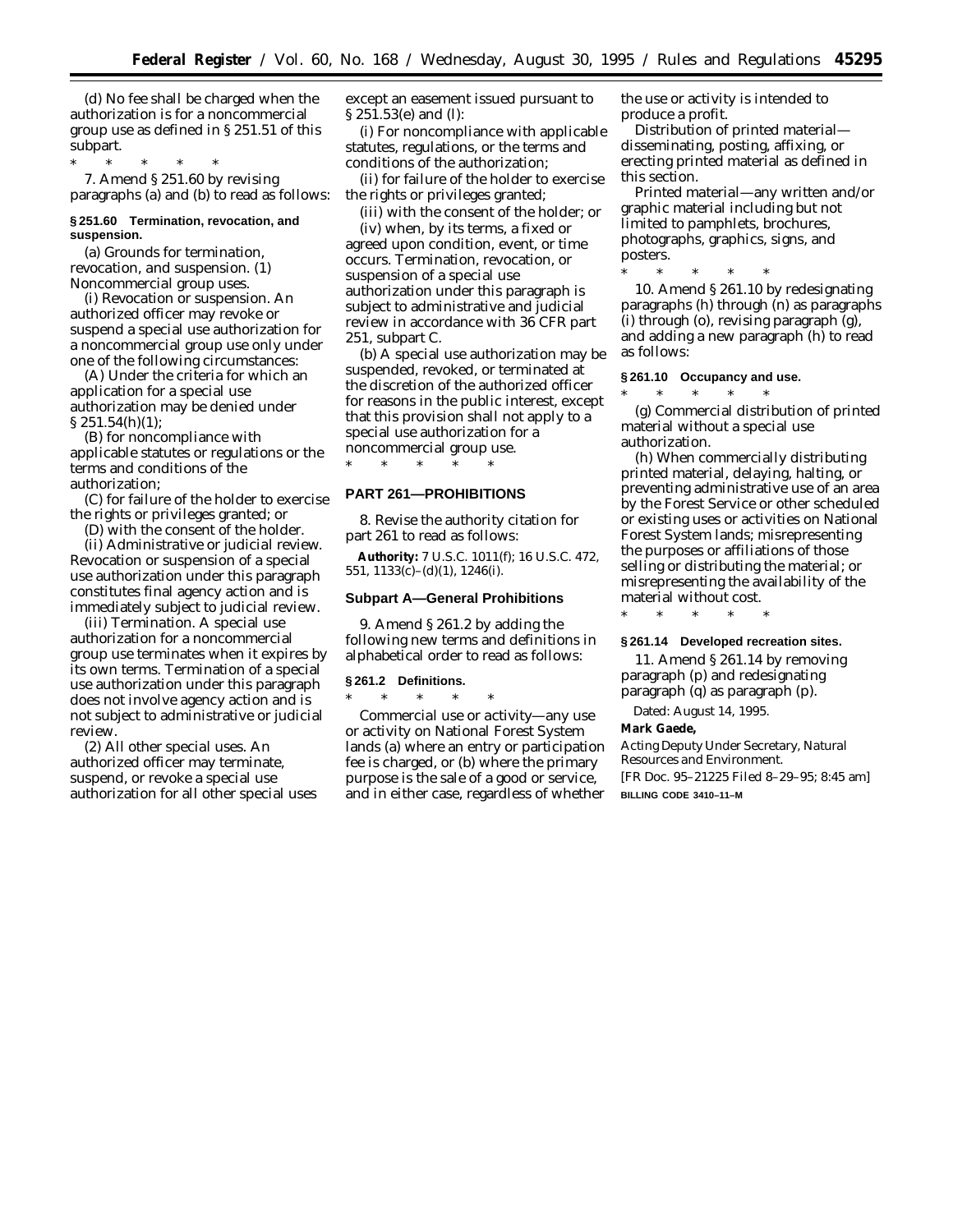(d) No fee shall be charged when the authorization is for a noncommercial group use as defined in § 251.51 of this subpart.

\* \* \* \* \*

7. Amend § 251.60 by revising paragraphs (a) and (b) to read as follows:

**§ 251.60 Termination, revocation, and suspension.**

(a) *Grounds for termination, revocation, and suspension.* (1) *Noncommercial group uses.*

(i) *Revocation or suspension.* An authorized officer may revoke or suspend a special use authorization for a noncommercial group use only under one of the following circumstances:

(A) Under the criteria for which an application for a special use authorization may be denied under § 251.54(h)(1);

(B) for noncompliance with applicable statutes or regulations or the terms and conditions of the authorization;

(C) for failure of the holder to exercise the rights or privileges granted; or

(D) with the consent of the holder.

(ii) *Administrative or judicial review.* Revocation or suspension of a special use authorization under this paragraph constitutes final agency action and is immediately subject to judicial review.

(iii) *Termination.* A special use authorization for a noncommercial group use terminates when it expires by its own terms. Termination of a special use authorization under this paragraph does not involve agency action and is not subject to administrative or judicial review.

(2) *All other special uses.* An authorized officer may terminate, suspend, or revoke a special use authorization for all other special uses except an easement issued pursuant to § 251.53(e) and (l):

(i) For noncompliance with applicable statutes, regulations, or the terms and conditions of the authorization;

(ii) for failure of the holder to exercise the rights or privileges granted;

(iii) with the consent of the holder; or

(iv) when, by its terms, a fixed or agreed upon condition, event, or time occurs. Termination, revocation, or suspension of a special use authorization under this paragraph is subject to administrative and judicial review in accordance with 36 CFR part 251, subpart C.

(b) A special use authorization may be suspended, revoked, or terminated at the discretion of the authorized officer for reasons in the public interest, except that this provision shall not apply to a special use authorization for a noncommercial group use.

\* \* \* \* \*

## PART 261—PROHIBITIONS

8. Revise the authority citation for part 261 to read as follows:

**Authority:** 7 U.S.C. 1011(f); 16 U.S.C. 472, 551, 1133(c)–(d)(1), 1246(i).

### Subpart A—General Prohibitions

9. Amend § 261.2 by adding the following new terms and definitions in alphabetical order to read as follows:

**§ 261.2 Definitions.**

\* \* \* \* \*

*Commercial use or activity*—any use or activity on National Forest System lands (a) where an entry or participation fee is charged, or (b) where the primary purpose is the sale of a good or service, and in either case, regardless of whether the use or activity is intended to produce a profit.

*Distribution of printed material*—disseminating, posting, affixing, or erecting printed material as defined in this section.

*Printed material*—any written and/or graphic material including but not limited to pamphlets, brochures, photographs, graphics, signs, and posters.

\* \* \* \* \*

10. Amend § 261.10 by redesignating paragraphs (h) through (n) as paragraphs (i) through (o), revising paragraph (g), and adding a new paragraph (h) to read as follows:

**§ 261.10 Occupancy and use.**

\* \* \* \* \*

(g) Commercial distribution of printed material without a special use authorization.

(h) When commercially distributing printed material, delaying, halting, or preventing administrative use of an area by the Forest Service or other scheduled or existing uses or activities on National Forest System lands; misrepresenting the purposes or affiliations of those selling or distributing the material; or misrepresenting the availability of the material without cost.

\* \* \* \* \*

**§ 261.14 Developed recreation sites.**

11. Amend § 261.14 by removing paragraph (p) and redesignating paragraph (q) as paragraph (p).

Dated: August 14, 1995.

**Mark Gaede,**

*Acting Deputy Under Secretary, Natural Resources and Environment.*

[FR Doc. 95–21225 Filed 8–29–95; 8:45 am]

**BILLING CODE 3410–11–M**